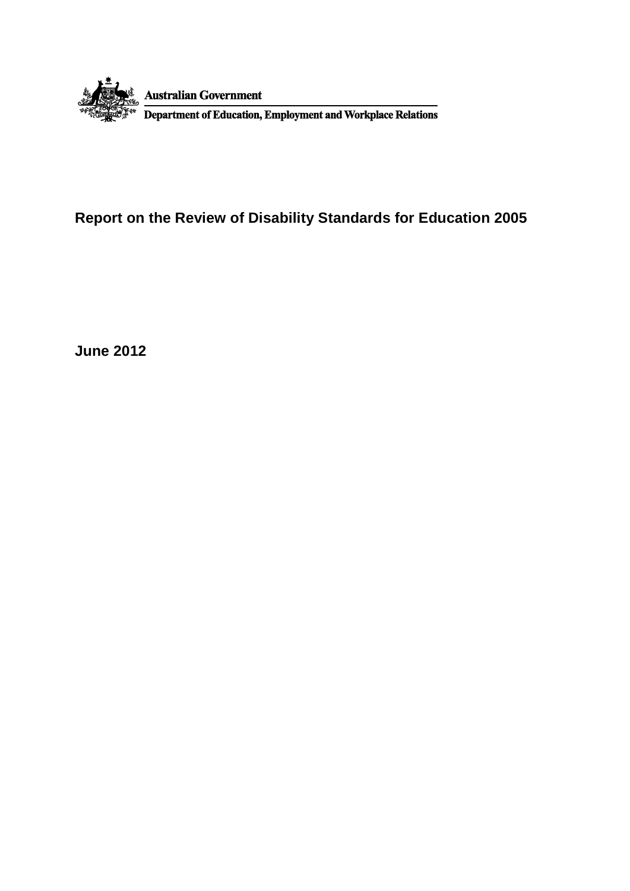Australian Government

Department of Education, Employment and Workplace Relations

# Report on the Review of Disability Standards for Education 2005

**June 2012**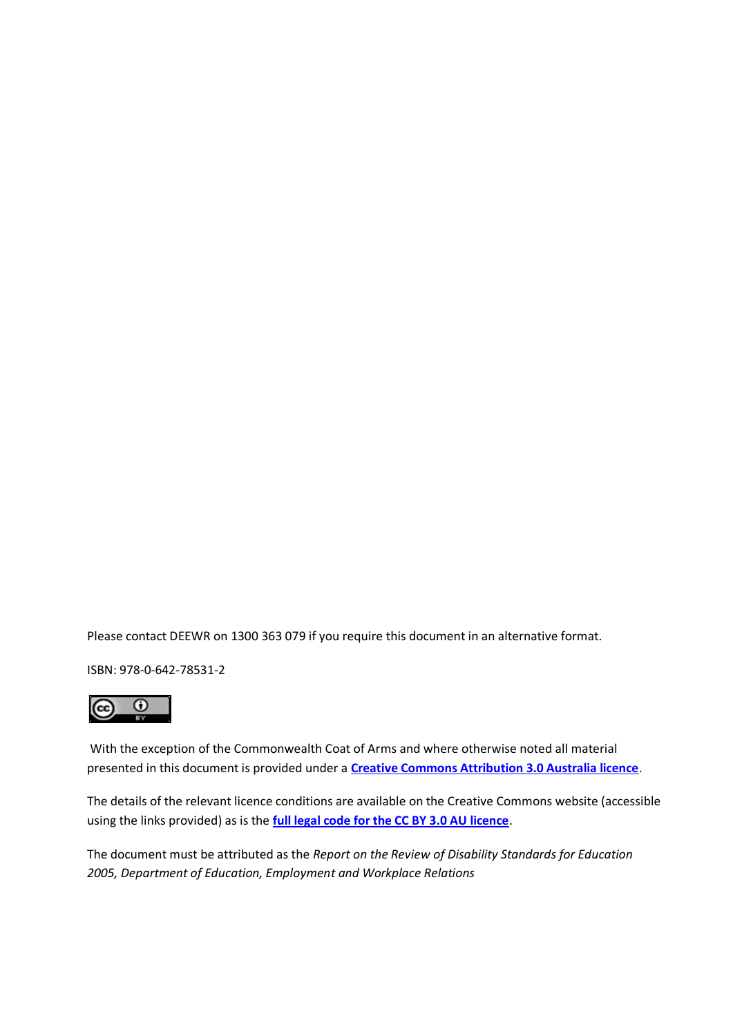Please contact DEEWR on 1300 363 079 if you require this document in an alternative format.

ISBN: 978-0-642-78531-2

With the exception of the Commonwealth Coat of Arms and where otherwise noted all material presented in this document is provided under a **Creative Commons Attribution 3.0 Australia licence**.

The details of the relevant licence conditions are available on the Creative Commons website (accessible using the links provided) as is the **full legal code for the CC BY 3.0 AU licence**.

The document must be attributed as the *Report on the Review of Disability Standards for Education 2005, Department of Education, Employment and Workplace Relations*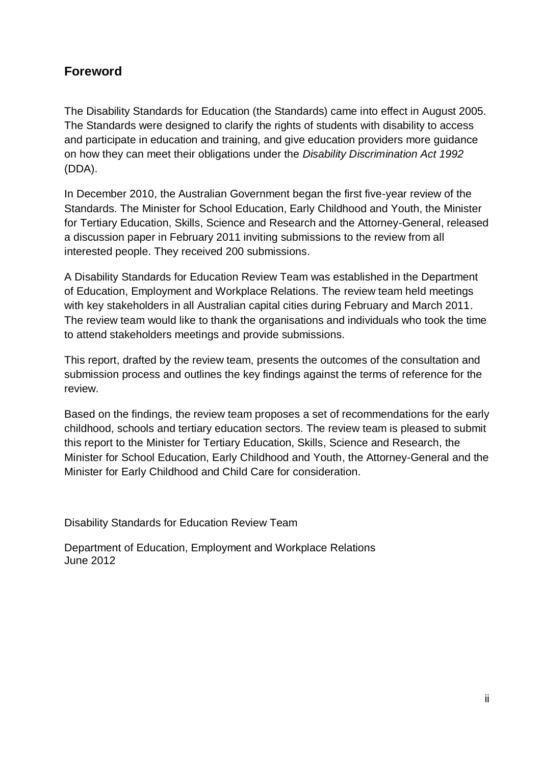## Foreword

The Disability Standards for Education (the Standards) came into effect in August 2005. The Standards were designed to clarify the rights of students with disability to access and participate in education and training, and give education providers more guidance on how they can meet their obligations under the *Disability Discrimination Act 1992* (DDA).

In December 2010, the Australian Government began the first five-year review of the Standards. The Minister for School Education, Early Childhood and Youth, the Minister for Tertiary Education, Skills, Science and Research and the Attorney-General, released a discussion paper in February 2011 inviting submissions to the review from all interested people. They received 200 submissions.

A Disability Standards for Education Review Team was established in the Department of Education, Employment and Workplace Relations. The review team held meetings with key stakeholders in all Australian capital cities during February and March 2011. The review team would like to thank the organisations and individuals who took the time to attend stakeholders meetings and provide submissions.

This report, drafted by the review team, presents the outcomes of the consultation and submission process and outlines the key findings against the terms of reference for the review.

Based on the findings, the review team proposes a set of recommendations for the early childhood, schools and tertiary education sectors. The review team is pleased to submit this report to the Minister for Tertiary Education, Skills, Science and Research, the Minister for School Education, Early Childhood and Youth, the Attorney-General and the Minister for Early Childhood and Child Care for consideration.

Disability Standards for Education Review Team

Department of Education, Employment and Workplace Relations
June 2012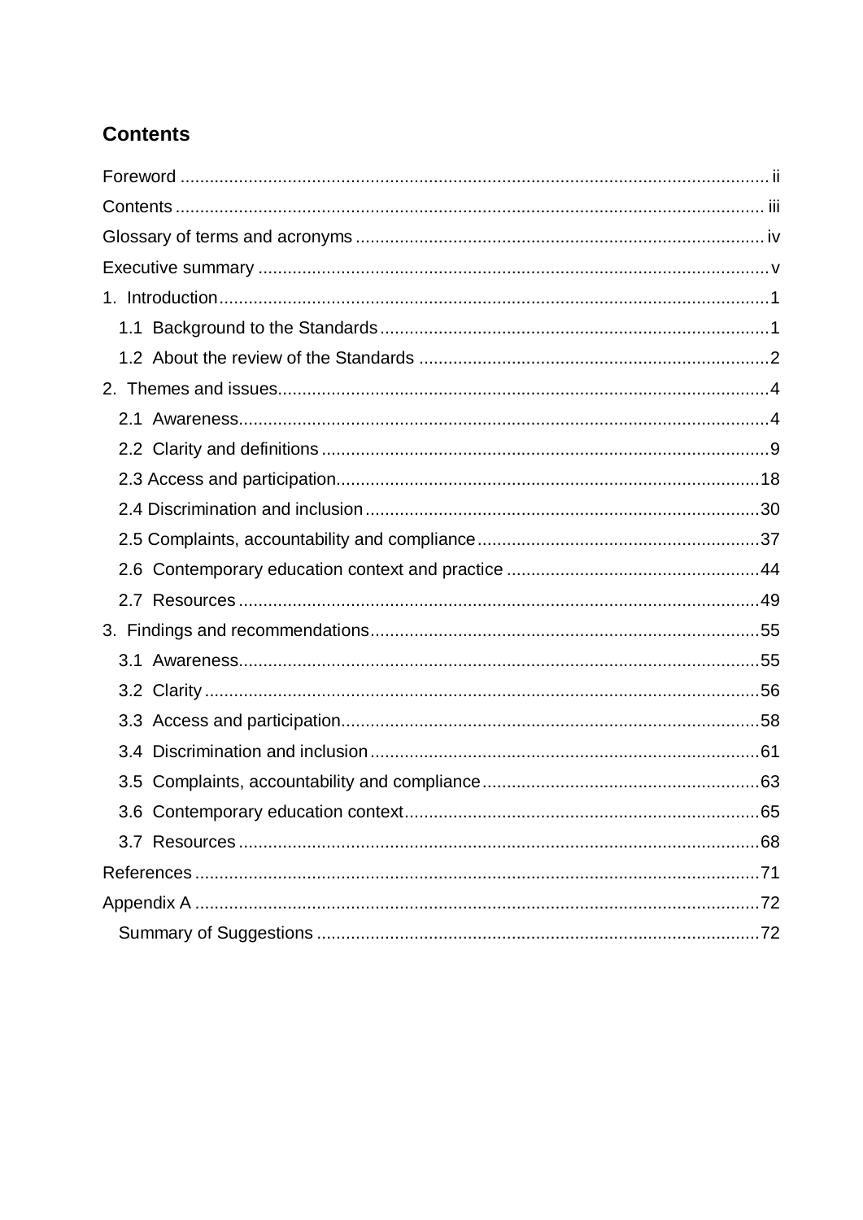## Contents

Foreword .......... ii

Contents .......... iii

Glossary of terms and acronyms .......... iv

Executive summary .......... v

1. Introduction .......... 1
   - 1.1 Background to the Standards .......... 1
   - 1.2 About the review of the Standards .......... 2

2. Themes and issues .......... 4
   - 2.1 Awareness .......... 4
   - 2.2 Clarity and definitions .......... 9
   - 2.3 Access and participation .......... 18
   - 2.4 Discrimination and inclusion .......... 30
   - 2.5 Complaints, accountability and compliance .......... 37
   - 2.6 Contemporary education context and practice .......... 44
   - 2.7 Resources .......... 49

3. Findings and recommendations .......... 55
   - 3.1 Awareness .......... 55
   - 3.2 Clarity .......... 56
   - 3.3 Access and participation .......... 58
   - 3.4 Discrimination and inclusion .......... 61
   - 3.5 Complaints, accountability and compliance .......... 63
   - 3.6 Contemporary education context .......... 65
   - 3.7 Resources .......... 68

References .......... 71

Appendix A .......... 72
   - Summary of Suggestions .......... 72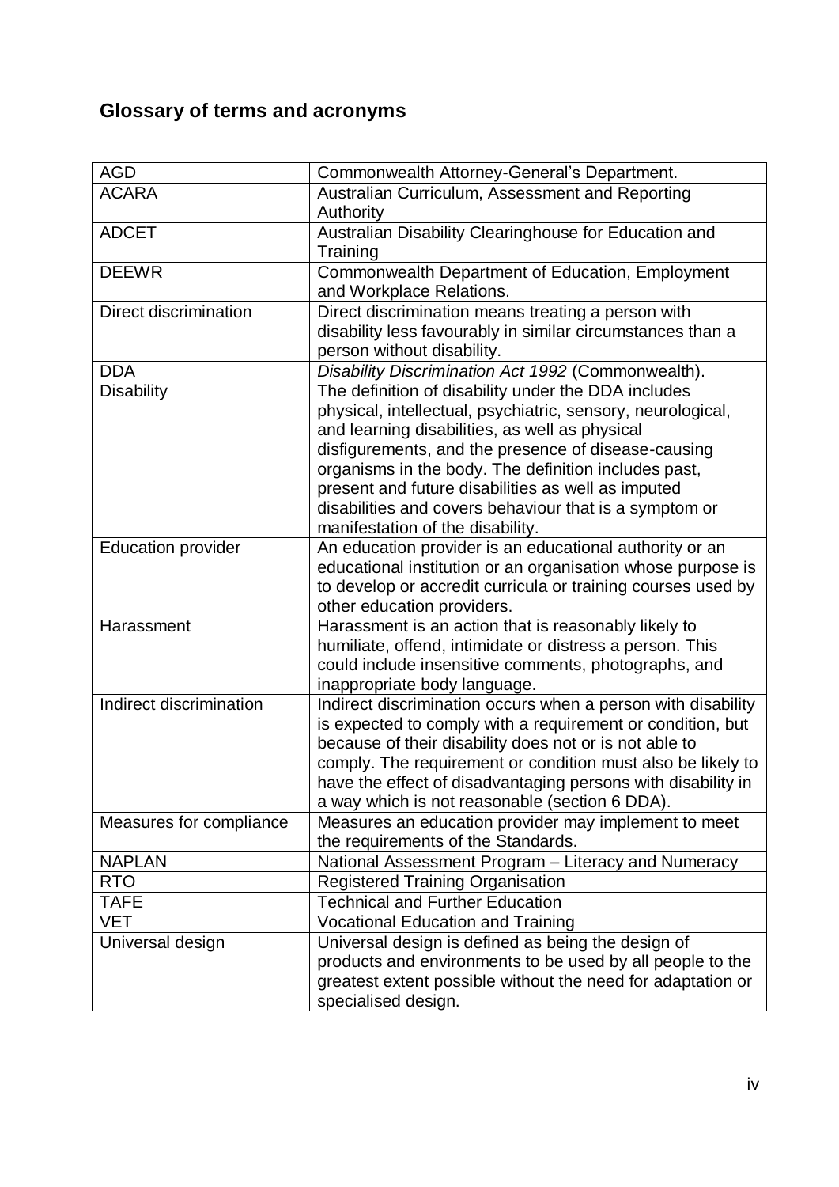## Glossary of terms and acronyms

| | |
|---|---|
| AGD | Commonwealth Attorney-General's Department. |
| ACARA | Australian Curriculum, Assessment and Reporting Authority |
| ADCET | Australian Disability Clearinghouse for Education and Training |
| DEEWR | Commonwealth Department of Education, Employment and Workplace Relations. |
| Direct discrimination | Direct discrimination means treating a person with disability less favourably in similar circumstances than a person without disability. |
| DDA | *Disability Discrimination Act 1992* (Commonwealth). |
| Disability | The definition of disability under the DDA includes physical, intellectual, psychiatric, sensory, neurological, and learning disabilities, as well as physical disfigurements, and the presence of disease-causing organisms in the body. The definition includes past, present and future disabilities as well as imputed disabilities and covers behaviour that is a symptom or manifestation of the disability. |
| Education provider | An education provider is an educational authority or an educational institution or an organisation whose purpose is to develop or accredit curricula or training courses used by other education providers. |
| Harassment | Harassment is an action that is reasonably likely to humiliate, offend, intimidate or distress a person. This could include insensitive comments, photographs, and inappropriate body language. |
| Indirect discrimination | Indirect discrimination occurs when a person with disability is expected to comply with a requirement or condition, but because of their disability does not or is not able to comply. The requirement or condition must also be likely to have the effect of disadvantaging persons with disability in a way which is not reasonable (section 6 DDA). |
| Measures for compliance | Measures an education provider may implement to meet the requirements of the Standards. |
| NAPLAN | National Assessment Program – Literacy and Numeracy |
| RTO | Registered Training Organisation |
| TAFE | Technical and Further Education |
| VET | Vocational Education and Training |
| Universal design | Universal design is defined as being the design of products and environments to be used by all people to the greatest extent possible without the need for adaptation or specialised design. |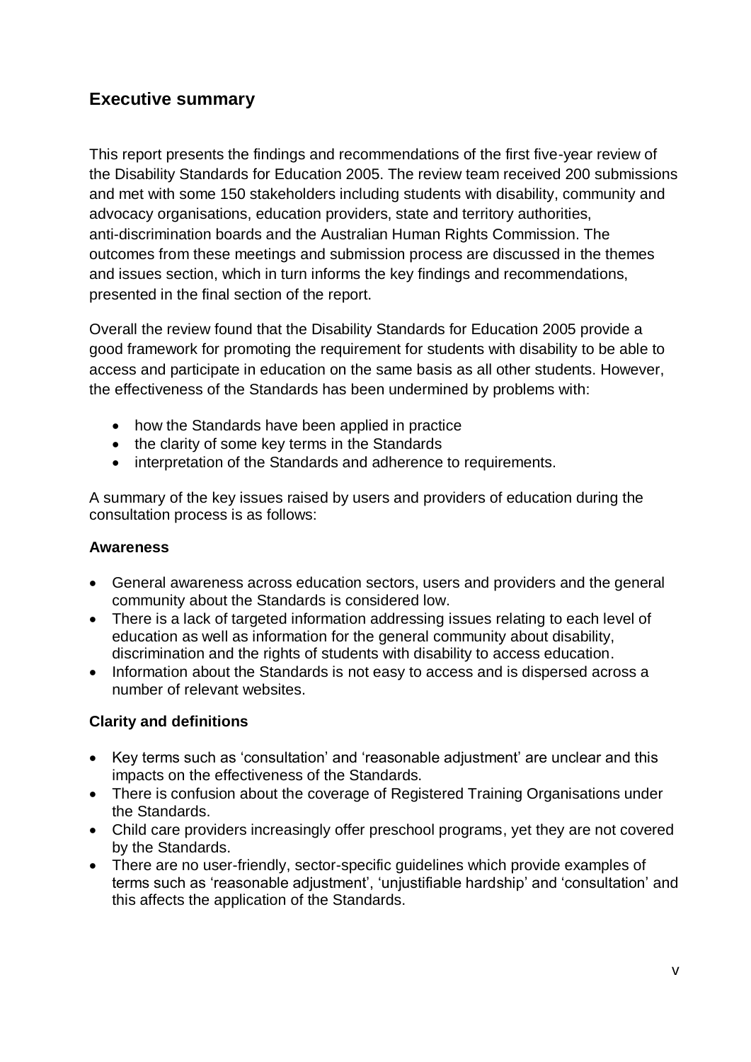## Executive summary

This report presents the findings and recommendations of the first five-year review of the Disability Standards for Education 2005. The review team received 200 submissions and met with some 150 stakeholders including students with disability, community and advocacy organisations, education providers, state and territory authorities, anti-discrimination boards and the Australian Human Rights Commission. The outcomes from these meetings and submission process are discussed in the themes and issues section, which in turn informs the key findings and recommendations, presented in the final section of the report.

Overall the review found that the Disability Standards for Education 2005 provide a good framework for promoting the requirement for students with disability to be able to access and participate in education on the same basis as all other students. However, the effectiveness of the Standards has been undermined by problems with:

- how the Standards have been applied in practice
- the clarity of some key terms in the Standards
- interpretation of the Standards and adherence to requirements.

A summary of the key issues raised by users and providers of education during the consultation process is as follows:

**Awareness**

- General awareness across education sectors, users and providers and the general community about the Standards is considered low.
- There is a lack of targeted information addressing issues relating to each level of education as well as information for the general community about disability, discrimination and the rights of students with disability to access education.
- Information about the Standards is not easy to access and is dispersed across a number of relevant websites.

**Clarity and definitions**

- Key terms such as 'consultation' and 'reasonable adjustment' are unclear and this impacts on the effectiveness of the Standards.
- There is confusion about the coverage of Registered Training Organisations under the Standards.
- Child care providers increasingly offer preschool programs, yet they are not covered by the Standards.
- There are no user-friendly, sector-specific guidelines which provide examples of terms such as 'reasonable adjustment', 'unjustifiable hardship' and 'consultation' and this affects the application of the Standards.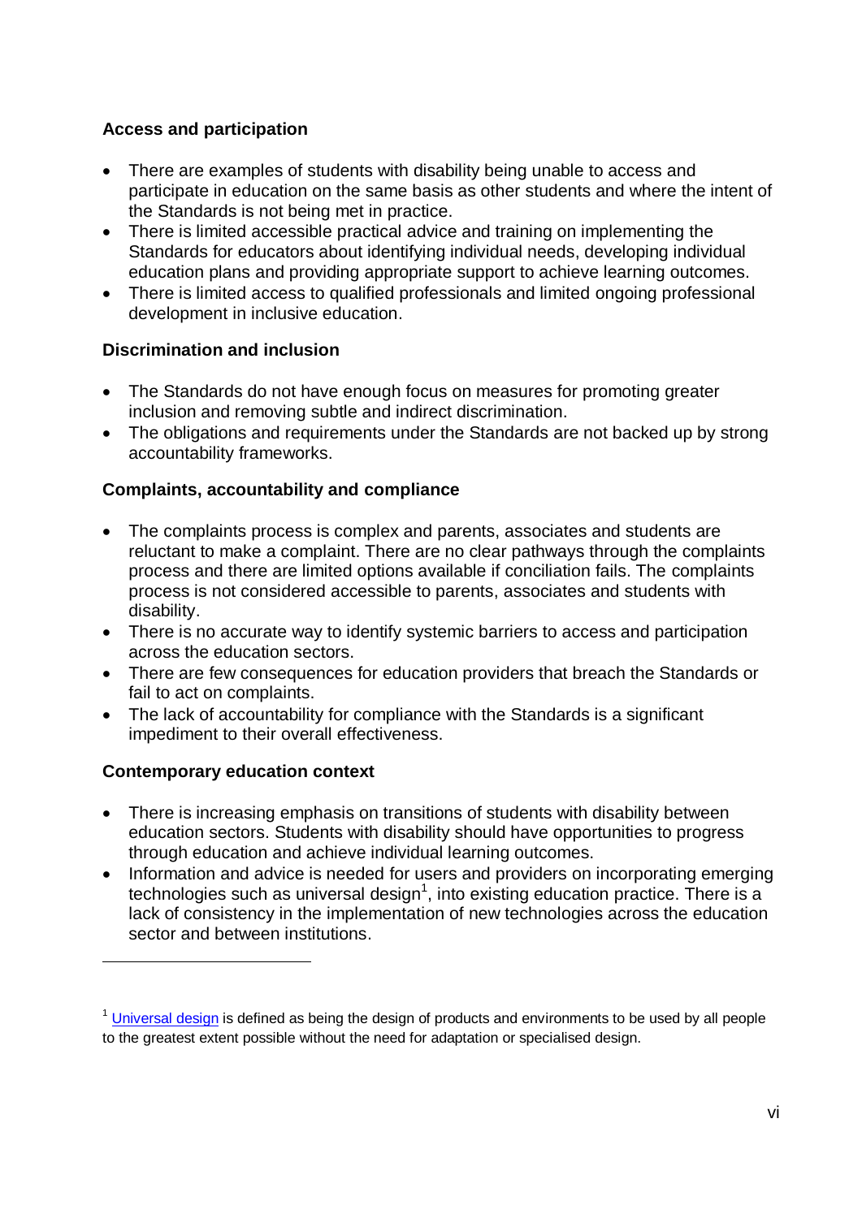**Access and participation**

- There are examples of students with disability being unable to access and participate in education on the same basis as other students and where the intent of the Standards is not being met in practice.
- There is limited accessible practical advice and training on implementing the Standards for educators about identifying individual needs, developing individual education plans and providing appropriate support to achieve learning outcomes.
- There is limited access to qualified professionals and limited ongoing professional development in inclusive education.

**Discrimination and inclusion**

- The Standards do not have enough focus on measures for promoting greater inclusion and removing subtle and indirect discrimination.
- The obligations and requirements under the Standards are not backed up by strong accountability frameworks.

**Complaints, accountability and compliance**

- The complaints process is complex and parents, associates and students are reluctant to make a complaint. There are no clear pathways through the complaints process and there are limited options available if conciliation fails. The complaints process is not considered accessible to parents, associates and students with disability.
- There is no accurate way to identify systemic barriers to access and participation across the education sectors.
- There are few consequences for education providers that breach the Standards or fail to act on complaints.
- The lack of accountability for compliance with the Standards is a significant impediment to their overall effectiveness.

**Contemporary education context**

- There is increasing emphasis on transitions of students with disability between education sectors. Students with disability should have opportunities to progress through education and achieve individual learning outcomes.
- Information and advice is needed for users and providers on incorporating emerging technologies such as universal design[1], into existing education practice. There is a lack of consistency in the implementation of new technologies across the education sector and between institutions.

---

[1] Universal design is defined as being the design of products and environments to be used by all people to the greatest extent possible without the need for adaptation or specialised design.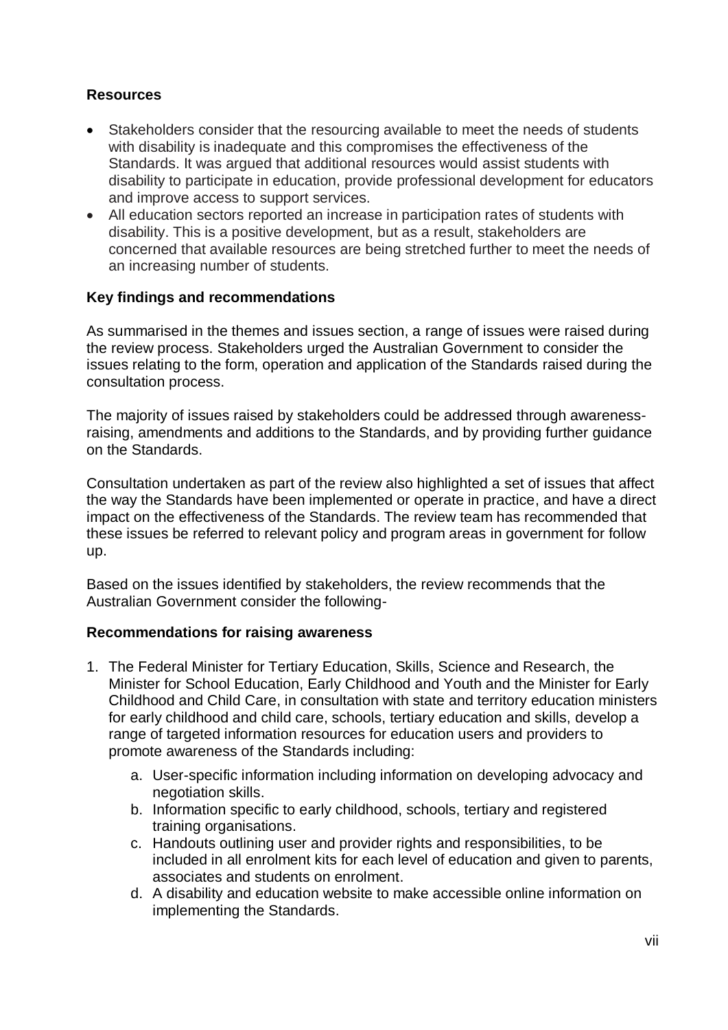**Resources**

- Stakeholders consider that the resourcing available to meet the needs of students with disability is inadequate and this compromises the effectiveness of the Standards. It was argued that additional resources would assist students with disability to participate in education, provide professional development for educators and improve access to support services.
- All education sectors reported an increase in participation rates of students with disability. This is a positive development, but as a result, stakeholders are concerned that available resources are being stretched further to meet the needs of an increasing number of students.

**Key findings and recommendations**

As summarised in the themes and issues section, a range of issues were raised during the review process. Stakeholders urged the Australian Government to consider the issues relating to the form, operation and application of the Standards raised during the consultation process.

The majority of issues raised by stakeholders could be addressed through awareness-raising, amendments and additions to the Standards, and by providing further guidance on the Standards.

Consultation undertaken as part of the review also highlighted a set of issues that affect the way the Standards have been implemented or operate in practice, and have a direct impact on the effectiveness of the Standards. The review team has recommended that these issues be referred to relevant policy and program areas in government for follow up.

Based on the issues identified by stakeholders, the review recommends that the Australian Government consider the following-

**Recommendations for raising awareness**

1. The Federal Minister for Tertiary Education, Skills, Science and Research, the Minister for School Education, Early Childhood and Youth and the Minister for Early Childhood and Child Care, in consultation with state and territory education ministers for early childhood and child care, schools, tertiary education and skills, develop a range of targeted information resources for education users and providers to promote awareness of the Standards including:
    a. User-specific information including information on developing advocacy and negotiation skills.
    b. Information specific to early childhood, schools, tertiary and registered training organisations.
    c. Handouts outlining user and provider rights and responsibilities, to be included in all enrolment kits for each level of education and given to parents, associates and students on enrolment.
    d. A disability and education website to make accessible online information on implementing the Standards.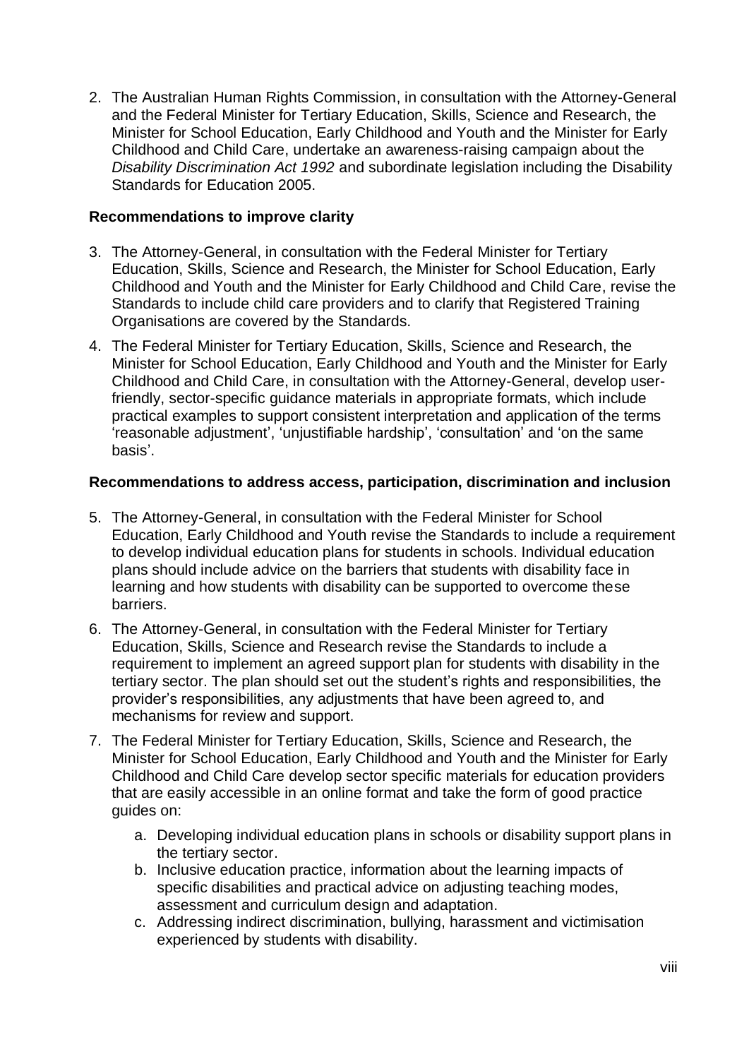2. The Australian Human Rights Commission, in consultation with the Attorney-General and the Federal Minister for Tertiary Education, Skills, Science and Research, the Minister for School Education, Early Childhood and Youth and the Minister for Early Childhood and Child Care, undertake an awareness-raising campaign about the *Disability Discrimination Act 1992* and subordinate legislation including the Disability Standards for Education 2005.

**Recommendations to improve clarity**

3. The Attorney-General, in consultation with the Federal Minister for Tertiary Education, Skills, Science and Research, the Minister for School Education, Early Childhood and Youth and the Minister for Early Childhood and Child Care, revise the Standards to include child care providers and to clarify that Registered Training Organisations are covered by the Standards.
4. The Federal Minister for Tertiary Education, Skills, Science and Research, the Minister for School Education, Early Childhood and Youth and the Minister for Early Childhood and Child Care, in consultation with the Attorney-General, develop user-friendly, sector-specific guidance materials in appropriate formats, which include practical examples to support consistent interpretation and application of the terms 'reasonable adjustment', 'unjustifiable hardship', 'consultation' and 'on the same basis'.

**Recommendations to address access, participation, discrimination and inclusion**

5. The Attorney-General, in consultation with the Federal Minister for School Education, Early Childhood and Youth revise the Standards to include a requirement to develop individual education plans for students in schools. Individual education plans should include advice on the barriers that students with disability face in learning and how students with disability can be supported to overcome these barriers.
6. The Attorney-General, in consultation with the Federal Minister for Tertiary Education, Skills, Science and Research revise the Standards to include a requirement to implement an agreed support plan for students with disability in the tertiary sector. The plan should set out the student's rights and responsibilities, the provider's responsibilities, any adjustments that have been agreed to, and mechanisms for review and support.
7. The Federal Minister for Tertiary Education, Skills, Science and Research, the Minister for School Education, Early Childhood and Youth and the Minister for Early Childhood and Child Care develop sector specific materials for education providers that are easily accessible in an online format and take the form of good practice guides on:
    a. Developing individual education plans in schools or disability support plans in the tertiary sector.
    b. Inclusive education practice, information about the learning impacts of specific disabilities and practical advice on adjusting teaching modes, assessment and curriculum design and adaptation.
    c. Addressing indirect discrimination, bullying, harassment and victimisation experienced by students with disability.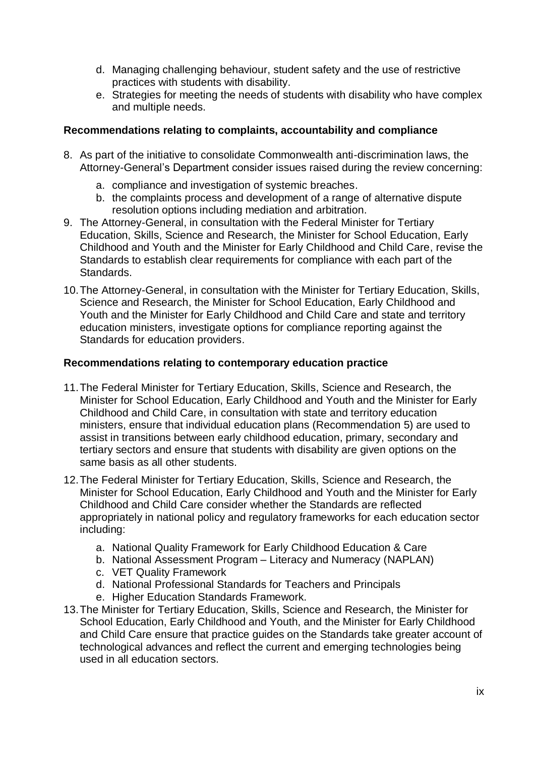d. Managing challenging behaviour, student safety and the use of restrictive practices with students with disability.
e. Strategies for meeting the needs of students with disability who have complex and multiple needs.

**Recommendations relating to complaints, accountability and compliance**

8. As part of the initiative to consolidate Commonwealth anti-discrimination laws, the Attorney-General's Department consider issues raised during the review concerning:
    a. compliance and investigation of systemic breaches.
    b. the complaints process and development of a range of alternative dispute resolution options including mediation and arbitration.
9. The Attorney-General, in consultation with the Federal Minister for Tertiary Education, Skills, Science and Research, the Minister for School Education, Early Childhood and Youth and the Minister for Early Childhood and Child Care, revise the Standards to establish clear requirements for compliance with each part of the Standards.
10. The Attorney-General, in consultation with the Minister for Tertiary Education, Skills, Science and Research, the Minister for School Education, Early Childhood and Youth and the Minister for Early Childhood and Child Care and state and territory education ministers, investigate options for compliance reporting against the Standards for education providers.

**Recommendations relating to contemporary education practice**

11. The Federal Minister for Tertiary Education, Skills, Science and Research, the Minister for School Education, Early Childhood and Youth and the Minister for Early Childhood and Child Care, in consultation with state and territory education ministers, ensure that individual education plans (Recommendation 5) are used to assist in transitions between early childhood education, primary, secondary and tertiary sectors and ensure that students with disability are given options on the same basis as all other students.
12. The Federal Minister for Tertiary Education, Skills, Science and Research, the Minister for School Education, Early Childhood and Youth and the Minister for Early Childhood and Child Care consider whether the Standards are reflected appropriately in national policy and regulatory frameworks for each education sector including:
    a. National Quality Framework for Early Childhood Education & Care
    b. National Assessment Program – Literacy and Numeracy (NAPLAN)
    c. VET Quality Framework
    d. National Professional Standards for Teachers and Principals
    e. Higher Education Standards Framework.
13. The Minister for Tertiary Education, Skills, Science and Research, the Minister for School Education, Early Childhood and Youth, and the Minister for Early Childhood and Child Care ensure that practice guides on the Standards take greater account of technological advances and reflect the current and emerging technologies being used in all education sectors.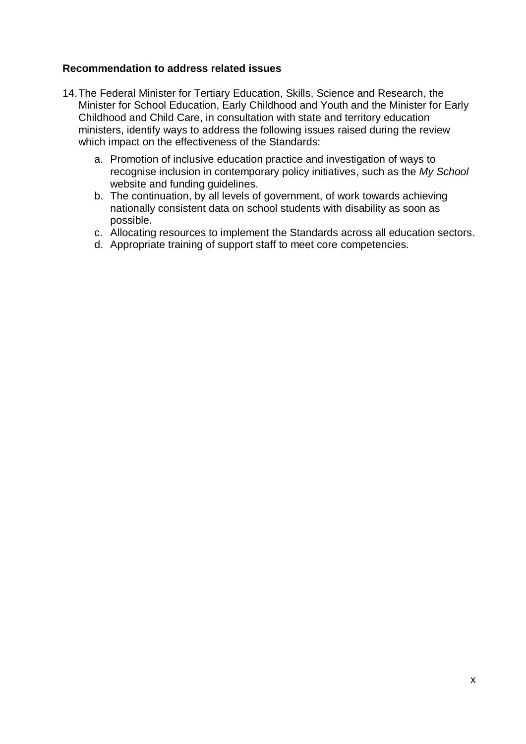**Recommendation to address related issues**

14. The Federal Minister for Tertiary Education, Skills, Science and Research, the Minister for School Education, Early Childhood and Youth and the Minister for Early Childhood and Child Care, in consultation with state and territory education ministers, identify ways to address the following issues raised during the review which impact on the effectiveness of the Standards:

    a. Promotion of inclusive education practice and investigation of ways to recognise inclusion in contemporary policy initiatives, such as the *My School* website and funding guidelines.
    b. The continuation, by all levels of government, of work towards achieving nationally consistent data on school students with disability as soon as possible.
    c. Allocating resources to implement the Standards across all education sectors.
    d. Appropriate training of support staff to meet core competencies.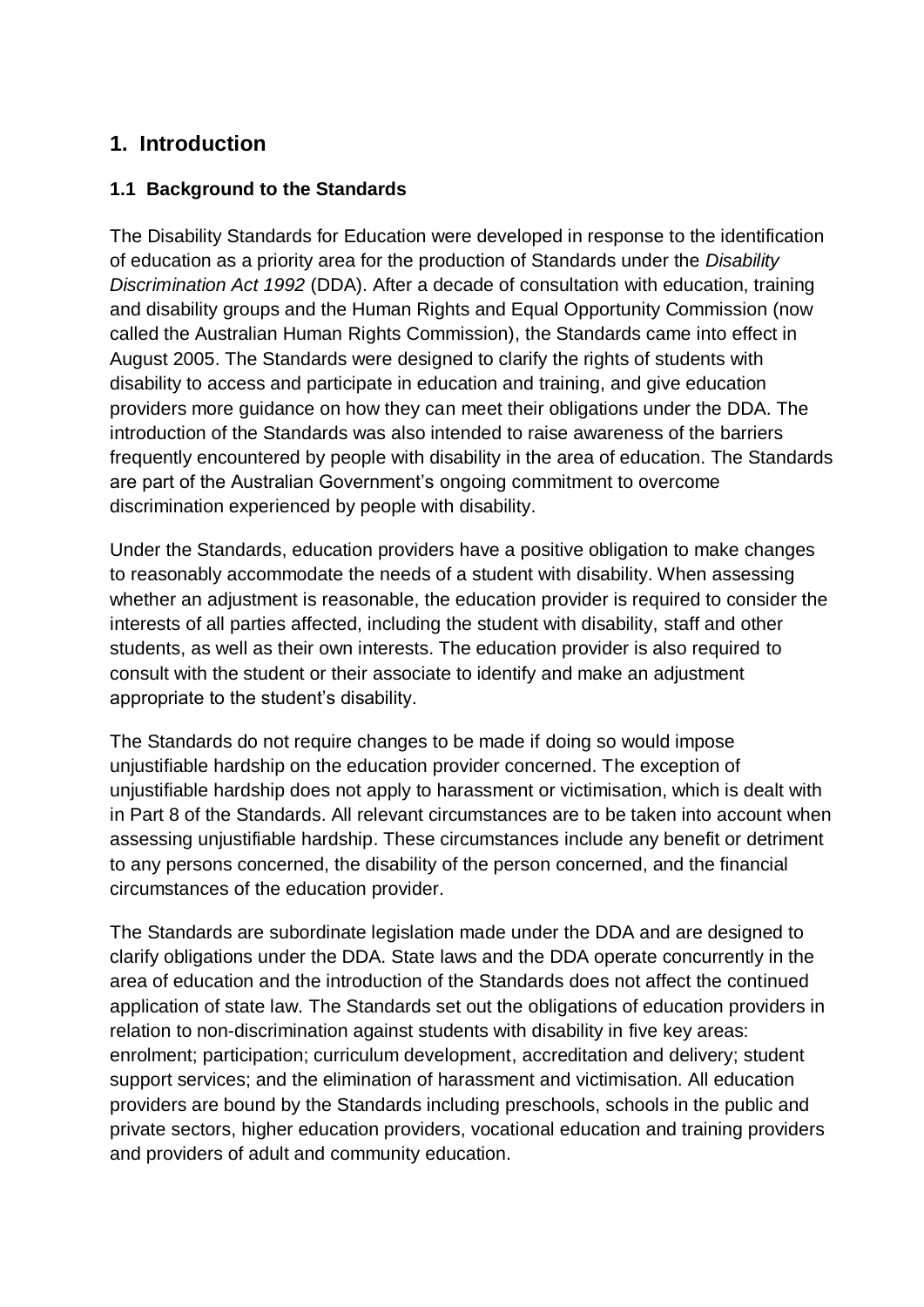## 1. Introduction

### 1.1 Background to the Standards

The Disability Standards for Education were developed in response to the identification of education as a priority area for the production of Standards under the *Disability Discrimination Act 1992* (DDA). After a decade of consultation with education, training and disability groups and the Human Rights and Equal Opportunity Commission (now called the Australian Human Rights Commission), the Standards came into effect in August 2005. The Standards were designed to clarify the rights of students with disability to access and participate in education and training, and give education providers more guidance on how they can meet their obligations under the DDA. The introduction of the Standards was also intended to raise awareness of the barriers frequently encountered by people with disability in the area of education. The Standards are part of the Australian Government's ongoing commitment to overcome discrimination experienced by people with disability.

Under the Standards, education providers have a positive obligation to make changes to reasonably accommodate the needs of a student with disability. When assessing whether an adjustment is reasonable, the education provider is required to consider the interests of all parties affected, including the student with disability, staff and other students, as well as their own interests. The education provider is also required to consult with the student or their associate to identify and make an adjustment appropriate to the student's disability.

The Standards do not require changes to be made if doing so would impose unjustifiable hardship on the education provider concerned. The exception of unjustifiable hardship does not apply to harassment or victimisation, which is dealt with in Part 8 of the Standards. All relevant circumstances are to be taken into account when assessing unjustifiable hardship. These circumstances include any benefit or detriment to any persons concerned, the disability of the person concerned, and the financial circumstances of the education provider.

The Standards are subordinate legislation made under the DDA and are designed to clarify obligations under the DDA. State laws and the DDA operate concurrently in the area of education and the introduction of the Standards does not affect the continued application of state law. The Standards set out the obligations of education providers in relation to non-discrimination against students with disability in five key areas: enrolment; participation; curriculum development, accreditation and delivery; student support services; and the elimination of harassment and victimisation. All education providers are bound by the Standards including preschools, schools in the public and private sectors, higher education providers, vocational education and training providers and providers of adult and community education.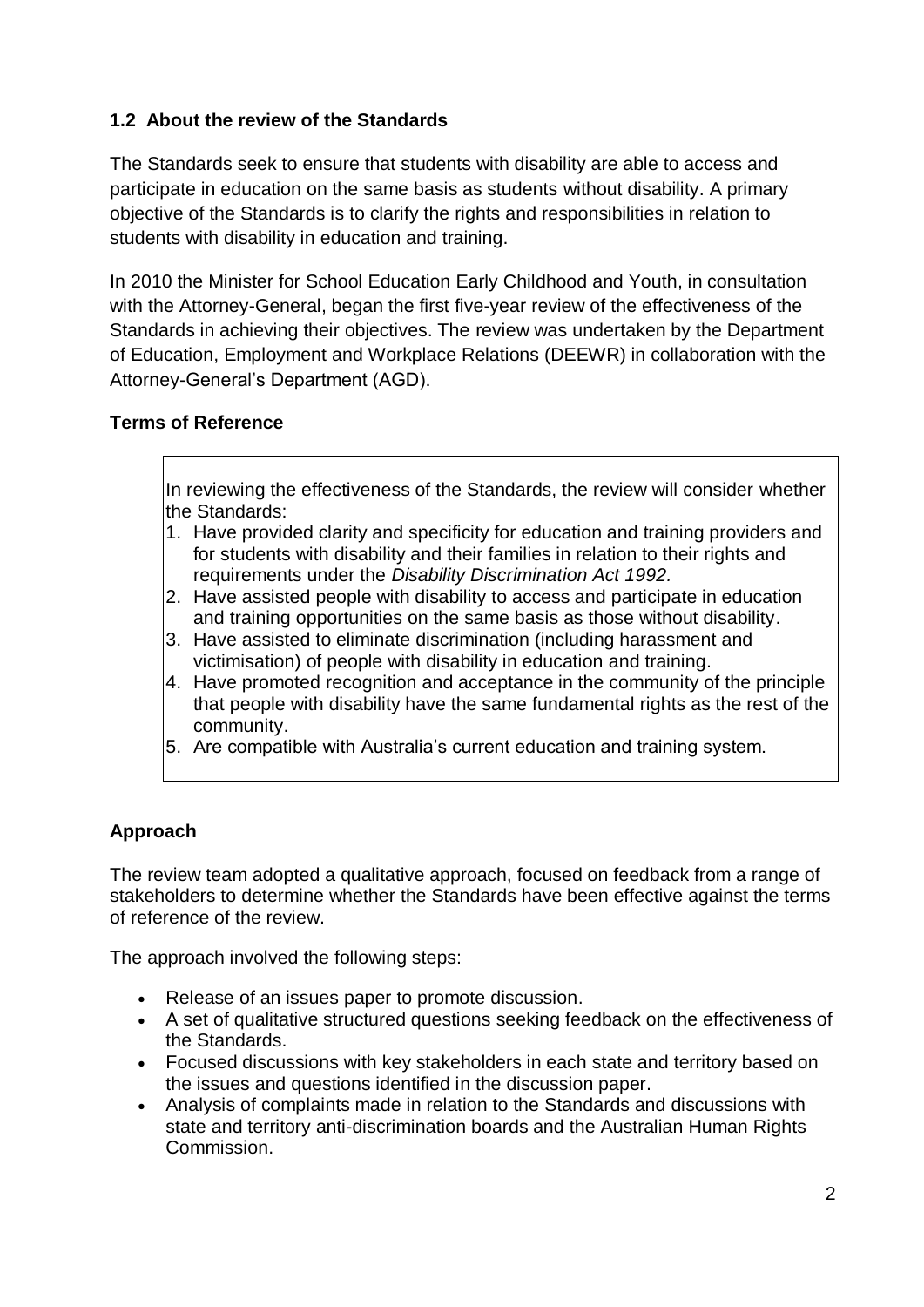### 1.2 About the review of the Standards

The Standards seek to ensure that students with disability are able to access and participate in education on the same basis as students without disability. A primary objective of the Standards is to clarify the rights and responsibilities in relation to students with disability in education and training.

In 2010 the Minister for School Education Early Childhood and Youth, in consultation with the Attorney-General, began the first five-year review of the effectiveness of the Standards in achieving their objectives. The review was undertaken by the Department of Education, Employment and Workplace Relations (DEEWR) in collaboration with the Attorney-General's Department (AGD).

#### Terms of Reference

In reviewing the effectiveness of the Standards, the review will consider whether the Standards:

1. Have provided clarity and specificity for education and training providers and for students with disability and their families in relation to their rights and requirements under the *Disability Discrimination Act 1992.*
2. Have assisted people with disability to access and participate in education and training opportunities on the same basis as those without disability.
3. Have assisted to eliminate discrimination (including harassment and victimisation) of people with disability in education and training.
4. Have promoted recognition and acceptance in the community of the principle that people with disability have the same fundamental rights as the rest of the community.
5. Are compatible with Australia's current education and training system.

#### Approach

The review team adopted a qualitative approach, focused on feedback from a range of stakeholders to determine whether the Standards have been effective against the terms of reference of the review.

The approach involved the following steps:

- Release of an issues paper to promote discussion.
- A set of qualitative structured questions seeking feedback on the effectiveness of the Standards.
- Focused discussions with key stakeholders in each state and territory based on the issues and questions identified in the discussion paper.
- Analysis of complaints made in relation to the Standards and discussions with state and territory anti-discrimination boards and the Australian Human Rights Commission.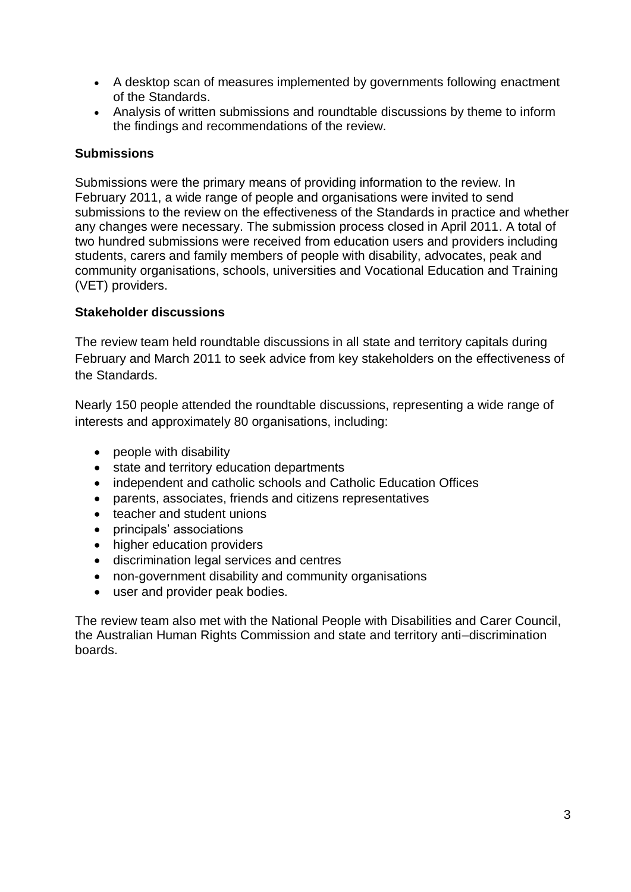- A desktop scan of measures implemented by governments following enactment of the Standards.
- Analysis of written submissions and roundtable discussions by theme to inform the findings and recommendations of the review.

**Submissions**

Submissions were the primary means of providing information to the review. In February 2011, a wide range of people and organisations were invited to send submissions to the review on the effectiveness of the Standards in practice and whether any changes were necessary. The submission process closed in April 2011. A total of two hundred submissions were received from education users and providers including students, carers and family members of people with disability, advocates, peak and community organisations, schools, universities and Vocational Education and Training (VET) providers.

**Stakeholder discussions**

The review team held roundtable discussions in all state and territory capitals during February and March 2011 to seek advice from key stakeholders on the effectiveness of the Standards.

Nearly 150 people attended the roundtable discussions, representing a wide range of interests and approximately 80 organisations, including:

- people with disability
- state and territory education departments
- independent and catholic schools and Catholic Education Offices
- parents, associates, friends and citizens representatives
- teacher and student unions
- principals' associations
- higher education providers
- discrimination legal services and centres
- non-government disability and community organisations
- user and provider peak bodies.

The review team also met with the National People with Disabilities and Carer Council, the Australian Human Rights Commission and state and territory anti–discrimination boards.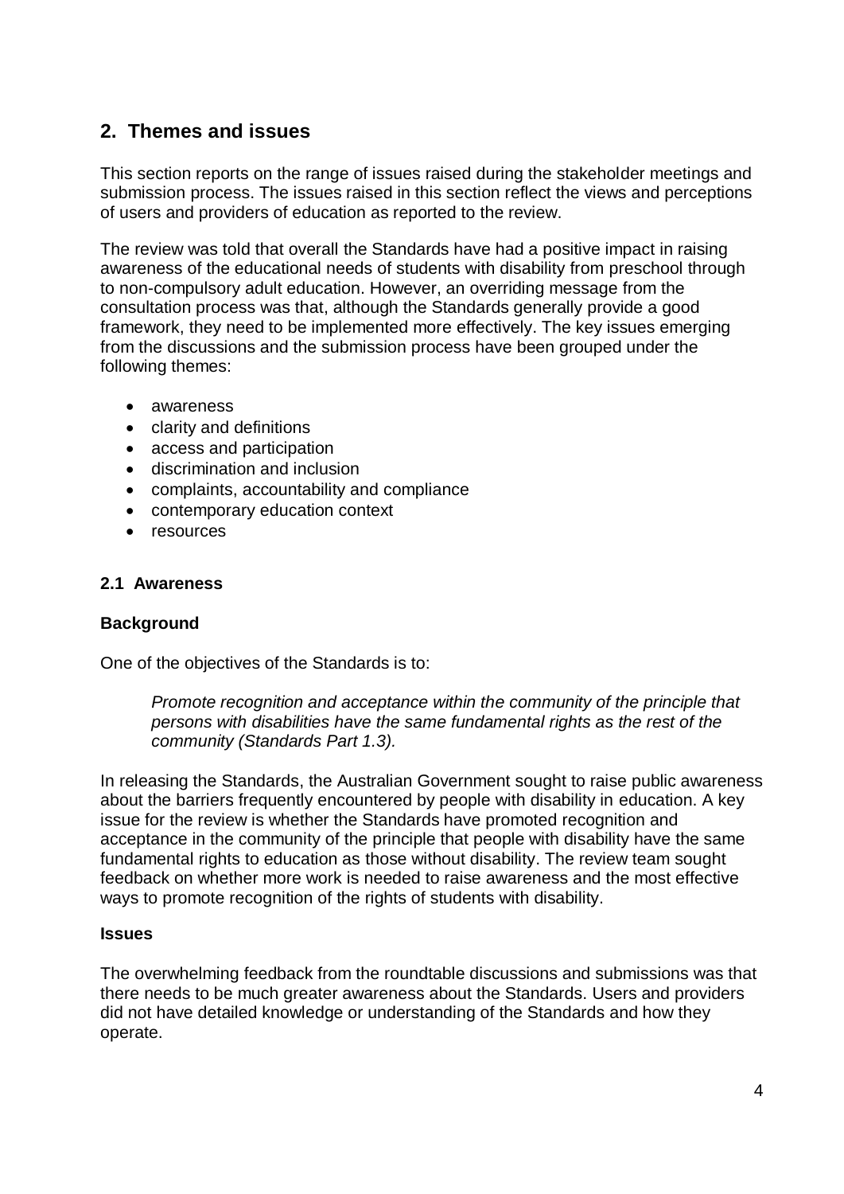## 2. Themes and issues

This section reports on the range of issues raised during the stakeholder meetings and submission process. The issues raised in this section reflect the views and perceptions of users and providers of education as reported to the review.

The review was told that overall the Standards have had a positive impact in raising awareness of the educational needs of students with disability from preschool through to non-compulsory adult education. However, an overriding message from the consultation process was that, although the Standards generally provide a good framework, they need to be implemented more effectively. The key issues emerging from the discussions and the submission process have been grouped under the following themes:

- awareness
- clarity and definitions
- access and participation
- discrimination and inclusion
- complaints, accountability and compliance
- contemporary education context
- resources

### 2.1 Awareness

**Background**

One of the objectives of the Standards is to:

> *Promote recognition and acceptance within the community of the principle that persons with disabilities have the same fundamental rights as the rest of the community (Standards Part 1.3).*

In releasing the Standards, the Australian Government sought to raise public awareness about the barriers frequently encountered by people with disability in education. A key issue for the review is whether the Standards have promoted recognition and acceptance in the community of the principle that people with disability have the same fundamental rights to education as those without disability. The review team sought feedback on whether more work is needed to raise awareness and the most effective ways to promote recognition of the rights of students with disability.

**Issues**

The overwhelming feedback from the roundtable discussions and submissions was that there needs to be much greater awareness about the Standards. Users and providers did not have detailed knowledge or understanding of the Standards and how they operate.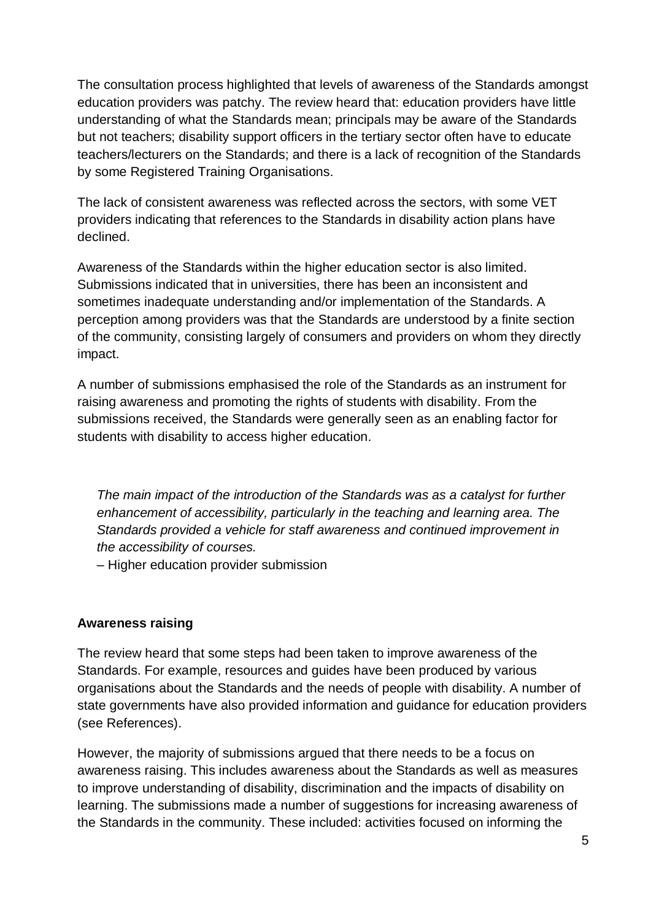The consultation process highlighted that levels of awareness of the Standards amongst education providers was patchy. The review heard that: education providers have little understanding of what the Standards mean; principals may be aware of the Standards but not teachers; disability support officers in the tertiary sector often have to educate teachers/lecturers on the Standards; and there is a lack of recognition of the Standards by some Registered Training Organisations.

The lack of consistent awareness was reflected across the sectors, with some VET providers indicating that references to the Standards in disability action plans have declined.

Awareness of the Standards within the higher education sector is also limited. Submissions indicated that in universities, there has been an inconsistent and sometimes inadequate understanding and/or implementation of the Standards. A perception among providers was that the Standards are understood by a finite section of the community, consisting largely of consumers and providers on whom they directly impact.

A number of submissions emphasised the role of the Standards as an instrument for raising awareness and promoting the rights of students with disability. From the submissions received, the Standards were generally seen as an enabling factor for students with disability to access higher education.

> *The main impact of the introduction of the Standards was as a catalyst for further enhancement of accessibility, particularly in the teaching and learning area. The Standards provided a vehicle for staff awareness and continued improvement in the accessibility of courses.*
>
> – Higher education provider submission

**Awareness raising**

The review heard that some steps had been taken to improve awareness of the Standards. For example, resources and guides have been produced by various organisations about the Standards and the needs of people with disability. A number of state governments have also provided information and guidance for education providers (see References).

However, the majority of submissions argued that there needs to be a focus on awareness raising. This includes awareness about the Standards as well as measures to improve understanding of disability, discrimination and the impacts of disability on learning. The submissions made a number of suggestions for increasing awareness of the Standards in the community. These included: activities focused on informing the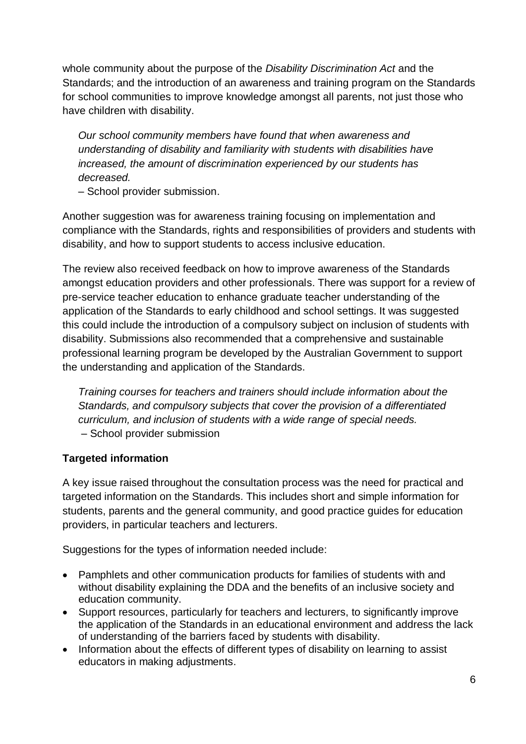whole community about the purpose of the *Disability Discrimination Act* and the Standards; and the introduction of an awareness and training program on the Standards for school communities to improve knowledge amongst all parents, not just those who have children with disability.

> *Our school community members have found that when awareness and understanding of disability and familiarity with students with disabilities have increased, the amount of discrimination experienced by our students has decreased.*
> – School provider submission.

Another suggestion was for awareness training focusing on implementation and compliance with the Standards, rights and responsibilities of providers and students with disability, and how to support students to access inclusive education.

The review also received feedback on how to improve awareness of the Standards amongst education providers and other professionals. There was support for a review of pre-service teacher education to enhance graduate teacher understanding of the application of the Standards to early childhood and school settings. It was suggested this could include the introduction of a compulsory subject on inclusion of students with disability. Submissions also recommended that a comprehensive and sustainable professional learning program be developed by the Australian Government to support the understanding and application of the Standards.

> *Training courses for teachers and trainers should include information about the Standards, and compulsory subjects that cover the provision of a differentiated curriculum, and inclusion of students with a wide range of special needs.*
> – School provider submission

**Targeted information**

A key issue raised throughout the consultation process was the need for practical and targeted information on the Standards. This includes short and simple information for students, parents and the general community, and good practice guides for education providers, in particular teachers and lecturers.

Suggestions for the types of information needed include:

- Pamphlets and other communication products for families of students with and without disability explaining the DDA and the benefits of an inclusive society and education community.
- Support resources, particularly for teachers and lecturers, to significantly improve the application of the Standards in an educational environment and address the lack of understanding of the barriers faced by students with disability.
- Information about the effects of different types of disability on learning to assist educators in making adjustments.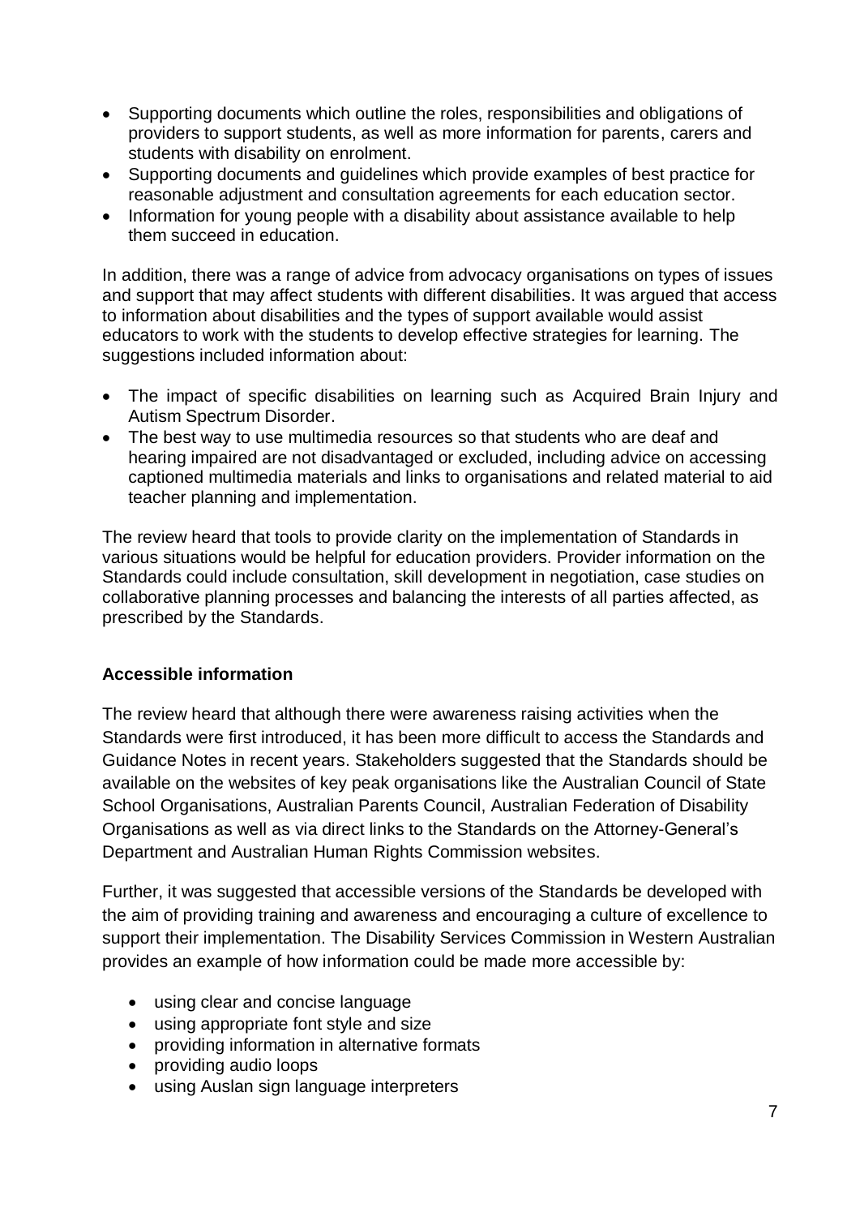- Supporting documents which outline the roles, responsibilities and obligations of providers to support students, as well as more information for parents, carers and students with disability on enrolment.
- Supporting documents and guidelines which provide examples of best practice for reasonable adjustment and consultation agreements for each education sector.
- Information for young people with a disability about assistance available to help them succeed in education.

In addition, there was a range of advice from advocacy organisations on types of issues and support that may affect students with different disabilities. It was argued that access to information about disabilities and the types of support available would assist educators to work with the students to develop effective strategies for learning. The suggestions included information about:

- The impact of specific disabilities on learning such as Acquired Brain Injury and Autism Spectrum Disorder.
- The best way to use multimedia resources so that students who are deaf and hearing impaired are not disadvantaged or excluded, including advice on accessing captioned multimedia materials and links to organisations and related material to aid teacher planning and implementation.

The review heard that tools to provide clarity on the implementation of Standards in various situations would be helpful for education providers. Provider information on the Standards could include consultation, skill development in negotiation, case studies on collaborative planning processes and balancing the interests of all parties affected, as prescribed by the Standards.

**Accessible information**

The review heard that although there were awareness raising activities when the Standards were first introduced, it has been more difficult to access the Standards and Guidance Notes in recent years. Stakeholders suggested that the Standards should be available on the websites of key peak organisations like the Australian Council of State School Organisations, Australian Parents Council, Australian Federation of Disability Organisations as well as via direct links to the Standards on the Attorney-General's Department and Australian Human Rights Commission websites.

Further, it was suggested that accessible versions of the Standards be developed with the aim of providing training and awareness and encouraging a culture of excellence to support their implementation. The Disability Services Commission in Western Australian provides an example of how information could be made more accessible by:

- using clear and concise language
- using appropriate font style and size
- providing information in alternative formats
- providing audio loops
- using Auslan sign language interpreters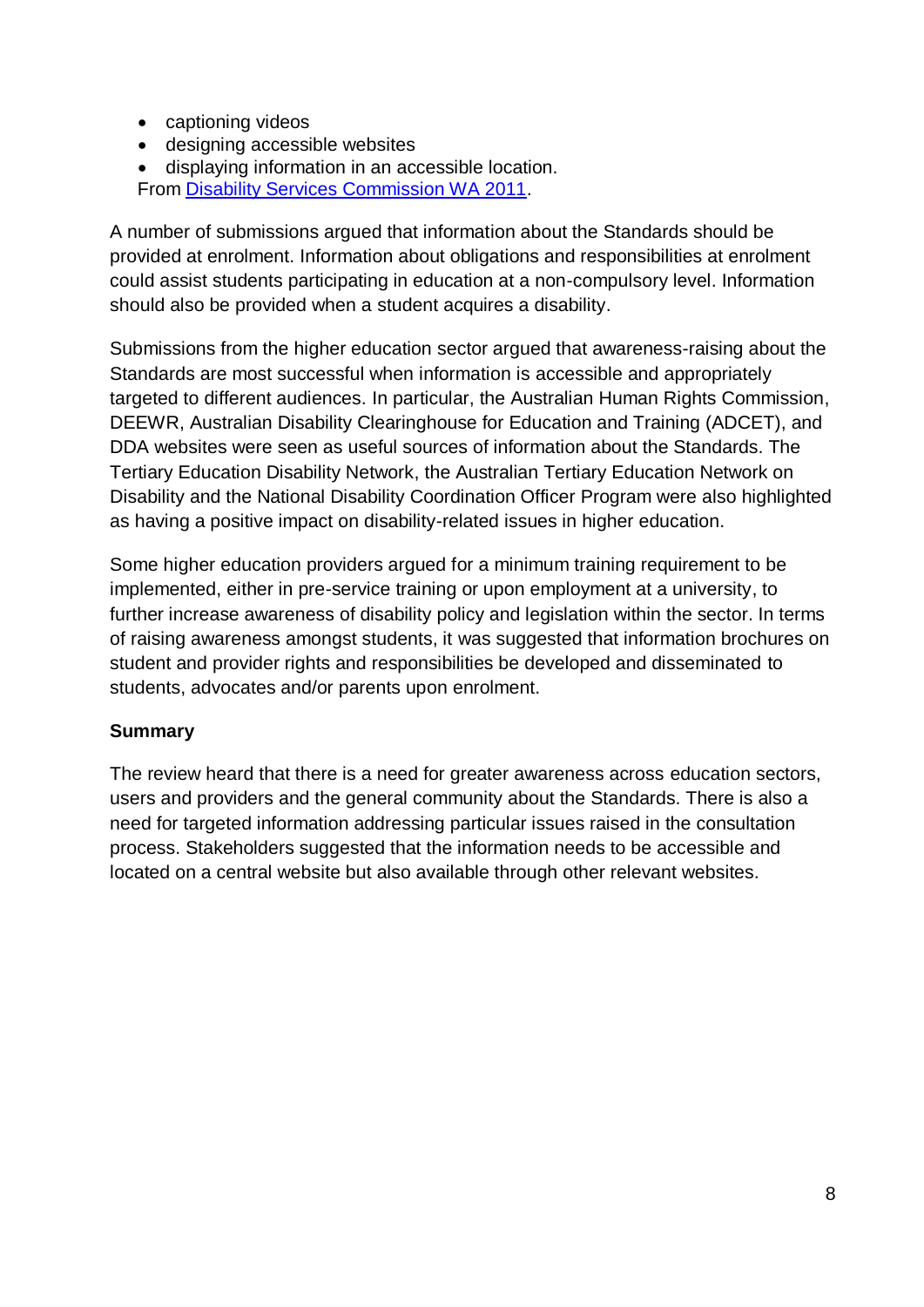- captioning videos
- designing accessible websites
- displaying information in an accessible location.

From [Disability Services Commission WA 2011](#).

A number of submissions argued that information about the Standards should be provided at enrolment. Information about obligations and responsibilities at enrolment could assist students participating in education at a non-compulsory level. Information should also be provided when a student acquires a disability.

Submissions from the higher education sector argued that awareness-raising about the Standards are most successful when information is accessible and appropriately targeted to different audiences. In particular, the Australian Human Rights Commission, DEEWR, Australian Disability Clearinghouse for Education and Training (ADCET), and DDA websites were seen as useful sources of information about the Standards. The Tertiary Education Disability Network, the Australian Tertiary Education Network on Disability and the National Disability Coordination Officer Program were also highlighted as having a positive impact on disability-related issues in higher education.

Some higher education providers argued for a minimum training requirement to be implemented, either in pre-service training or upon employment at a university, to further increase awareness of disability policy and legislation within the sector. In terms of raising awareness amongst students, it was suggested that information brochures on student and provider rights and responsibilities be developed and disseminated to students, advocates and/or parents upon enrolment.

**Summary**

The review heard that there is a need for greater awareness across education sectors, users and providers and the general community about the Standards. There is also a need for targeted information addressing particular issues raised in the consultation process. Stakeholders suggested that the information needs to be accessible and located on a central website but also available through other relevant websites.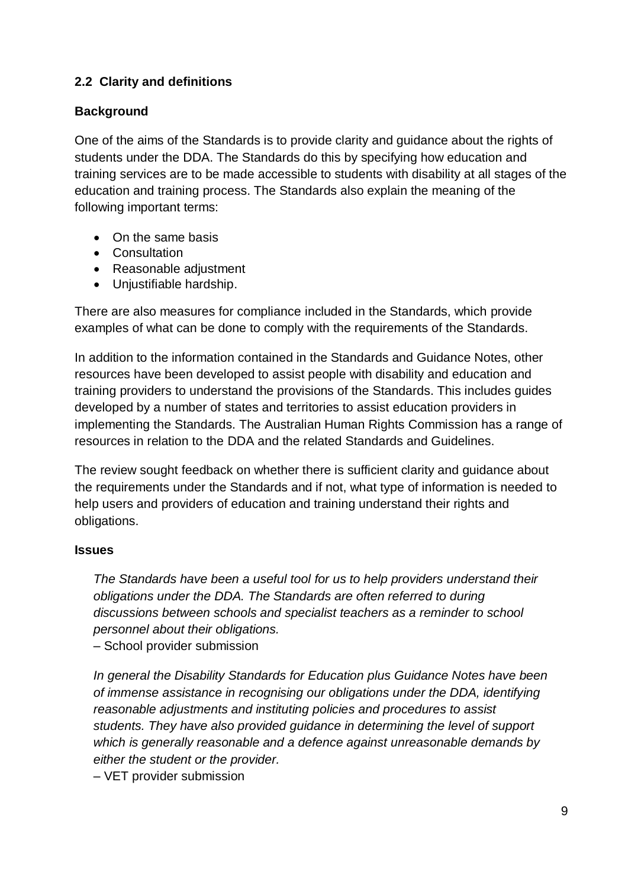### 2.2 Clarity and definitions

**Background**

One of the aims of the Standards is to provide clarity and guidance about the rights of students under the DDA. The Standards do this by specifying how education and training services are to be made accessible to students with disability at all stages of the education and training process. The Standards also explain the meaning of the following important terms:

- On the same basis
- Consultation
- Reasonable adjustment
- Unjustifiable hardship.

There are also measures for compliance included in the Standards, which provide examples of what can be done to comply with the requirements of the Standards.

In addition to the information contained in the Standards and Guidance Notes, other resources have been developed to assist people with disability and education and training providers to understand the provisions of the Standards. This includes guides developed by a number of states and territories to assist education providers in implementing the Standards. The Australian Human Rights Commission has a range of resources in relation to the DDA and the related Standards and Guidelines.

The review sought feedback on whether there is sufficient clarity and guidance about the requirements under the Standards and if not, what type of information is needed to help users and providers of education and training understand their rights and obligations.

**Issues**

> *The Standards have been a useful tool for us to help providers understand their obligations under the DDA. The Standards are often referred to during discussions between schools and specialist teachers as a reminder to school personnel about their obligations.*
>
> – School provider submission

> *In general the Disability Standards for Education plus Guidance Notes have been of immense assistance in recognising our obligations under the DDA, identifying reasonable adjustments and instituting policies and procedures to assist students. They have also provided guidance in determining the level of support which is generally reasonable and a defence against unreasonable demands by either the student or the provider.*
>
> – VET provider submission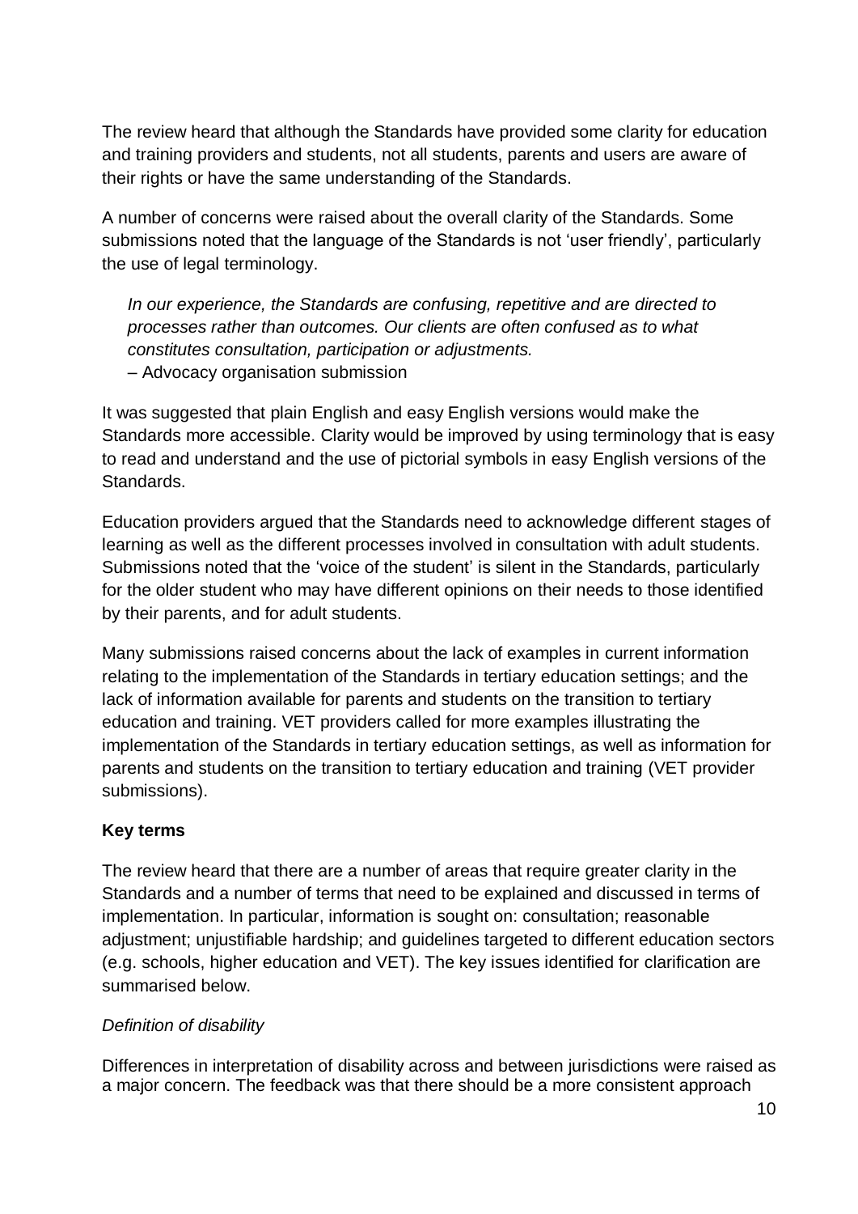The review heard that although the Standards have provided some clarity for education and training providers and students, not all students, parents and users are aware of their rights or have the same understanding of the Standards.

A number of concerns were raised about the overall clarity of the Standards. Some submissions noted that the language of the Standards is not 'user friendly', particularly the use of legal terminology.

> *In our experience, the Standards are confusing, repetitive and are directed to processes rather than outcomes. Our clients are often confused as to what constitutes consultation, participation or adjustments.*
> – Advocacy organisation submission

It was suggested that plain English and easy English versions would make the Standards more accessible. Clarity would be improved by using terminology that is easy to read and understand and the use of pictorial symbols in easy English versions of the Standards.

Education providers argued that the Standards need to acknowledge different stages of learning as well as the different processes involved in consultation with adult students. Submissions noted that the 'voice of the student' is silent in the Standards, particularly for the older student who may have different opinions on their needs to those identified by their parents, and for adult students.

Many submissions raised concerns about the lack of examples in current information relating to the implementation of the Standards in tertiary education settings; and the lack of information available for parents and students on the transition to tertiary education and training. VET providers called for more examples illustrating the implementation of the Standards in tertiary education settings, as well as information for parents and students on the transition to tertiary education and training (VET provider submissions).

**Key terms**

The review heard that there are a number of areas that require greater clarity in the Standards and a number of terms that need to be explained and discussed in terms of implementation. In particular, information is sought on: consultation; reasonable adjustment; unjustifiable hardship; and guidelines targeted to different education sectors (e.g. schools, higher education and VET). The key issues identified for clarification are summarised below.

*Definition of disability*

Differences in interpretation of disability across and between jurisdictions were raised as a major concern. The feedback was that there should be a more consistent approach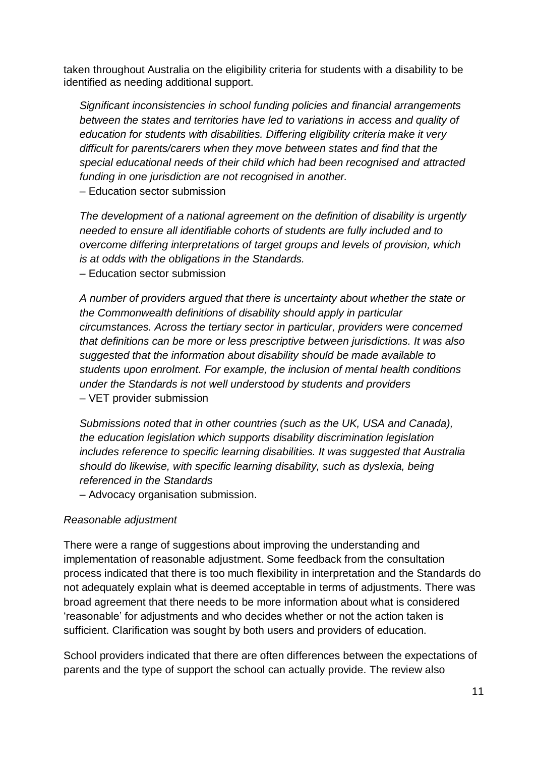taken throughout Australia on the eligibility criteria for students with a disability to be identified as needing additional support.

> *Significant inconsistencies in school funding policies and financial arrangements between the states and territories have led to variations in access and quality of education for students with disabilities. Differing eligibility criteria make it very difficult for parents/carers when they move between states and find that the special educational needs of their child which had been recognised and attracted funding in one jurisdiction are not recognised in another.*
> – Education sector submission

> *The development of a national agreement on the definition of disability is urgently needed to ensure all identifiable cohorts of students are fully included and to overcome differing interpretations of target groups and levels of provision, which is at odds with the obligations in the Standards.*
> – Education sector submission

> *A number of providers argued that there is uncertainty about whether the state or the Commonwealth definitions of disability should apply in particular circumstances. Across the tertiary sector in particular, providers were concerned that definitions can be more or less prescriptive between jurisdictions. It was also suggested that the information about disability should be made available to students upon enrolment. For example, the inclusion of mental health conditions under the Standards is not well understood by students and providers*
> – VET provider submission

> *Submissions noted that in other countries (such as the UK, USA and Canada), the education legislation which supports disability discrimination legislation includes reference to specific learning disabilities. It was suggested that Australia should do likewise, with specific learning disability, such as dyslexia, being referenced in the Standards*
> – Advocacy organisation submission.

*Reasonable adjustment*

There were a range of suggestions about improving the understanding and implementation of reasonable adjustment. Some feedback from the consultation process indicated that there is too much flexibility in interpretation and the Standards do not adequately explain what is deemed acceptable in terms of adjustments. There was broad agreement that there needs to be more information about what is considered 'reasonable' for adjustments and who decides whether or not the action taken is sufficient. Clarification was sought by both users and providers of education.

School providers indicated that there are often differences between the expectations of parents and the type of support the school can actually provide. The review also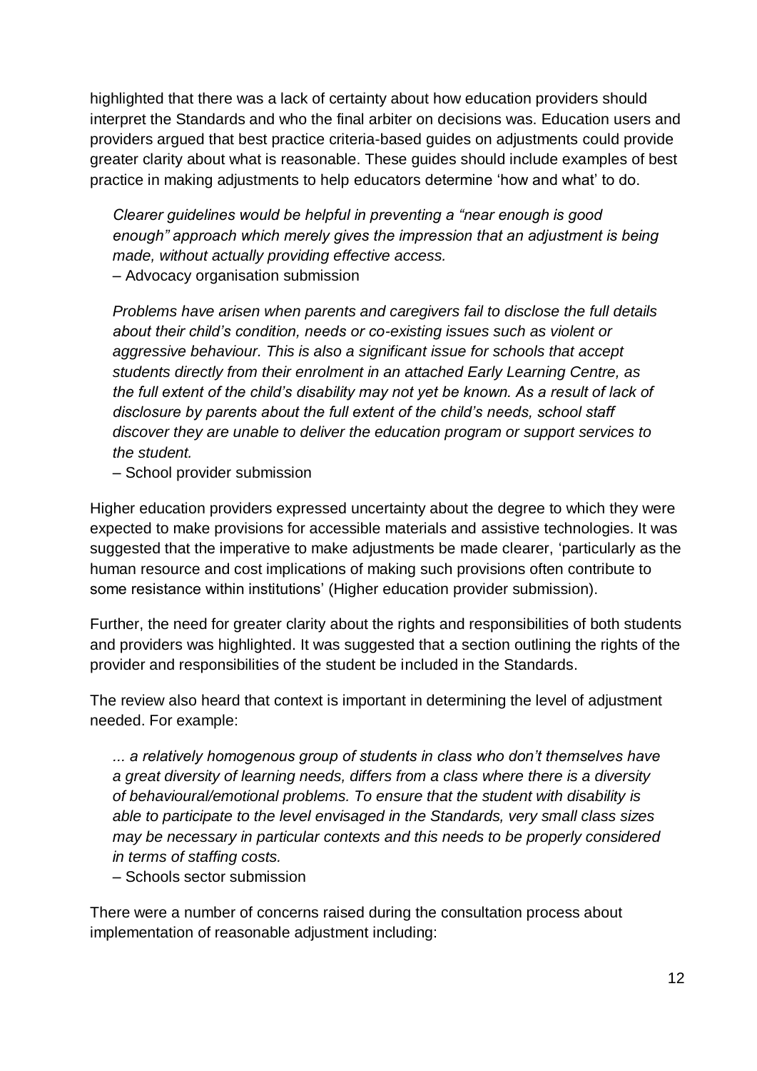highlighted that there was a lack of certainty about how education providers should interpret the Standards and who the final arbiter on decisions was. Education users and providers argued that best practice criteria-based guides on adjustments could provide greater clarity about what is reasonable. These guides should include examples of best practice in making adjustments to help educators determine 'how and what' to do.

> *Clearer guidelines would be helpful in preventing a "near enough is good enough" approach which merely gives the impression that an adjustment is being made, without actually providing effective access.*
>
> – Advocacy organisation submission

> *Problems have arisen when parents and caregivers fail to disclose the full details about their child's condition, needs or co-existing issues such as violent or aggressive behaviour. This is also a significant issue for schools that accept students directly from their enrolment in an attached Early Learning Centre, as the full extent of the child's disability may not yet be known. As a result of lack of disclosure by parents about the full extent of the child's needs, school staff discover they are unable to deliver the education program or support services to the student.*
>
> – School provider submission

Higher education providers expressed uncertainty about the degree to which they were expected to make provisions for accessible materials and assistive technologies. It was suggested that the imperative to make adjustments be made clearer, 'particularly as the human resource and cost implications of making such provisions often contribute to some resistance within institutions' (Higher education provider submission).

Further, the need for greater clarity about the rights and responsibilities of both students and providers was highlighted. It was suggested that a section outlining the rights of the provider and responsibilities of the student be included in the Standards.

The review also heard that context is important in determining the level of adjustment needed. For example:

> *... a relatively homogenous group of students in class who don't themselves have a great diversity of learning needs, differs from a class where there is a diversity of behavioural/emotional problems. To ensure that the student with disability is able to participate to the level envisaged in the Standards, very small class sizes may be necessary in particular contexts and this needs to be properly considered in terms of staffing costs.*
>
> – Schools sector submission

There were a number of concerns raised during the consultation process about implementation of reasonable adjustment including: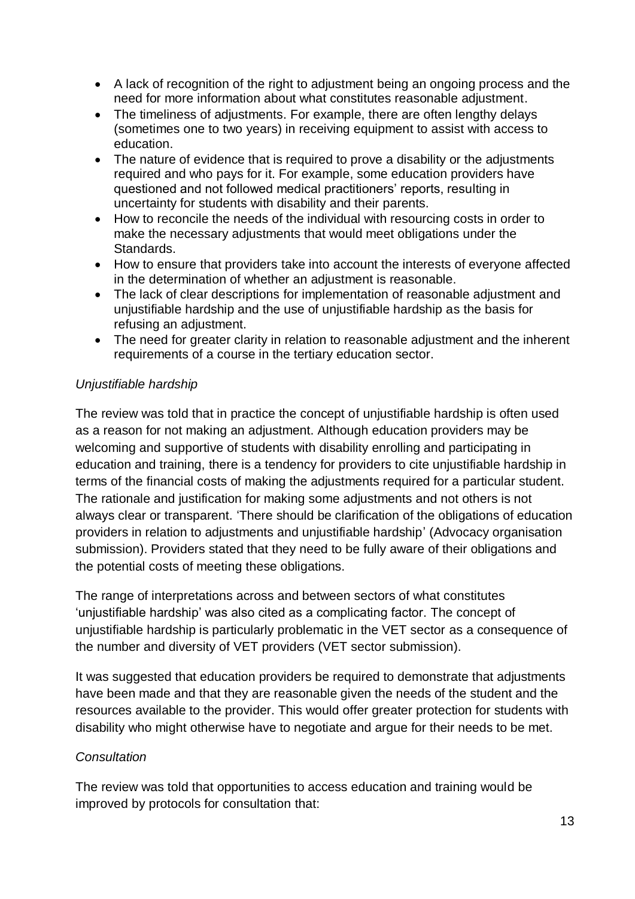- A lack of recognition of the right to adjustment being an ongoing process and the need for more information about what constitutes reasonable adjustment.
- The timeliness of adjustments. For example, there are often lengthy delays (sometimes one to two years) in receiving equipment to assist with access to education.
- The nature of evidence that is required to prove a disability or the adjustments required and who pays for it. For example, some education providers have questioned and not followed medical practitioners' reports, resulting in uncertainty for students with disability and their parents.
- How to reconcile the needs of the individual with resourcing costs in order to make the necessary adjustments that would meet obligations under the Standards.
- How to ensure that providers take into account the interests of everyone affected in the determination of whether an adjustment is reasonable.
- The lack of clear descriptions for implementation of reasonable adjustment and unjustifiable hardship and the use of unjustifiable hardship as the basis for refusing an adjustment.
- The need for greater clarity in relation to reasonable adjustment and the inherent requirements of a course in the tertiary education sector.

*Unjustifiable hardship*

The review was told that in practice the concept of unjustifiable hardship is often used as a reason for not making an adjustment. Although education providers may be welcoming and supportive of students with disability enrolling and participating in education and training, there is a tendency for providers to cite unjustifiable hardship in terms of the financial costs of making the adjustments required for a particular student. The rationale and justification for making some adjustments and not others is not always clear or transparent. 'There should be clarification of the obligations of education providers in relation to adjustments and unjustifiable hardship' (Advocacy organisation submission). Providers stated that they need to be fully aware of their obligations and the potential costs of meeting these obligations.

The range of interpretations across and between sectors of what constitutes 'unjustifiable hardship' was also cited as a complicating factor. The concept of unjustifiable hardship is particularly problematic in the VET sector as a consequence of the number and diversity of VET providers (VET sector submission).

It was suggested that education providers be required to demonstrate that adjustments have been made and that they are reasonable given the needs of the student and the resources available to the provider. This would offer greater protection for students with disability who might otherwise have to negotiate and argue for their needs to be met.

*Consultation*

The review was told that opportunities to access education and training would be improved by protocols for consultation that: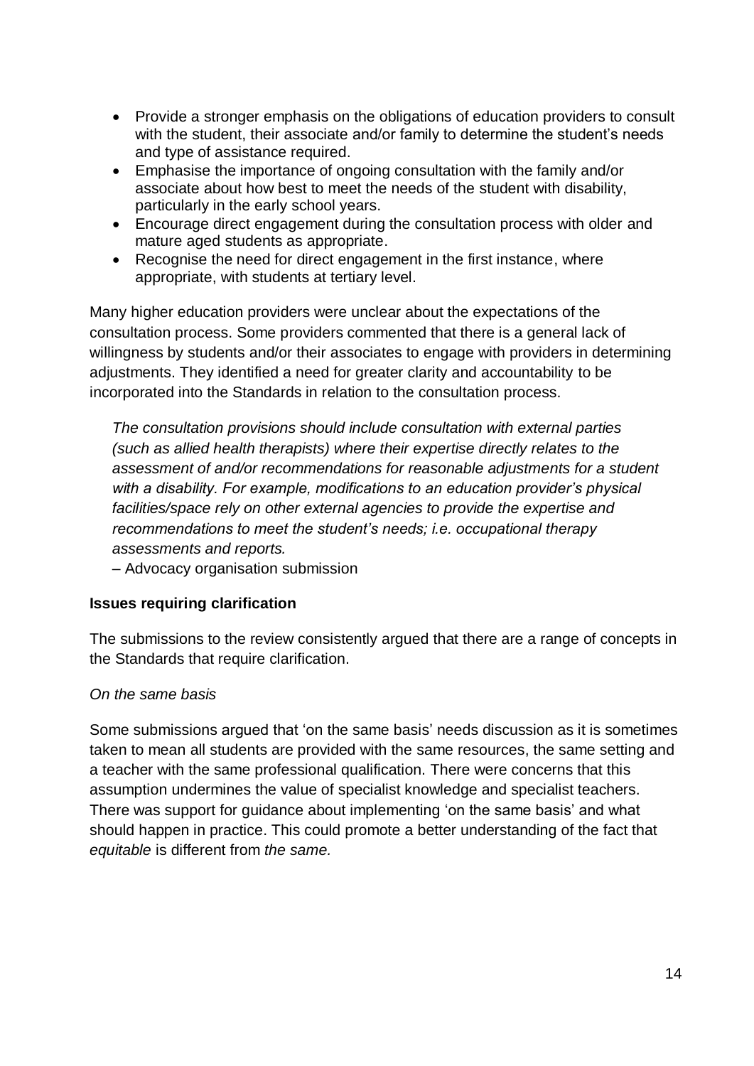- Provide a stronger emphasis on the obligations of education providers to consult with the student, their associate and/or family to determine the student's needs and type of assistance required.
- Emphasise the importance of ongoing consultation with the family and/or associate about how best to meet the needs of the student with disability, particularly in the early school years.
- Encourage direct engagement during the consultation process with older and mature aged students as appropriate.
- Recognise the need for direct engagement in the first instance, where appropriate, with students at tertiary level.

Many higher education providers were unclear about the expectations of the consultation process. Some providers commented that there is a general lack of willingness by students and/or their associates to engage with providers in determining adjustments. They identified a need for greater clarity and accountability to be incorporated into the Standards in relation to the consultation process.

> *The consultation provisions should include consultation with external parties (such as allied health therapists) where their expertise directly relates to the assessment of and/or recommendations for reasonable adjustments for a student with a disability. For example, modifications to an education provider's physical facilities/space rely on other external agencies to provide the expertise and recommendations to meet the student's needs; i.e. occupational therapy assessments and reports.*
>
> – Advocacy organisation submission

**Issues requiring clarification**

The submissions to the review consistently argued that there are a range of concepts in the Standards that require clarification.

*On the same basis*

Some submissions argued that 'on the same basis' needs discussion as it is sometimes taken to mean all students are provided with the same resources, the same setting and a teacher with the same professional qualification. There were concerns that this assumption undermines the value of specialist knowledge and specialist teachers. There was support for guidance about implementing 'on the same basis' and what should happen in practice. This could promote a better understanding of the fact that *equitable* is different from *the same.*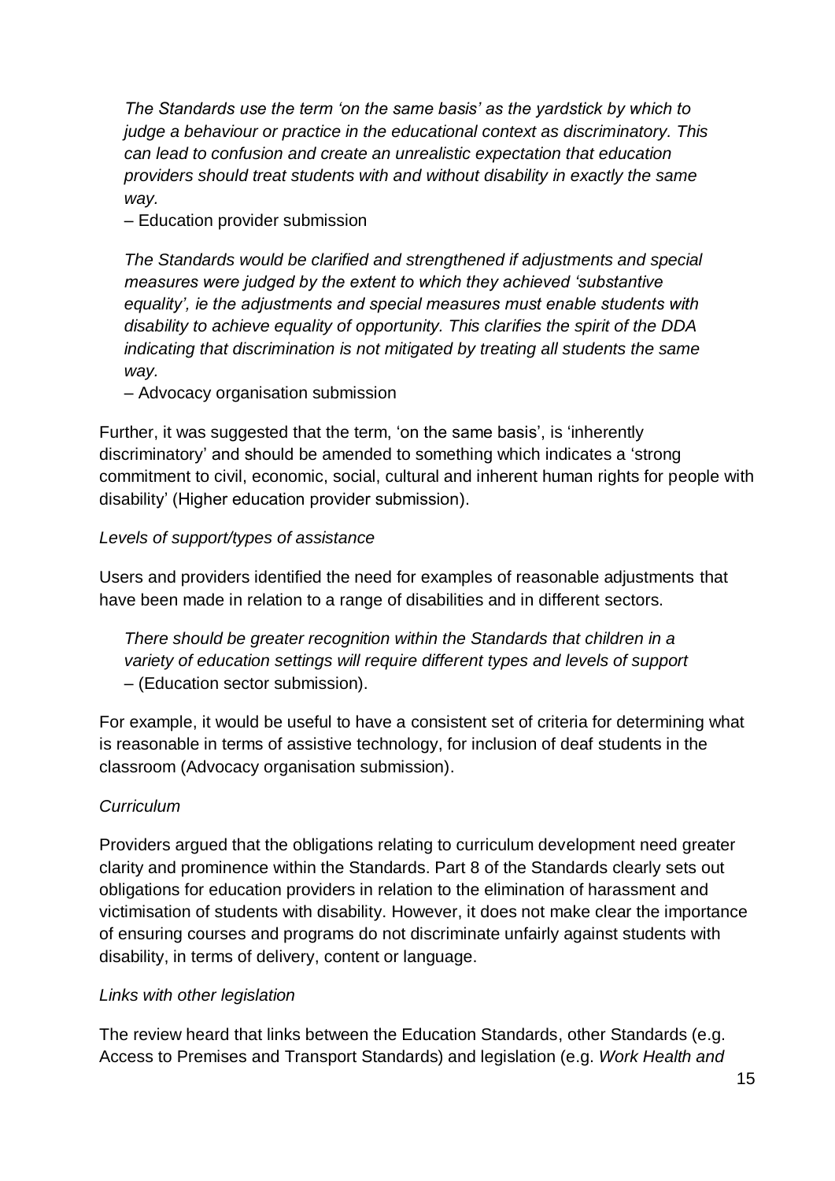*The Standards use the term 'on the same basis' as the yardstick by which to judge a behaviour or practice in the educational context as discriminatory. This can lead to confusion and create an unrealistic expectation that education providers should treat students with and without disability in exactly the same way.*

– Education provider submission

*The Standards would be clarified and strengthened if adjustments and special measures were judged by the extent to which they achieved 'substantive equality', ie the adjustments and special measures must enable students with disability to achieve equality of opportunity. This clarifies the spirit of the DDA indicating that discrimination is not mitigated by treating all students the same way.*

– Advocacy organisation submission

Further, it was suggested that the term, 'on the same basis', is 'inherently discriminatory' and should be amended to something which indicates a 'strong commitment to civil, economic, social, cultural and inherent human rights for people with disability' (Higher education provider submission).

*Levels of support/types of assistance*

Users and providers identified the need for examples of reasonable adjustments that have been made in relation to a range of disabilities and in different sectors.

*There should be greater recognition within the Standards that children in a variety of education settings will require different types and levels of support*
– (Education sector submission).

For example, it would be useful to have a consistent set of criteria for determining what is reasonable in terms of assistive technology, for inclusion of deaf students in the classroom (Advocacy organisation submission).

*Curriculum*

Providers argued that the obligations relating to curriculum development need greater clarity and prominence within the Standards. Part 8 of the Standards clearly sets out obligations for education providers in relation to the elimination of harassment and victimisation of students with disability. However, it does not make clear the importance of ensuring courses and programs do not discriminate unfairly against students with disability, in terms of delivery, content or language.

*Links with other legislation*

The review heard that links between the Education Standards, other Standards (e.g. Access to Premises and Transport Standards) and legislation (e.g. *Work Health and*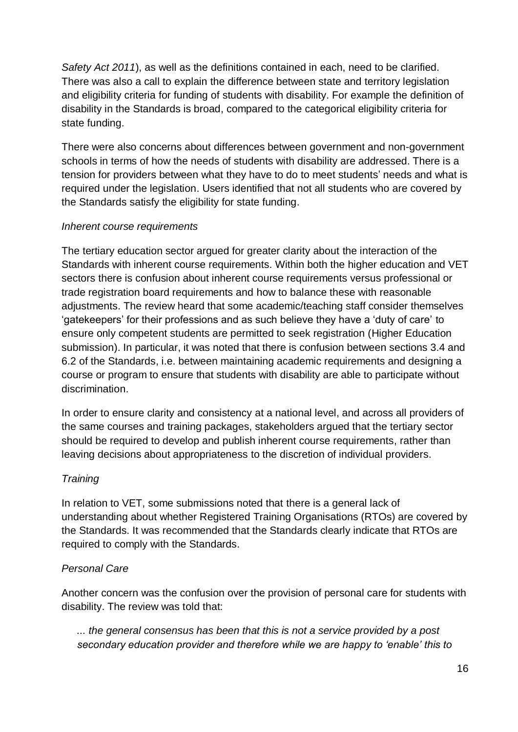*Safety Act 2011*), as well as the definitions contained in each, need to be clarified. There was also a call to explain the difference between state and territory legislation and eligibility criteria for funding of students with disability. For example the definition of disability in the Standards is broad, compared to the categorical eligibility criteria for state funding.

There were also concerns about differences between government and non-government schools in terms of how the needs of students with disability are addressed. There is a tension for providers between what they have to do to meet students' needs and what is required under the legislation. Users identified that not all students who are covered by the Standards satisfy the eligibility for state funding.

*Inherent course requirements*

The tertiary education sector argued for greater clarity about the interaction of the Standards with inherent course requirements. Within both the higher education and VET sectors there is confusion about inherent course requirements versus professional or trade registration board requirements and how to balance these with reasonable adjustments. The review heard that some academic/teaching staff consider themselves 'gatekeepers' for their professions and as such believe they have a 'duty of care' to ensure only competent students are permitted to seek registration (Higher Education submission). In particular, it was noted that there is confusion between sections 3.4 and 6.2 of the Standards, i.e. between maintaining academic requirements and designing a course or program to ensure that students with disability are able to participate without discrimination.

In order to ensure clarity and consistency at a national level, and across all providers of the same courses and training packages, stakeholders argued that the tertiary sector should be required to develop and publish inherent course requirements, rather than leaving decisions about appropriateness to the discretion of individual providers.

*Training*

In relation to VET, some submissions noted that there is a general lack of understanding about whether Registered Training Organisations (RTOs) are covered by the Standards. It was recommended that the Standards clearly indicate that RTOs are required to comply with the Standards.

*Personal Care*

Another concern was the confusion over the provision of personal care for students with disability. The review was told that:

> *... the general consensus has been that this is not a service provided by a post secondary education provider and therefore while we are happy to 'enable' this to*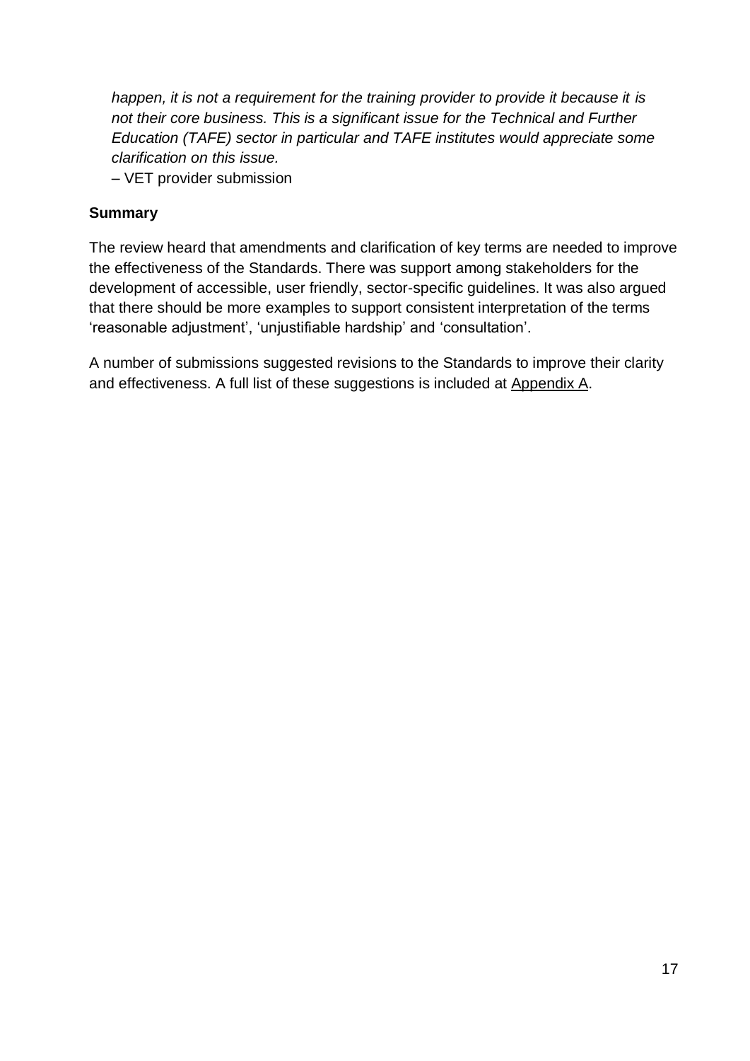*happen, it is not a requirement for the training provider to provide it because it is not their core business. This is a significant issue for the Technical and Further Education (TAFE) sector in particular and TAFE institutes would appreciate some clarification on this issue.*

– VET provider submission

**Summary**

The review heard that amendments and clarification of key terms are needed to improve the effectiveness of the Standards. There was support among stakeholders for the development of accessible, user friendly, sector-specific guidelines. It was also argued that there should be more examples to support consistent interpretation of the terms 'reasonable adjustment', 'unjustifiable hardship' and 'consultation'.

A number of submissions suggested revisions to the Standards to improve their clarity and effectiveness. A full list of these suggestions is included at Appendix A.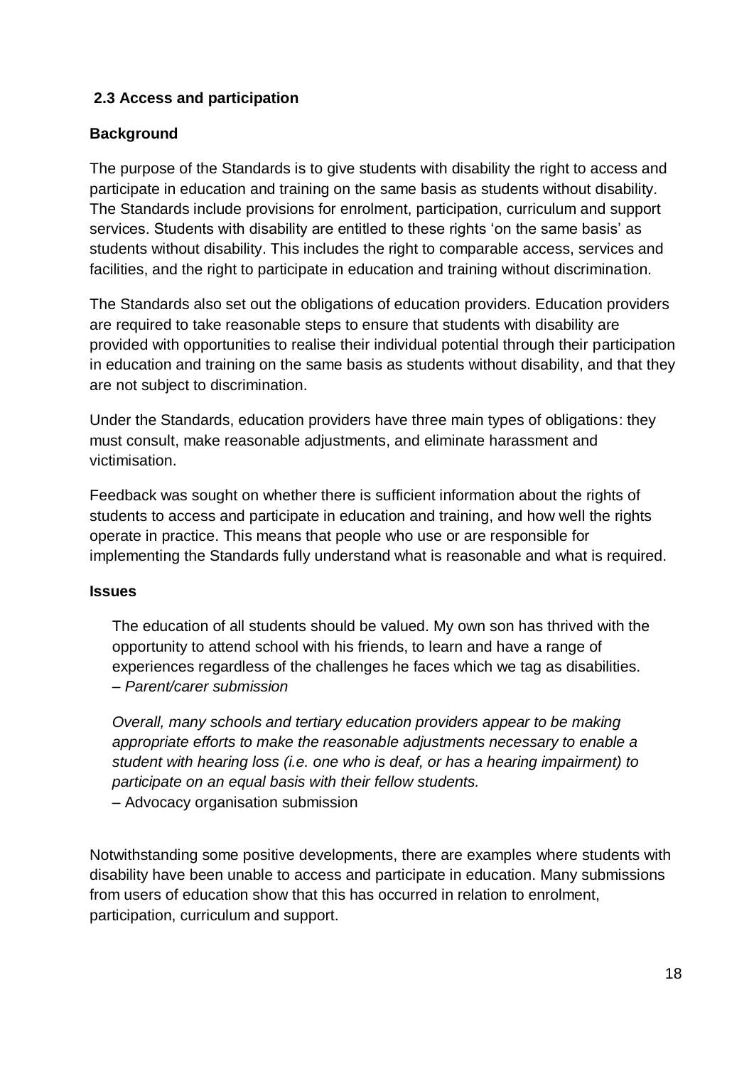## 2.3 Access and participation

### Background

The purpose of the Standards is to give students with disability the right to access and participate in education and training on the same basis as students without disability. The Standards include provisions for enrolment, participation, curriculum and support services. Students with disability are entitled to these rights 'on the same basis' as students without disability. This includes the right to comparable access, services and facilities, and the right to participate in education and training without discrimination.

The Standards also set out the obligations of education providers. Education providers are required to take reasonable steps to ensure that students with disability are provided with opportunities to realise their individual potential through their participation in education and training on the same basis as students without disability, and that they are not subject to discrimination.

Under the Standards, education providers have three main types of obligations: they must consult, make reasonable adjustments, and eliminate harassment and victimisation.

Feedback was sought on whether there is sufficient information about the rights of students to access and participate in education and training, and how well the rights operate in practice. This means that people who use or are responsible for implementing the Standards fully understand what is reasonable and what is required.

### Issues

> The education of all students should be valued. My own son has thrived with the opportunity to attend school with his friends, to learn and have a range of experiences regardless of the challenges he faces which we tag as disabilities.
> – *Parent/carer submission*

> *Overall, many schools and tertiary education providers appear to be making appropriate efforts to make the reasonable adjustments necessary to enable a student with hearing loss (i.e. one who is deaf, or has a hearing impairment) to participate on an equal basis with their fellow students.*
> – Advocacy organisation submission

Notwithstanding some positive developments, there are examples where students with disability have been unable to access and participate in education. Many submissions from users of education show that this has occurred in relation to enrolment, participation, curriculum and support.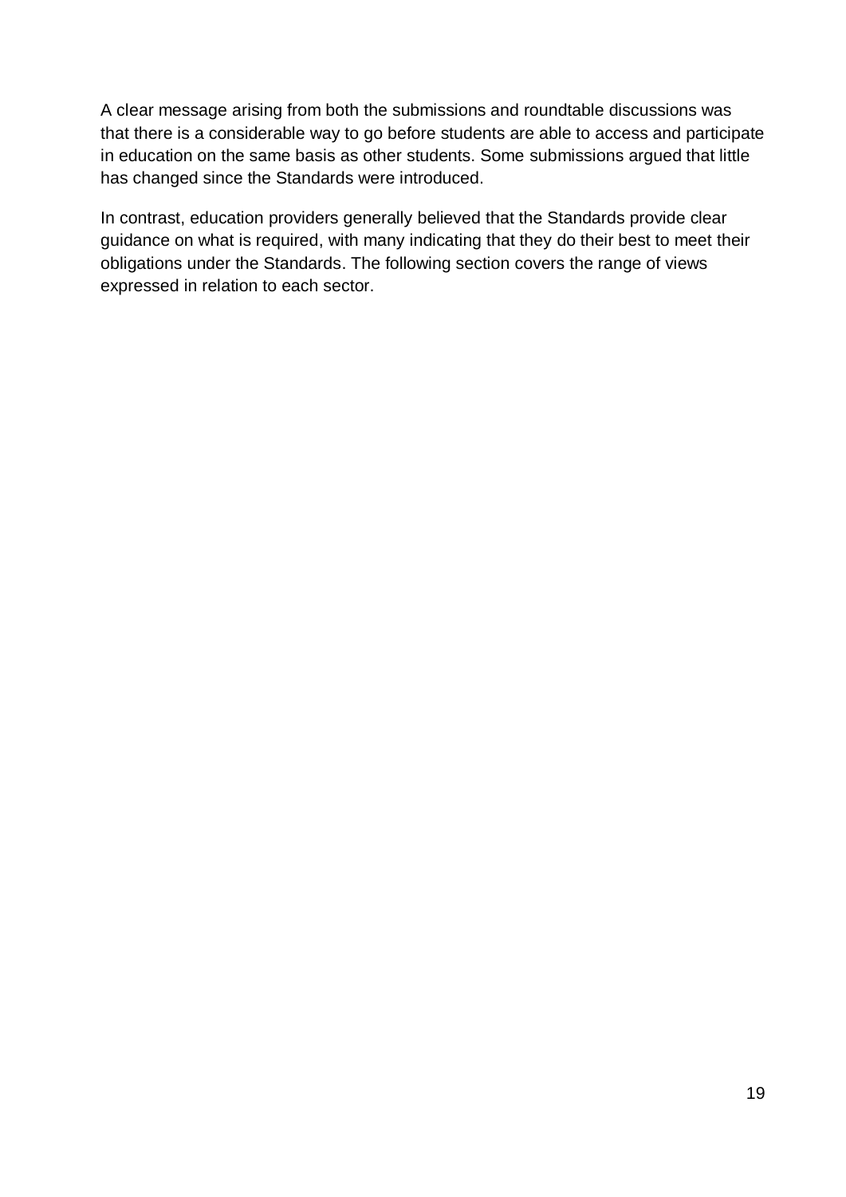A clear message arising from both the submissions and roundtable discussions was that there is a considerable way to go before students are able to access and participate in education on the same basis as other students. Some submissions argued that little has changed since the Standards were introduced.

In contrast, education providers generally believed that the Standards provide clear guidance on what is required, with many indicating that they do their best to meet their obligations under the Standards. The following section covers the range of views expressed in relation to each sector.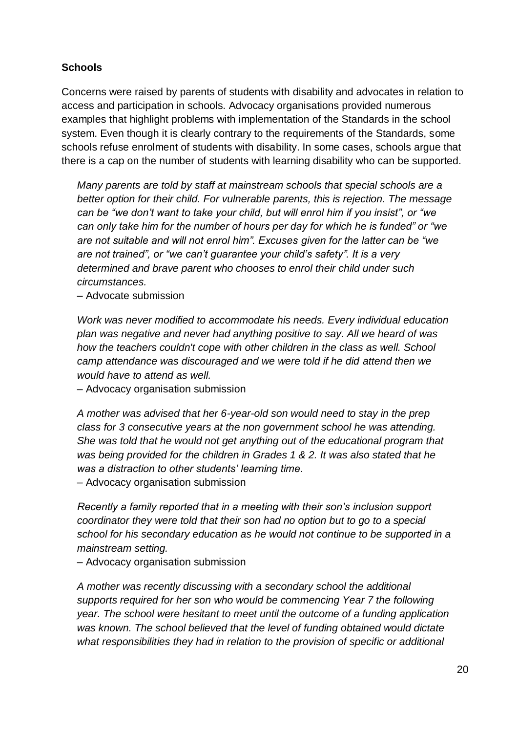**Schools**

Concerns were raised by parents of students with disability and advocates in relation to access and participation in schools. Advocacy organisations provided numerous examples that highlight problems with implementation of the Standards in the school system. Even though it is clearly contrary to the requirements of the Standards, some schools refuse enrolment of students with disability. In some cases, schools argue that there is a cap on the number of students with learning disability who can be supported.

> *Many parents are told by staff at mainstream schools that special schools are a better option for their child. For vulnerable parents, this is rejection. The message can be "we don't want to take your child, but will enrol him if you insist", or "we can only take him for the number of hours per day for which he is funded" or "we are not suitable and will not enrol him". Excuses given for the latter can be "we are not trained", or "we can't guarantee your child's safety". It is a very determined and brave parent who chooses to enrol their child under such circumstances.*
>
> – Advocate submission

> *Work was never modified to accommodate his needs. Every individual education plan was negative and never had anything positive to say. All we heard of was how the teachers couldn't cope with other children in the class as well. School camp attendance was discouraged and we were told if he did attend then we would have to attend as well.*
>
> – Advocacy organisation submission

> *A mother was advised that her 6-year-old son would need to stay in the prep class for 3 consecutive years at the non government school he was attending. She was told that he would not get anything out of the educational program that was being provided for the children in Grades 1 & 2. It was also stated that he was a distraction to other students' learning time.*
>
> – Advocacy organisation submission

> *Recently a family reported that in a meeting with their son's inclusion support coordinator they were told that their son had no option but to go to a special school for his secondary education as he would not continue to be supported in a mainstream setting.*
>
> – Advocacy organisation submission

> *A mother was recently discussing with a secondary school the additional supports required for her son who would be commencing Year 7 the following year. The school were hesitant to meet until the outcome of a funding application was known. The school believed that the level of funding obtained would dictate what responsibilities they had in relation to the provision of specific or additional*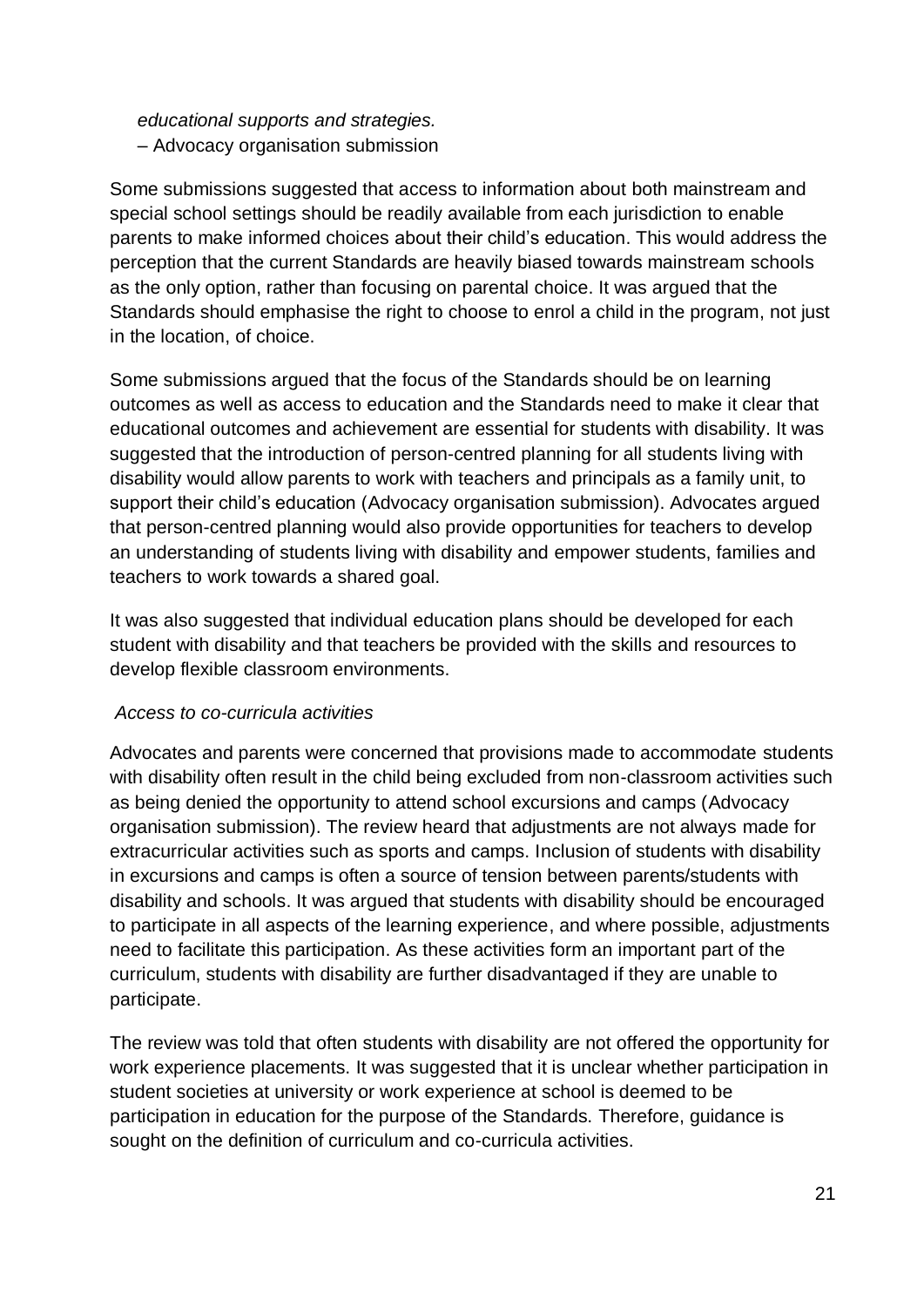*educational supports and strategies.*

– Advocacy organisation submission

Some submissions suggested that access to information about both mainstream and special school settings should be readily available from each jurisdiction to enable parents to make informed choices about their child's education. This would address the perception that the current Standards are heavily biased towards mainstream schools as the only option, rather than focusing on parental choice. It was argued that the Standards should emphasise the right to choose to enrol a child in the program, not just in the location, of choice.

Some submissions argued that the focus of the Standards should be on learning outcomes as well as access to education and the Standards need to make it clear that educational outcomes and achievement are essential for students with disability. It was suggested that the introduction of person-centred planning for all students living with disability would allow parents to work with teachers and principals as a family unit, to support their child's education (Advocacy organisation submission). Advocates argued that person-centred planning would also provide opportunities for teachers to develop an understanding of students living with disability and empower students, families and teachers to work towards a shared goal.

It was also suggested that individual education plans should be developed for each student with disability and that teachers be provided with the skills and resources to develop flexible classroom environments.

*Access to co-curricula activities*

Advocates and parents were concerned that provisions made to accommodate students with disability often result in the child being excluded from non-classroom activities such as being denied the opportunity to attend school excursions and camps (Advocacy organisation submission). The review heard that adjustments are not always made for extracurricular activities such as sports and camps. Inclusion of students with disability in excursions and camps is often a source of tension between parents/students with disability and schools. It was argued that students with disability should be encouraged to participate in all aspects of the learning experience, and where possible, adjustments need to facilitate this participation. As these activities form an important part of the curriculum, students with disability are further disadvantaged if they are unable to participate.

The review was told that often students with disability are not offered the opportunity for work experience placements. It was suggested that it is unclear whether participation in student societies at university or work experience at school is deemed to be participation in education for the purpose of the Standards. Therefore, guidance is sought on the definition of curriculum and co-curricula activities.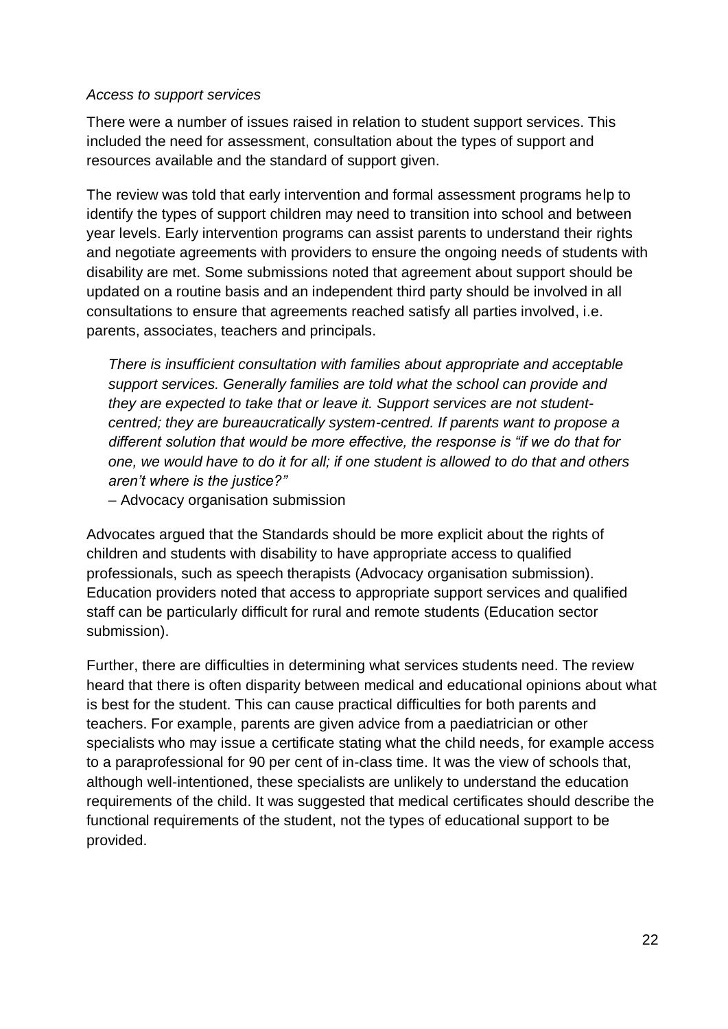*Access to support services*

There were a number of issues raised in relation to student support services. This included the need for assessment, consultation about the types of support and resources available and the standard of support given.

The review was told that early intervention and formal assessment programs help to identify the types of support children may need to transition into school and between year levels. Early intervention programs can assist parents to understand their rights and negotiate agreements with providers to ensure the ongoing needs of students with disability are met. Some submissions noted that agreement about support should be updated on a routine basis and an independent third party should be involved in all consultations to ensure that agreements reached satisfy all parties involved, i.e. parents, associates, teachers and principals.

> *There is insufficient consultation with families about appropriate and acceptable support services. Generally families are told what the school can provide and they are expected to take that or leave it. Support services are not student-centred; they are bureaucratically system-centred. If parents want to propose a different solution that would be more effective, the response is "if we do that for one, we would have to do it for all; if one student is allowed to do that and others aren't where is the justice?"*
>
> – Advocacy organisation submission

Advocates argued that the Standards should be more explicit about the rights of children and students with disability to have appropriate access to qualified professionals, such as speech therapists (Advocacy organisation submission). Education providers noted that access to appropriate support services and qualified staff can be particularly difficult for rural and remote students (Education sector submission).

Further, there are difficulties in determining what services students need. The review heard that there is often disparity between medical and educational opinions about what is best for the student. This can cause practical difficulties for both parents and teachers. For example, parents are given advice from a paediatrician or other specialists who may issue a certificate stating what the child needs, for example access to a paraprofessional for 90 per cent of in-class time. It was the view of schools that, although well-intentioned, these specialists are unlikely to understand the education requirements of the child. It was suggested that medical certificates should describe the functional requirements of the student, not the types of educational support to be provided.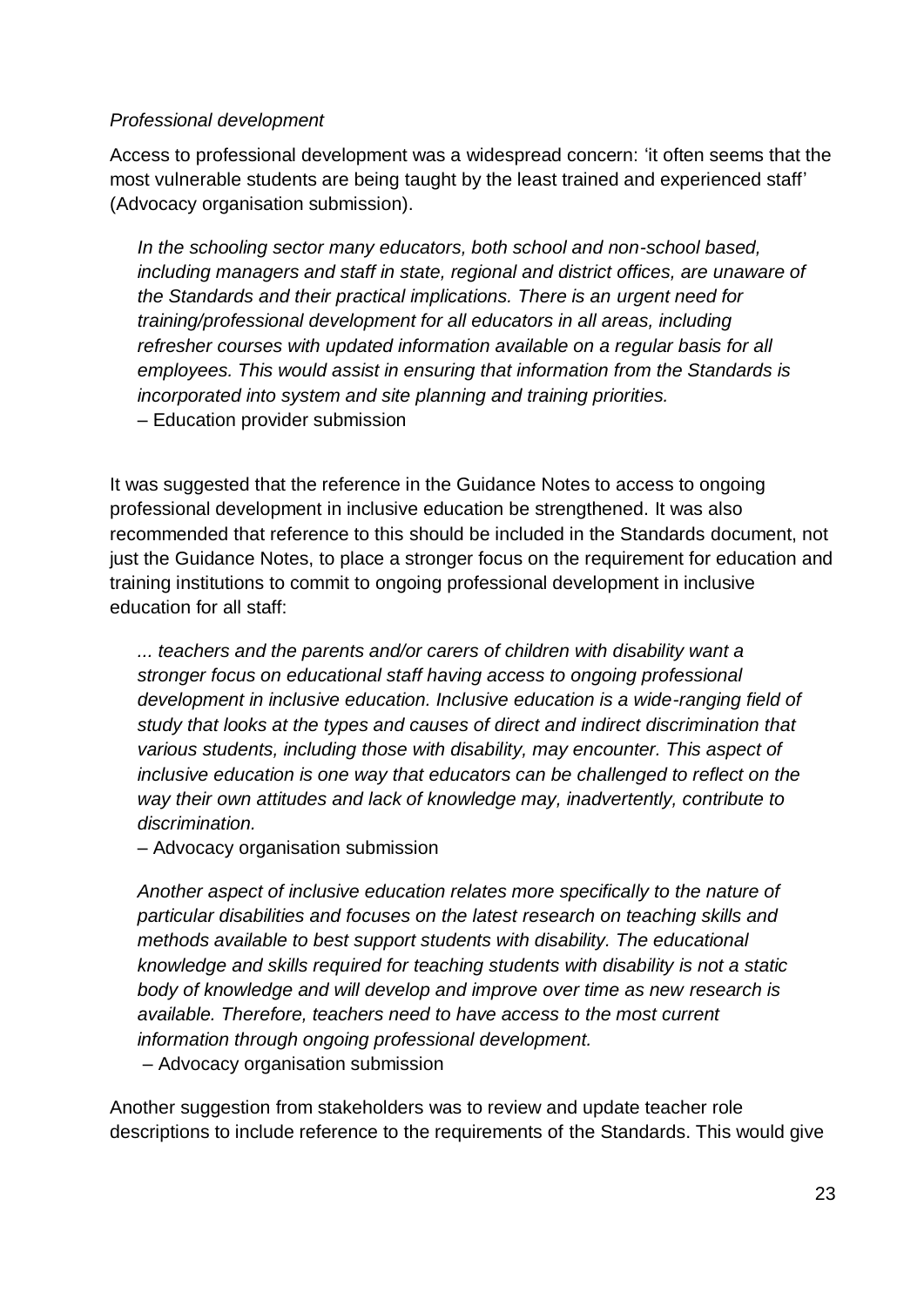*Professional development*

Access to professional development was a widespread concern: 'it often seems that the most vulnerable students are being taught by the least trained and experienced staff' (Advocacy organisation submission).

> *In the schooling sector many educators, both school and non-school based, including managers and staff in state, regional and district offices, are unaware of the Standards and their practical implications. There is an urgent need for training/professional development for all educators in all areas, including refresher courses with updated information available on a regular basis for all employees. This would assist in ensuring that information from the Standards is incorporated into system and site planning and training priorities.*
>
> – Education provider submission

It was suggested that the reference in the Guidance Notes to access to ongoing professional development in inclusive education be strengthened. It was also recommended that reference to this should be included in the Standards document, not just the Guidance Notes, to place a stronger focus on the requirement for education and training institutions to commit to ongoing professional development in inclusive education for all staff:

> *... teachers and the parents and/or carers of children with disability want a stronger focus on educational staff having access to ongoing professional development in inclusive education. Inclusive education is a wide-ranging field of study that looks at the types and causes of direct and indirect discrimination that various students, including those with disability, may encounter. This aspect of inclusive education is one way that educators can be challenged to reflect on the way their own attitudes and lack of knowledge may, inadvertently, contribute to discrimination.*
>
> – Advocacy organisation submission

> *Another aspect of inclusive education relates more specifically to the nature of particular disabilities and focuses on the latest research on teaching skills and methods available to best support students with disability. The educational knowledge and skills required for teaching students with disability is not a static body of knowledge and will develop and improve over time as new research is available. Therefore, teachers need to have access to the most current information through ongoing professional development.*
>
> – Advocacy organisation submission

Another suggestion from stakeholders was to review and update teacher role descriptions to include reference to the requirements of the Standards. This would give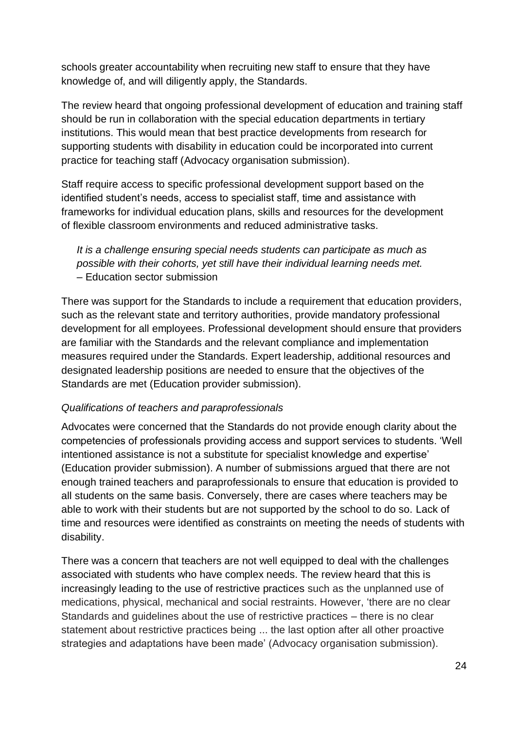schools greater accountability when recruiting new staff to ensure that they have knowledge of, and will diligently apply, the Standards.

The review heard that ongoing professional development of education and training staff should be run in collaboration with the special education departments in tertiary institutions. This would mean that best practice developments from research for supporting students with disability in education could be incorporated into current practice for teaching staff (Advocacy organisation submission).

Staff require access to specific professional development support based on the identified student's needs, access to specialist staff, time and assistance with frameworks for individual education plans, skills and resources for the development of flexible classroom environments and reduced administrative tasks.

> *It is a challenge ensuring special needs students can participate as much as possible with their cohorts, yet still have their individual learning needs met.*
> – Education sector submission

There was support for the Standards to include a requirement that education providers, such as the relevant state and territory authorities, provide mandatory professional development for all employees. Professional development should ensure that providers are familiar with the Standards and the relevant compliance and implementation measures required under the Standards. Expert leadership, additional resources and designated leadership positions are needed to ensure that the objectives of the Standards are met (Education provider submission).

*Qualifications of teachers and paraprofessionals*

Advocates were concerned that the Standards do not provide enough clarity about the competencies of professionals providing access and support services to students. 'Well intentioned assistance is not a substitute for specialist knowledge and expertise' (Education provider submission). A number of submissions argued that there are not enough trained teachers and paraprofessionals to ensure that education is provided to all students on the same basis. Conversely, there are cases where teachers may be able to work with their students but are not supported by the school to do so. Lack of time and resources were identified as constraints on meeting the needs of students with disability.

There was a concern that teachers are not well equipped to deal with the challenges associated with students who have complex needs. The review heard that this is increasingly leading to the use of restrictive practices such as the unplanned use of medications, physical, mechanical and social restraints. However, 'there are no clear Standards and guidelines about the use of restrictive practices – there is no clear statement about restrictive practices being ... the last option after all other proactive strategies and adaptations have been made' (Advocacy organisation submission).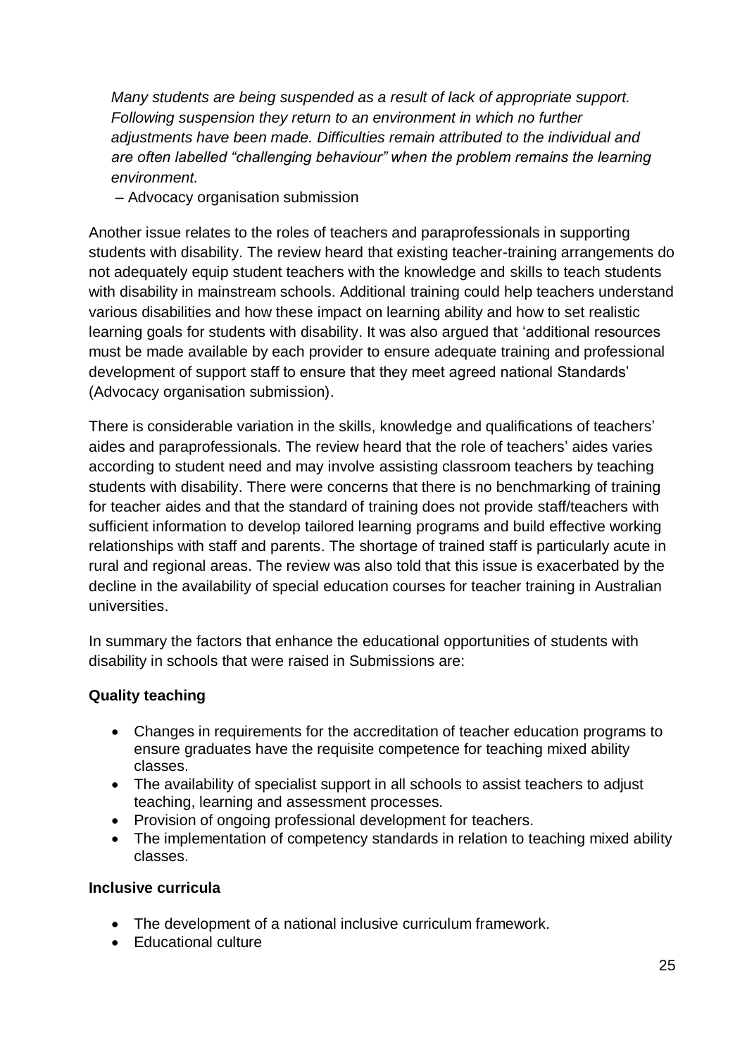*Many students are being suspended as a result of lack of appropriate support. Following suspension they return to an environment in which no further adjustments have been made. Difficulties remain attributed to the individual and are often labelled "challenging behaviour" when the problem remains the learning environment.*

– Advocacy organisation submission

Another issue relates to the roles of teachers and paraprofessionals in supporting students with disability. The review heard that existing teacher-training arrangements do not adequately equip student teachers with the knowledge and skills to teach students with disability in mainstream schools. Additional training could help teachers understand various disabilities and how these impact on learning ability and how to set realistic learning goals for students with disability. It was also argued that 'additional resources must be made available by each provider to ensure adequate training and professional development of support staff to ensure that they meet agreed national Standards' (Advocacy organisation submission).

There is considerable variation in the skills, knowledge and qualifications of teachers' aides and paraprofessionals. The review heard that the role of teachers' aides varies according to student need and may involve assisting classroom teachers by teaching students with disability. There were concerns that there is no benchmarking of training for teacher aides and that the standard of training does not provide staff/teachers with sufficient information to develop tailored learning programs and build effective working relationships with staff and parents. The shortage of trained staff is particularly acute in rural and regional areas. The review was also told that this issue is exacerbated by the decline in the availability of special education courses for teacher training in Australian universities.

In summary the factors that enhance the educational opportunities of students with disability in schools that were raised in Submissions are:

**Quality teaching**

- Changes in requirements for the accreditation of teacher education programs to ensure graduates have the requisite competence for teaching mixed ability classes.
- The availability of specialist support in all schools to assist teachers to adjust teaching, learning and assessment processes.
- Provision of ongoing professional development for teachers.
- The implementation of competency standards in relation to teaching mixed ability classes.

**Inclusive curricula**

- The development of a national inclusive curriculum framework.
- Educational culture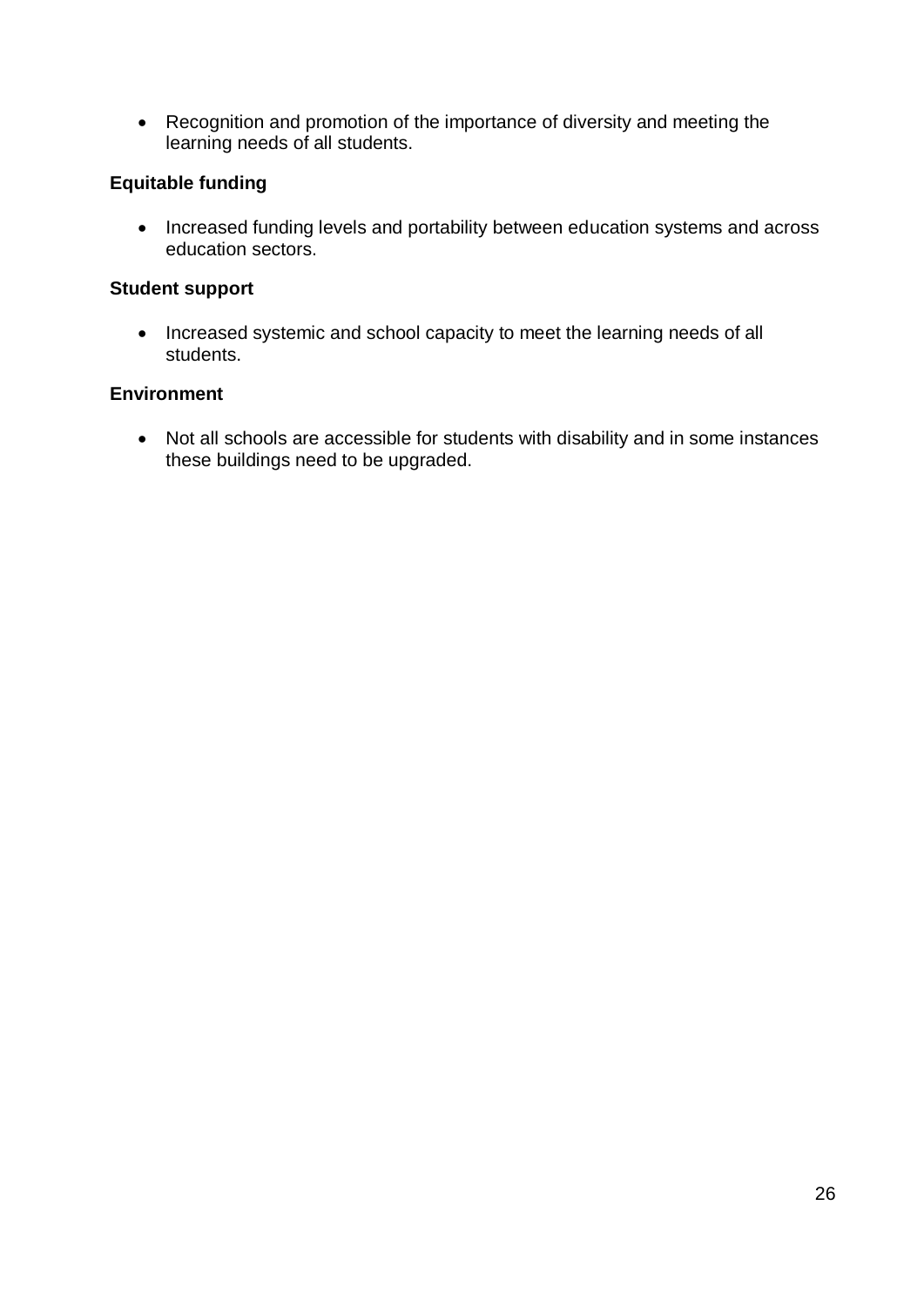- Recognition and promotion of the importance of diversity and meeting the learning needs of all students.

**Equitable funding**

- Increased funding levels and portability between education systems and across education sectors.

**Student support**

- Increased systemic and school capacity to meet the learning needs of all students.

**Environment**

- Not all schools are accessible for students with disability and in some instances these buildings need to be upgraded.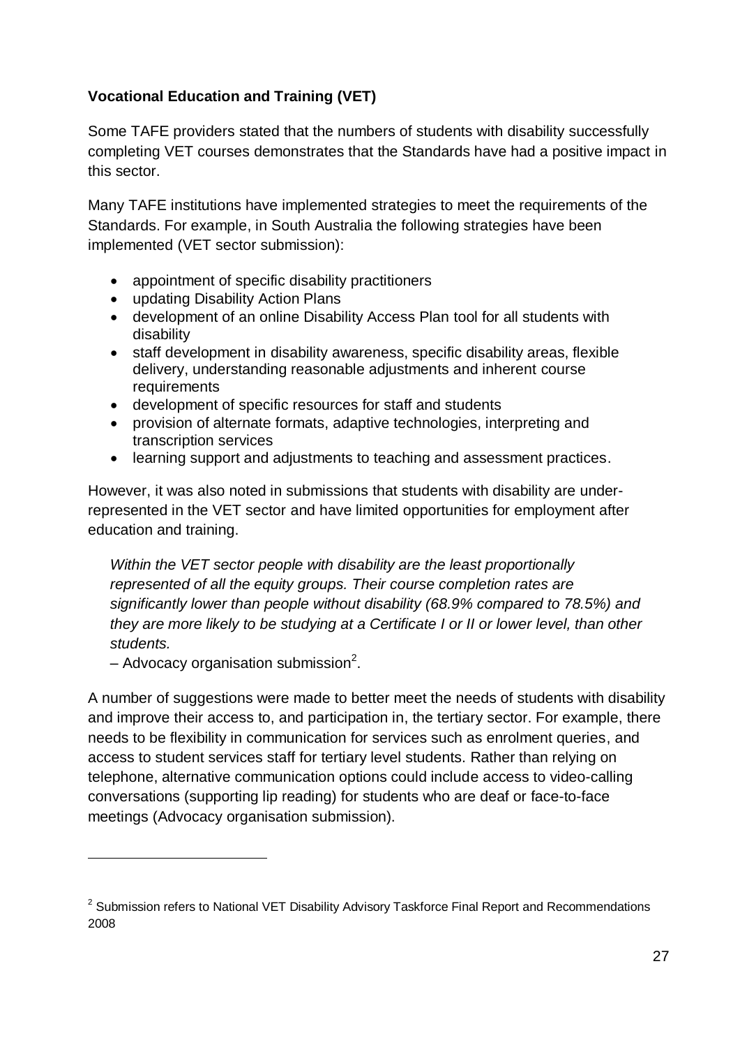**Vocational Education and Training (VET)**

Some TAFE providers stated that the numbers of students with disability successfully completing VET courses demonstrates that the Standards have had a positive impact in this sector.

Many TAFE institutions have implemented strategies to meet the requirements of the Standards. For example, in South Australia the following strategies have been implemented (VET sector submission):

- appointment of specific disability practitioners
- updating Disability Action Plans
- development of an online Disability Access Plan tool for all students with disability
- staff development in disability awareness, specific disability areas, flexible delivery, understanding reasonable adjustments and inherent course requirements
- development of specific resources for staff and students
- provision of alternate formats, adaptive technologies, interpreting and transcription services
- learning support and adjustments to teaching and assessment practices.

However, it was also noted in submissions that students with disability are under-represented in the VET sector and have limited opportunities for employment after education and training.

> *Within the VET sector people with disability are the least proportionally represented of all the equity groups. Their course completion rates are significantly lower than people without disability (68.9% compared to 78.5%) and they are more likely to be studying at a Certificate I or II or lower level, than other students.*
>
> – Advocacy organisation submission[2].

A number of suggestions were made to better meet the needs of students with disability and improve their access to, and participation in, the tertiary sector. For example, there needs to be flexibility in communication for services such as enrolment queries, and access to student services staff for tertiary level students. Rather than relying on telephone, alternative communication options could include access to video-calling conversations (supporting lip reading) for students who are deaf or face-to-face meetings (Advocacy organisation submission).

---

[2] Submission refers to National VET Disability Advisory Taskforce Final Report and Recommendations 2008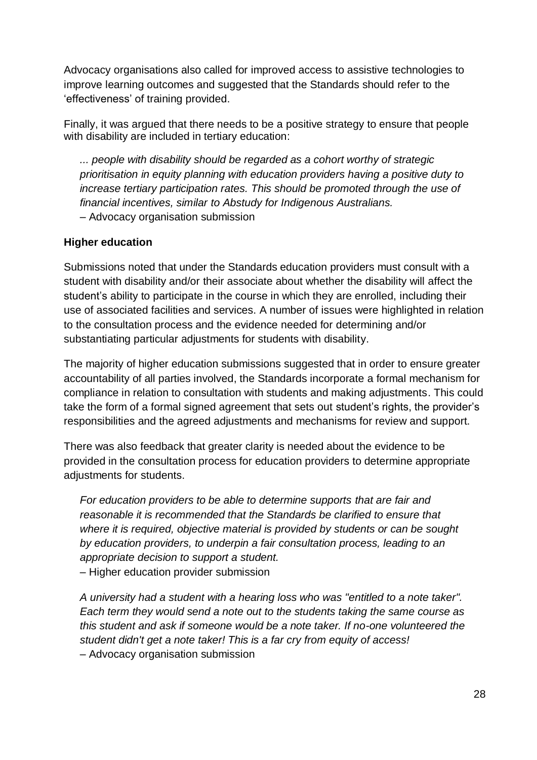Advocacy organisations also called for improved access to assistive technologies to improve learning outcomes and suggested that the Standards should refer to the 'effectiveness' of training provided.

Finally, it was argued that there needs to be a positive strategy to ensure that people with disability are included in tertiary education:

> *... people with disability should be regarded as a cohort worthy of strategic prioritisation in equity planning with education providers having a positive duty to increase tertiary participation rates. This should be promoted through the use of financial incentives, similar to Abstudy for Indigenous Australians.*
> – Advocacy organisation submission

**Higher education**

Submissions noted that under the Standards education providers must consult with a student with disability and/or their associate about whether the disability will affect the student's ability to participate in the course in which they are enrolled, including their use of associated facilities and services. A number of issues were highlighted in relation to the consultation process and the evidence needed for determining and/or substantiating particular adjustments for students with disability.

The majority of higher education submissions suggested that in order to ensure greater accountability of all parties involved, the Standards incorporate a formal mechanism for compliance in relation to consultation with students and making adjustments. This could take the form of a formal signed agreement that sets out student's rights, the provider's responsibilities and the agreed adjustments and mechanisms for review and support.

There was also feedback that greater clarity is needed about the evidence to be provided in the consultation process for education providers to determine appropriate adjustments for students.

> *For education providers to be able to determine supports that are fair and reasonable it is recommended that the Standards be clarified to ensure that where it is required, objective material is provided by students or can be sought by education providers, to underpin a fair consultation process, leading to an appropriate decision to support a student.*
> – Higher education provider submission

> *A university had a student with a hearing loss who was "entitled to a note taker". Each term they would send a note out to the students taking the same course as this student and ask if someone would be a note taker. If no-one volunteered the student didn't get a note taker! This is a far cry from equity of access!*
> – Advocacy organisation submission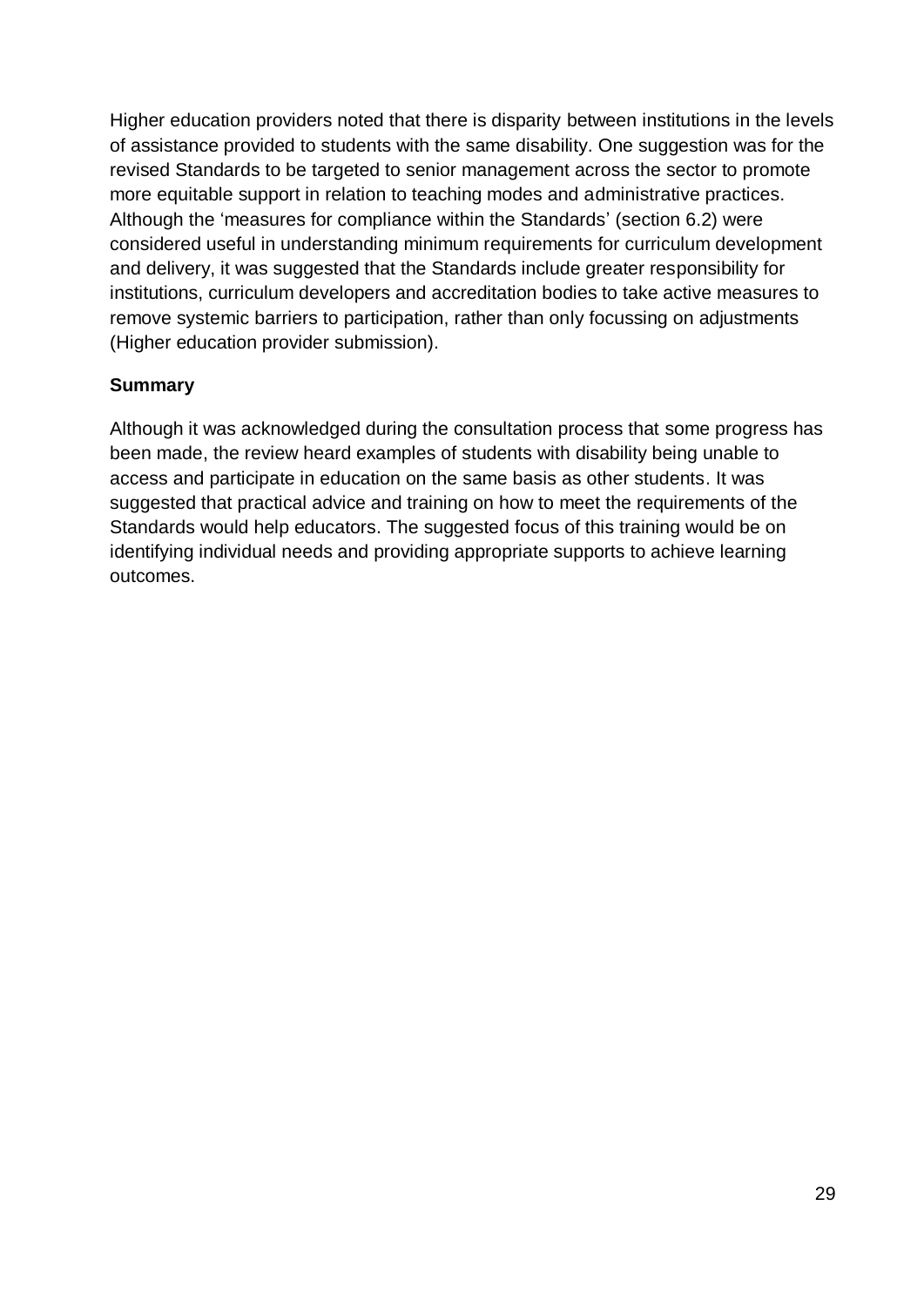Higher education providers noted that there is disparity between institutions in the levels of assistance provided to students with the same disability. One suggestion was for the revised Standards to be targeted to senior management across the sector to promote more equitable support in relation to teaching modes and administrative practices. Although the 'measures for compliance within the Standards' (section 6.2) were considered useful in understanding minimum requirements for curriculum development and delivery, it was suggested that the Standards include greater responsibility for institutions, curriculum developers and accreditation bodies to take active measures to remove systemic barriers to participation, rather than only focussing on adjustments (Higher education provider submission).

**Summary**

Although it was acknowledged during the consultation process that some progress has been made, the review heard examples of students with disability being unable to access and participate in education on the same basis as other students. It was suggested that practical advice and training on how to meet the requirements of the Standards would help educators. The suggested focus of this training would be on identifying individual needs and providing appropriate supports to achieve learning outcomes.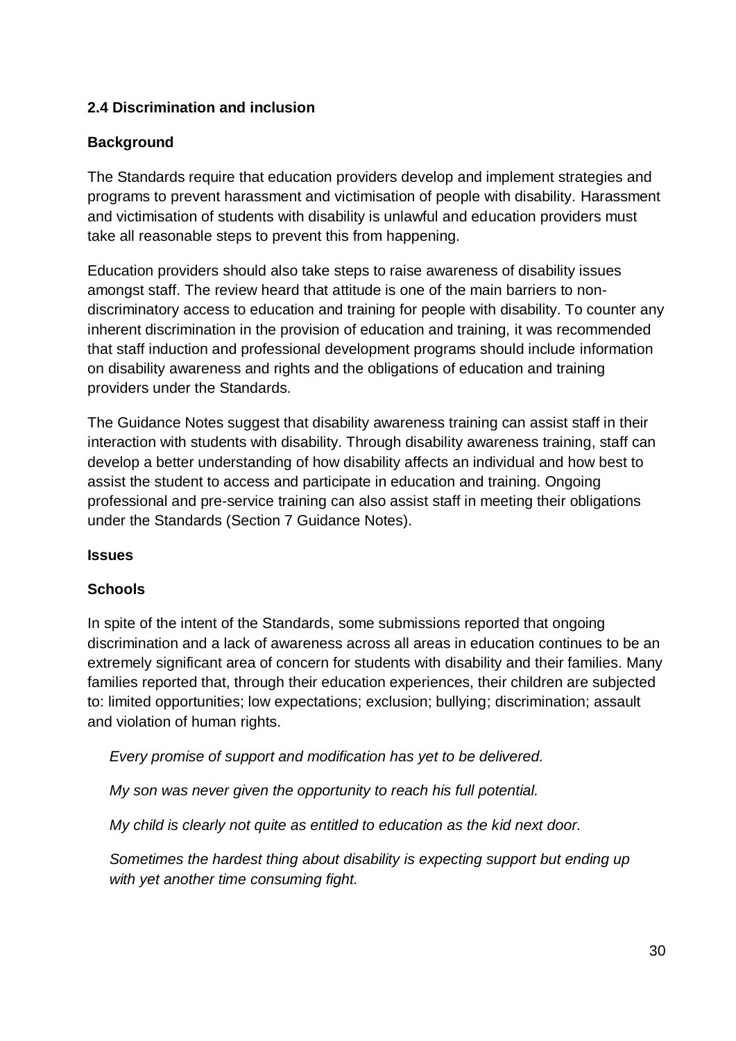## 2.4 Discrimination and inclusion

### Background

The Standards require that education providers develop and implement strategies and programs to prevent harassment and victimisation of people with disability. Harassment and victimisation of students with disability is unlawful and education providers must take all reasonable steps to prevent this from happening.

Education providers should also take steps to raise awareness of disability issues amongst staff. The review heard that attitude is one of the main barriers to non-discriminatory access to education and training for people with disability. To counter any inherent discrimination in the provision of education and training, it was recommended that staff induction and professional development programs should include information on disability awareness and rights and the obligations of education and training providers under the Standards.

The Guidance Notes suggest that disability awareness training can assist staff in their interaction with students with disability. Through disability awareness training, staff can develop a better understanding of how disability affects an individual and how best to assist the student to access and participate in education and training. Ongoing professional and pre-service training can also assist staff in meeting their obligations under the Standards (Section 7 Guidance Notes).

### Issues

### Schools

In spite of the intent of the Standards, some submissions reported that ongoing discrimination and a lack of awareness across all areas in education continues to be an extremely significant area of concern for students with disability and their families. Many families reported that, through their education experiences, their children are subjected to: limited opportunities; low expectations; exclusion; bullying; discrimination; assault and violation of human rights.

> *Every promise of support and modification has yet to be delivered.*
>
> *My son was never given the opportunity to reach his full potential.*
>
> *My child is clearly not quite as entitled to education as the kid next door.*
>
> *Sometimes the hardest thing about disability is expecting support but ending up with yet another time consuming fight.*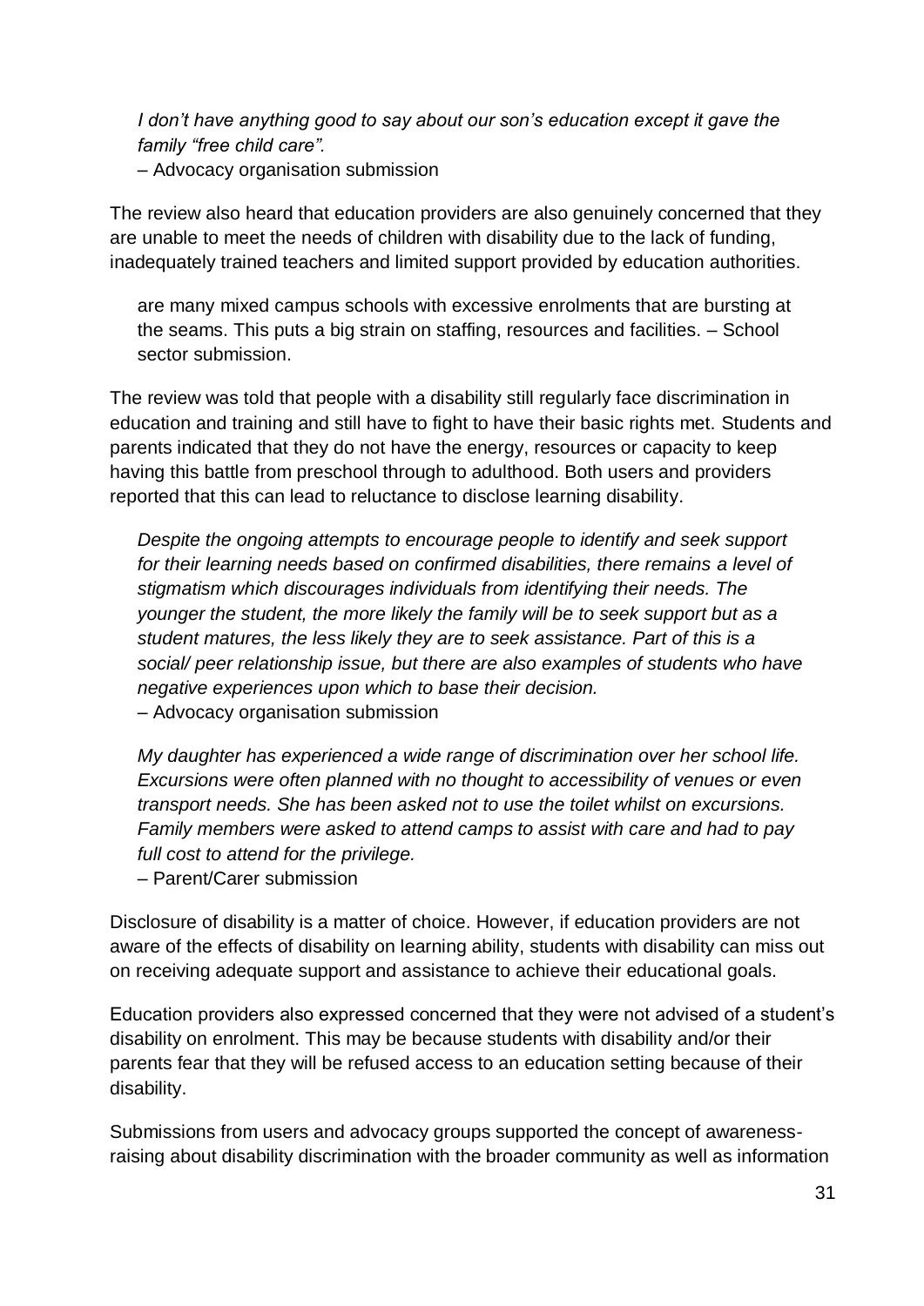*I don't have anything good to say about our son's education except it gave the family "free child care".*
– Advocacy organisation submission

The review also heard that education providers are also genuinely concerned that they are unable to meet the needs of children with disability due to the lack of funding, inadequately trained teachers and limited support provided by education authorities.

> are many mixed campus schools with excessive enrolments that are bursting at the seams. This puts a big strain on staffing, resources and facilities. – School sector submission.

The review was told that people with a disability still regularly face discrimination in education and training and still have to fight to have their basic rights met. Students and parents indicated that they do not have the energy, resources or capacity to keep having this battle from preschool through to adulthood. Both users and providers reported that this can lead to reluctance to disclose learning disability.

> *Despite the ongoing attempts to encourage people to identify and seek support for their learning needs based on confirmed disabilities, there remains a level of stigmatism which discourages individuals from identifying their needs. The younger the student, the more likely the family will be to seek support but as a student matures, the less likely they are to seek assistance. Part of this is a social/ peer relationship issue, but there are also examples of students who have negative experiences upon which to base their decision.*
> – Advocacy organisation submission

> *My daughter has experienced a wide range of discrimination over her school life. Excursions were often planned with no thought to accessibility of venues or even transport needs. She has been asked not to use the toilet whilst on excursions. Family members were asked to attend camps to assist with care and had to pay full cost to attend for the privilege.*
> – Parent/Carer submission

Disclosure of disability is a matter of choice. However, if education providers are not aware of the effects of disability on learning ability, students with disability can miss out on receiving adequate support and assistance to achieve their educational goals.

Education providers also expressed concerned that they were not advised of a student's disability on enrolment. This may be because students with disability and/or their parents fear that they will be refused access to an education setting because of their disability.

Submissions from users and advocacy groups supported the concept of awareness-raising about disability discrimination with the broader community as well as information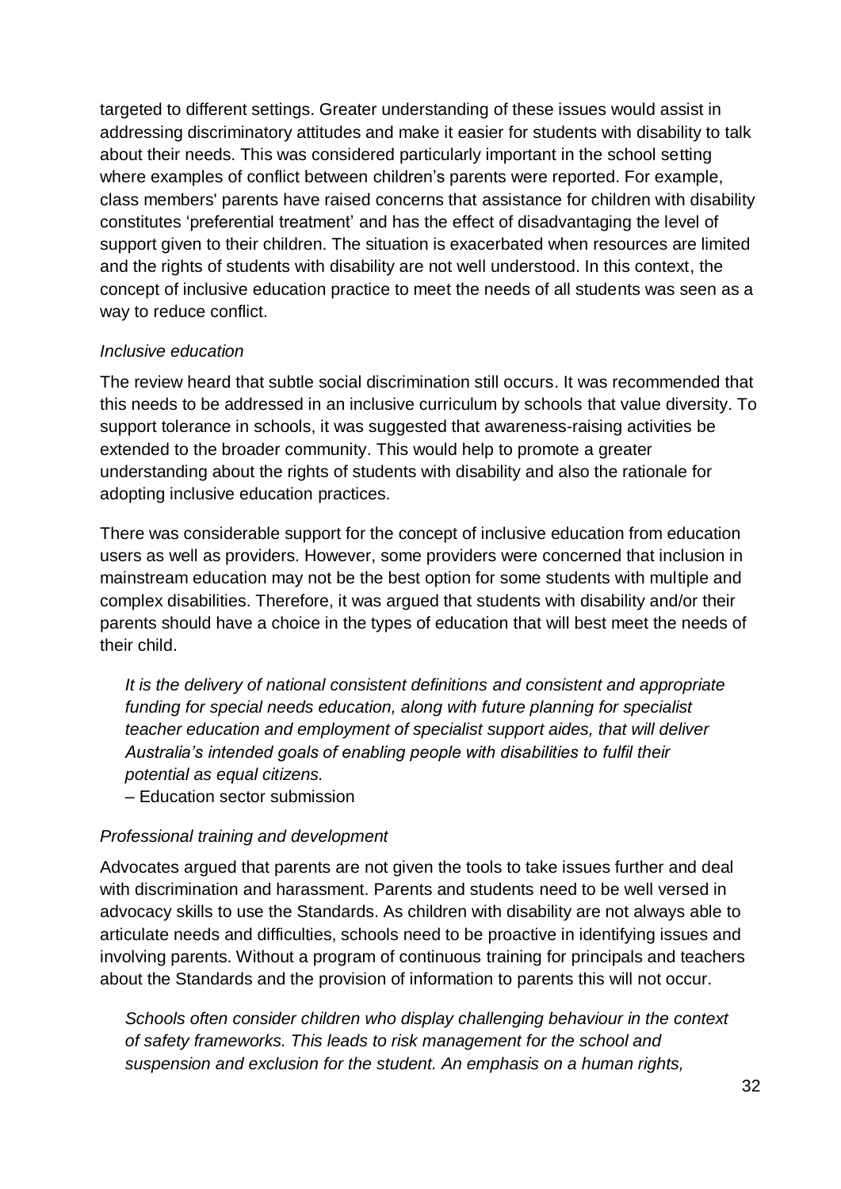targeted to different settings. Greater understanding of these issues would assist in addressing discriminatory attitudes and make it easier for students with disability to talk about their needs. This was considered particularly important in the school setting where examples of conflict between children's parents were reported. For example, class members' parents have raised concerns that assistance for children with disability constitutes 'preferential treatment' and has the effect of disadvantaging the level of support given to their children. The situation is exacerbated when resources are limited and the rights of students with disability are not well understood. In this context, the concept of inclusive education practice to meet the needs of all students was seen as a way to reduce conflict.

*Inclusive education*

The review heard that subtle social discrimination still occurs. It was recommended that this needs to be addressed in an inclusive curriculum by schools that value diversity. To support tolerance in schools, it was suggested that awareness-raising activities be extended to the broader community. This would help to promote a greater understanding about the rights of students with disability and also the rationale for adopting inclusive education practices.

There was considerable support for the concept of inclusive education from education users as well as providers. However, some providers were concerned that inclusion in mainstream education may not be the best option for some students with multiple and complex disabilities. Therefore, it was argued that students with disability and/or their parents should have a choice in the types of education that will best meet the needs of their child.

> *It is the delivery of national consistent definitions and consistent and appropriate funding for special needs education, along with future planning for specialist teacher education and employment of specialist support aides, that will deliver Australia's intended goals of enabling people with disabilities to fulfil their potential as equal citizens.*
>
> – Education sector submission

*Professional training and development*

Advocates argued that parents are not given the tools to take issues further and deal with discrimination and harassment. Parents and students need to be well versed in advocacy skills to use the Standards. As children with disability are not always able to articulate needs and difficulties, schools need to be proactive in identifying issues and involving parents. Without a program of continuous training for principals and teachers about the Standards and the provision of information to parents this will not occur.

> *Schools often consider children who display challenging behaviour in the context of safety frameworks. This leads to risk management for the school and suspension and exclusion for the student. An emphasis on a human rights,*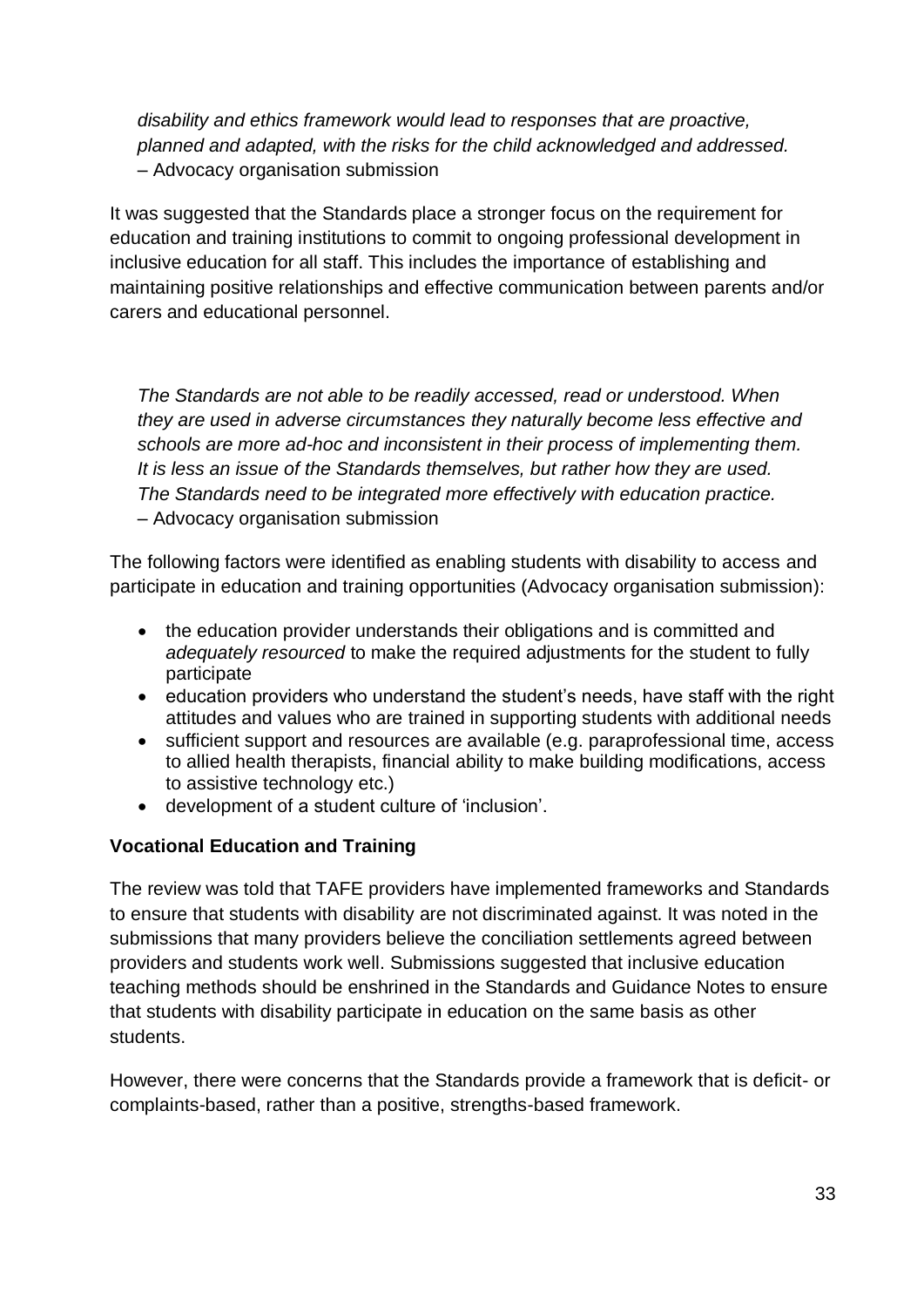*disability and ethics framework would lead to responses that are proactive, planned and adapted, with the risks for the child acknowledged and addressed.*
– Advocacy organisation submission

It was suggested that the Standards place a stronger focus on the requirement for education and training institutions to commit to ongoing professional development in inclusive education for all staff. This includes the importance of establishing and maintaining positive relationships and effective communication between parents and/or carers and educational personnel.

*The Standards are not able to be readily accessed, read or understood. When they are used in adverse circumstances they naturally become less effective and schools are more ad-hoc and inconsistent in their process of implementing them. It is less an issue of the Standards themselves, but rather how they are used. The Standards need to be integrated more effectively with education practice.*
– Advocacy organisation submission

The following factors were identified as enabling students with disability to access and participate in education and training opportunities (Advocacy organisation submission):

- the education provider understands their obligations and is committed and *adequately resourced* to make the required adjustments for the student to fully participate
- education providers who understand the student's needs, have staff with the right attitudes and values who are trained in supporting students with additional needs
- sufficient support and resources are available (e.g. paraprofessional time, access to allied health therapists, financial ability to make building modifications, access to assistive technology etc.)
- development of a student culture of 'inclusion'.

**Vocational Education and Training**

The review was told that TAFE providers have implemented frameworks and Standards to ensure that students with disability are not discriminated against. It was noted in the submissions that many providers believe the conciliation settlements agreed between providers and students work well. Submissions suggested that inclusive education teaching methods should be enshrined in the Standards and Guidance Notes to ensure that students with disability participate in education on the same basis as other students.

However, there were concerns that the Standards provide a framework that is deficit- or complaints-based, rather than a positive, strengths-based framework.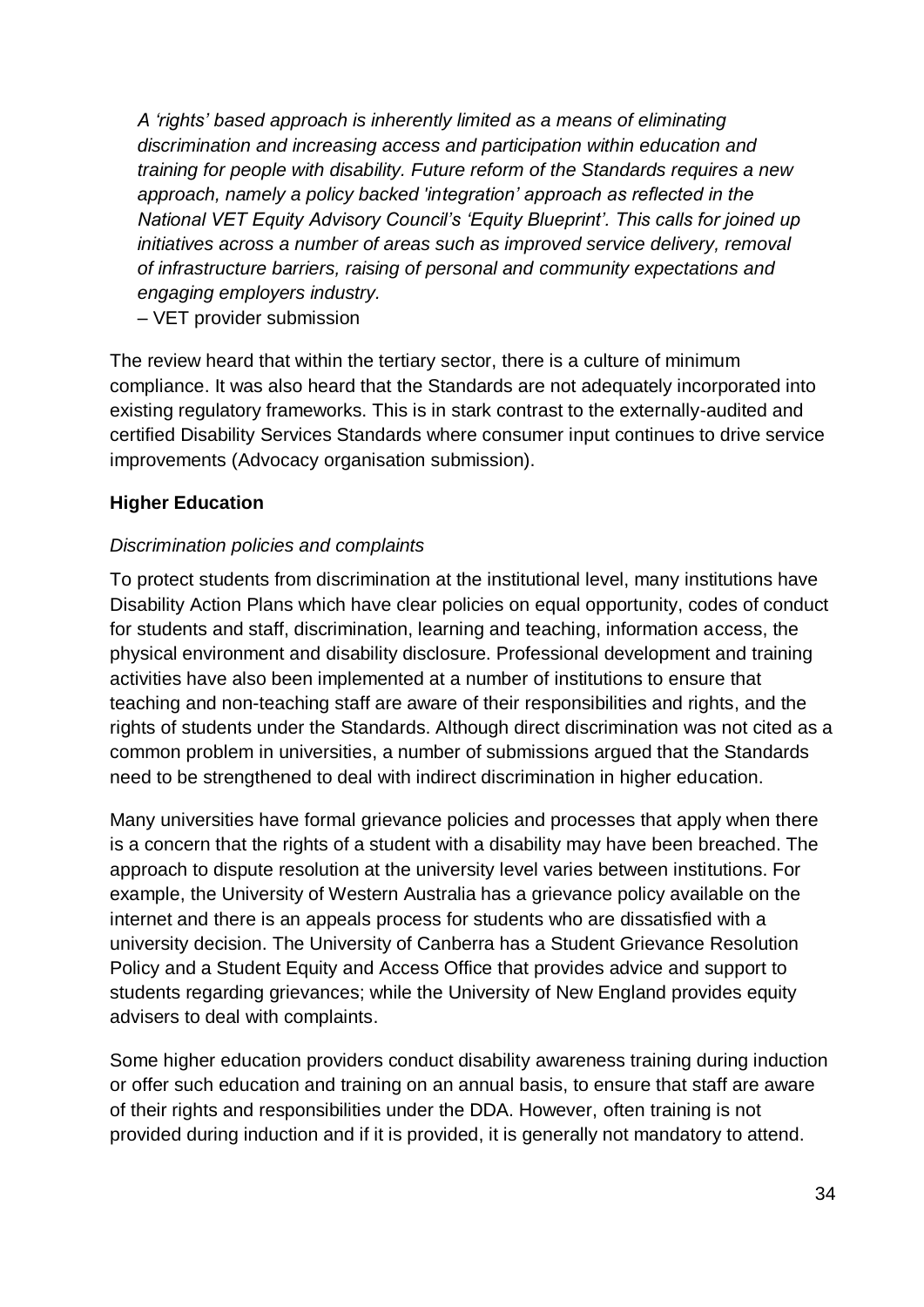*A 'rights' based approach is inherently limited as a means of eliminating discrimination and increasing access and participation within education and training for people with disability. Future reform of the Standards requires a new approach, namely a policy backed 'integration' approach as reflected in the National VET Equity Advisory Council's 'Equity Blueprint'. This calls for joined up initiatives across a number of areas such as improved service delivery, removal of infrastructure barriers, raising of personal and community expectations and engaging employers industry.*

– VET provider submission

The review heard that within the tertiary sector, there is a culture of minimum compliance. It was also heard that the Standards are not adequately incorporated into existing regulatory frameworks. This is in stark contrast to the externally-audited and certified Disability Services Standards where consumer input continues to drive service improvements (Advocacy organisation submission).

**Higher Education**

*Discrimination policies and complaints*

To protect students from discrimination at the institutional level, many institutions have Disability Action Plans which have clear policies on equal opportunity, codes of conduct for students and staff, discrimination, learning and teaching, information access, the physical environment and disability disclosure. Professional development and training activities have also been implemented at a number of institutions to ensure that teaching and non-teaching staff are aware of their responsibilities and rights, and the rights of students under the Standards. Although direct discrimination was not cited as a common problem in universities, a number of submissions argued that the Standards need to be strengthened to deal with indirect discrimination in higher education.

Many universities have formal grievance policies and processes that apply when there is a concern that the rights of a student with a disability may have been breached. The approach to dispute resolution at the university level varies between institutions. For example, the University of Western Australia has a grievance policy available on the internet and there is an appeals process for students who are dissatisfied with a university decision. The University of Canberra has a Student Grievance Resolution Policy and a Student Equity and Access Office that provides advice and support to students regarding grievances; while the University of New England provides equity advisers to deal with complaints.

Some higher education providers conduct disability awareness training during induction or offer such education and training on an annual basis, to ensure that staff are aware of their rights and responsibilities under the DDA. However, often training is not provided during induction and if it is provided, it is generally not mandatory to attend.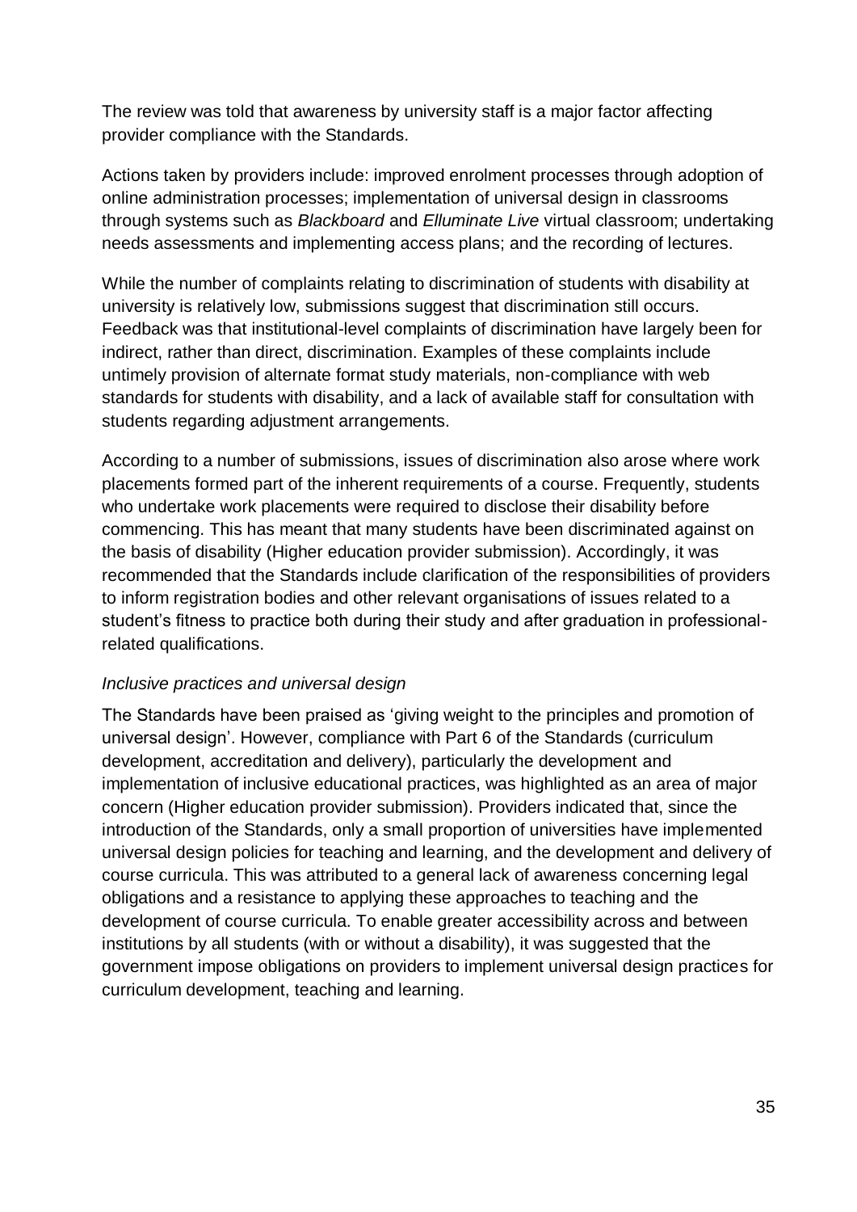The review was told that awareness by university staff is a major factor affecting provider compliance with the Standards.

Actions taken by providers include: improved enrolment processes through adoption of online administration processes; implementation of universal design in classrooms through systems such as *Blackboard* and *Elluminate Live* virtual classroom; undertaking needs assessments and implementing access plans; and the recording of lectures.

While the number of complaints relating to discrimination of students with disability at university is relatively low, submissions suggest that discrimination still occurs. Feedback was that institutional-level complaints of discrimination have largely been for indirect, rather than direct, discrimination. Examples of these complaints include untimely provision of alternate format study materials, non-compliance with web standards for students with disability, and a lack of available staff for consultation with students regarding adjustment arrangements.

According to a number of submissions, issues of discrimination also arose where work placements formed part of the inherent requirements of a course. Frequently, students who undertake work placements were required to disclose their disability before commencing. This has meant that many students have been discriminated against on the basis of disability (Higher education provider submission). Accordingly, it was recommended that the Standards include clarification of the responsibilities of providers to inform registration bodies and other relevant organisations of issues related to a student's fitness to practice both during their study and after graduation in professional-related qualifications.

*Inclusive practices and universal design*

The Standards have been praised as 'giving weight to the principles and promotion of universal design'. However, compliance with Part 6 of the Standards (curriculum development, accreditation and delivery), particularly the development and implementation of inclusive educational practices, was highlighted as an area of major concern (Higher education provider submission). Providers indicated that, since the introduction of the Standards, only a small proportion of universities have implemented universal design policies for teaching and learning, and the development and delivery of course curricula. This was attributed to a general lack of awareness concerning legal obligations and a resistance to applying these approaches to teaching and the development of course curricula. To enable greater accessibility across and between institutions by all students (with or without a disability), it was suggested that the government impose obligations on providers to implement universal design practices for curriculum development, teaching and learning.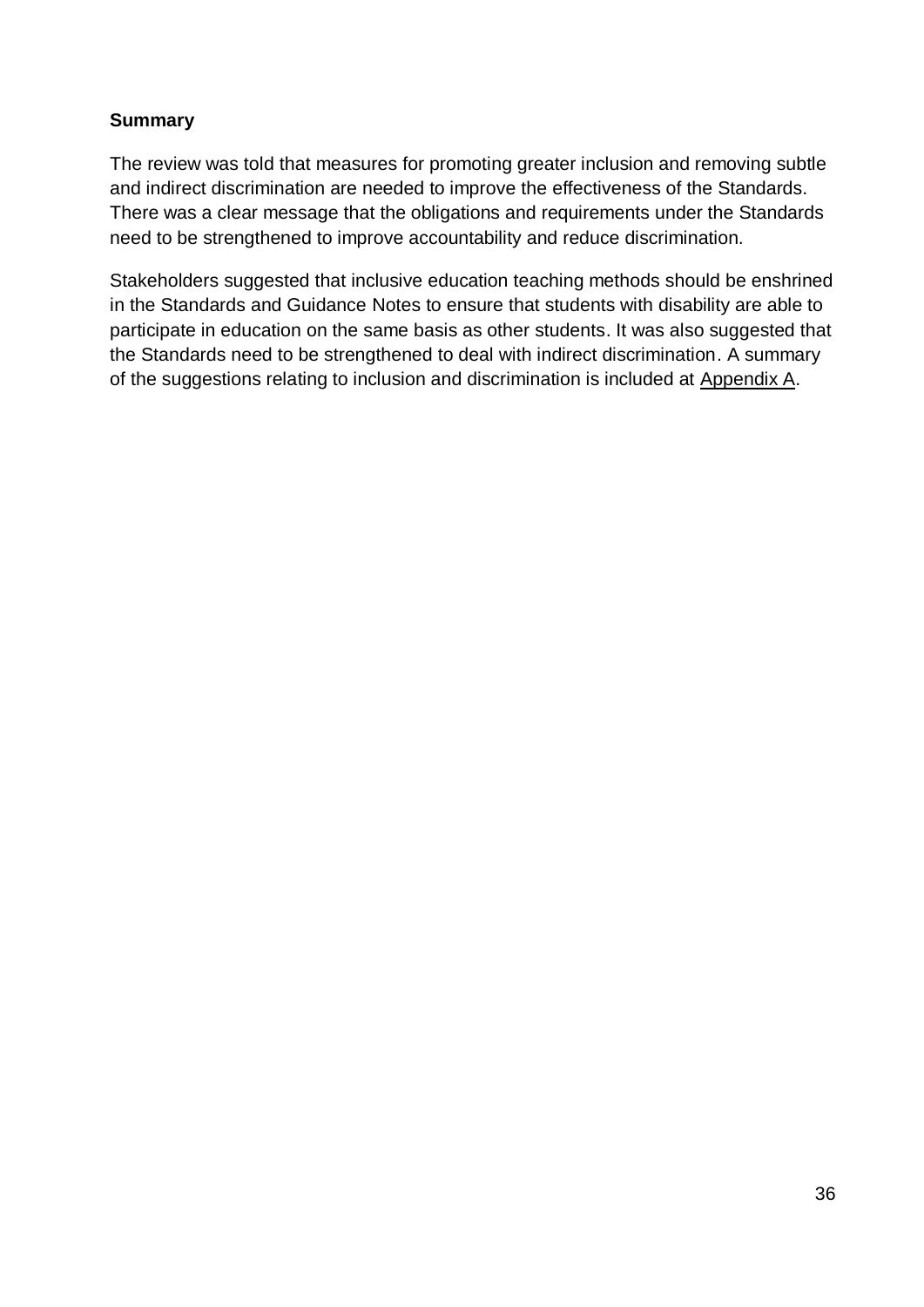**Summary**

The review was told that measures for promoting greater inclusion and removing subtle and indirect discrimination are needed to improve the effectiveness of the Standards. There was a clear message that the obligations and requirements under the Standards need to be strengthened to improve accountability and reduce discrimination.

Stakeholders suggested that inclusive education teaching methods should be enshrined in the Standards and Guidance Notes to ensure that students with disability are able to participate in education on the same basis as other students. It was also suggested that the Standards need to be strengthened to deal with indirect discrimination. A summary of the suggestions relating to inclusion and discrimination is included at Appendix A.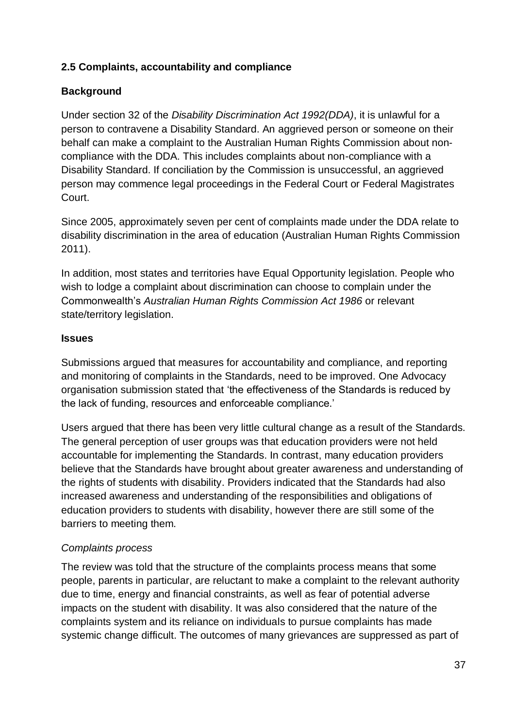### 2.5 Complaints, accountability and compliance

**Background**

Under section 32 of the *Disability Discrimination Act 1992(DDA)*, it is unlawful for a person to contravene a Disability Standard. An aggrieved person or someone on their behalf can make a complaint to the Australian Human Rights Commission about non-compliance with the DDA. This includes complaints about non-compliance with a Disability Standard. If conciliation by the Commission is unsuccessful, an aggrieved person may commence legal proceedings in the Federal Court or Federal Magistrates Court.

Since 2005, approximately seven per cent of complaints made under the DDA relate to disability discrimination in the area of education (Australian Human Rights Commission 2011).

In addition, most states and territories have Equal Opportunity legislation. People who wish to lodge a complaint about discrimination can choose to complain under the Commonwealth's *Australian Human Rights Commission Act 1986* or relevant state/territory legislation.

**Issues**

Submissions argued that measures for accountability and compliance, and reporting and monitoring of complaints in the Standards, need to be improved. One Advocacy organisation submission stated that 'the effectiveness of the Standards is reduced by the lack of funding, resources and enforceable compliance.'

Users argued that there has been very little cultural change as a result of the Standards. The general perception of user groups was that education providers were not held accountable for implementing the Standards. In contrast, many education providers believe that the Standards have brought about greater awareness and understanding of the rights of students with disability. Providers indicated that the Standards had also increased awareness and understanding of the responsibilities and obligations of education providers to students with disability, however there are still some of the barriers to meeting them.

*Complaints process*

The review was told that the structure of the complaints process means that some people, parents in particular, are reluctant to make a complaint to the relevant authority due to time, energy and financial constraints, as well as fear of potential adverse impacts on the student with disability. It was also considered that the nature of the complaints system and its reliance on individuals to pursue complaints has made systemic change difficult. The outcomes of many grievances are suppressed as part of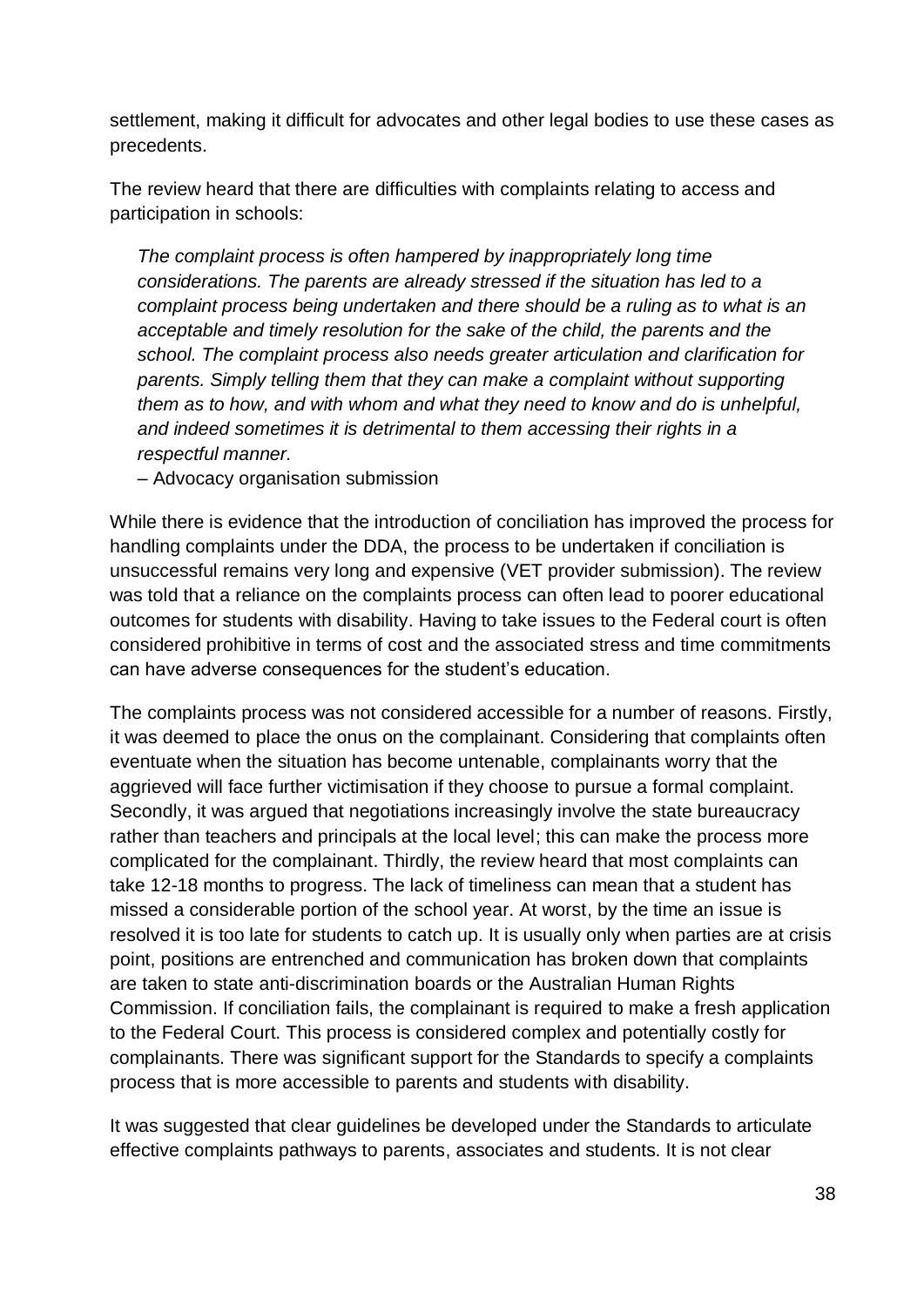settlement, making it difficult for advocates and other legal bodies to use these cases as precedents.

The review heard that there are difficulties with complaints relating to access and participation in schools:

> *The complaint process is often hampered by inappropriately long time considerations. The parents are already stressed if the situation has led to a complaint process being undertaken and there should be a ruling as to what is an acceptable and timely resolution for the sake of the child, the parents and the school. The complaint process also needs greater articulation and clarification for parents. Simply telling them that they can make a complaint without supporting them as to how, and with whom and what they need to know and do is unhelpful, and indeed sometimes it is detrimental to them accessing their rights in a respectful manner.*
>
> – Advocacy organisation submission

While there is evidence that the introduction of conciliation has improved the process for handling complaints under the DDA, the process to be undertaken if conciliation is unsuccessful remains very long and expensive (VET provider submission). The review was told that a reliance on the complaints process can often lead to poorer educational outcomes for students with disability. Having to take issues to the Federal court is often considered prohibitive in terms of cost and the associated stress and time commitments can have adverse consequences for the student's education.

The complaints process was not considered accessible for a number of reasons. Firstly, it was deemed to place the onus on the complainant. Considering that complaints often eventuate when the situation has become untenable, complainants worry that the aggrieved will face further victimisation if they choose to pursue a formal complaint. Secondly, it was argued that negotiations increasingly involve the state bureaucracy rather than teachers and principals at the local level; this can make the process more complicated for the complainant. Thirdly, the review heard that most complaints can take 12-18 months to progress. The lack of timeliness can mean that a student has missed a considerable portion of the school year. At worst, by the time an issue is resolved it is too late for students to catch up. It is usually only when parties are at crisis point, positions are entrenched and communication has broken down that complaints are taken to state anti-discrimination boards or the Australian Human Rights Commission. If conciliation fails, the complainant is required to make a fresh application to the Federal Court. This process is considered complex and potentially costly for complainants. There was significant support for the Standards to specify a complaints process that is more accessible to parents and students with disability.

It was suggested that clear guidelines be developed under the Standards to articulate effective complaints pathways to parents, associates and students. It is not clear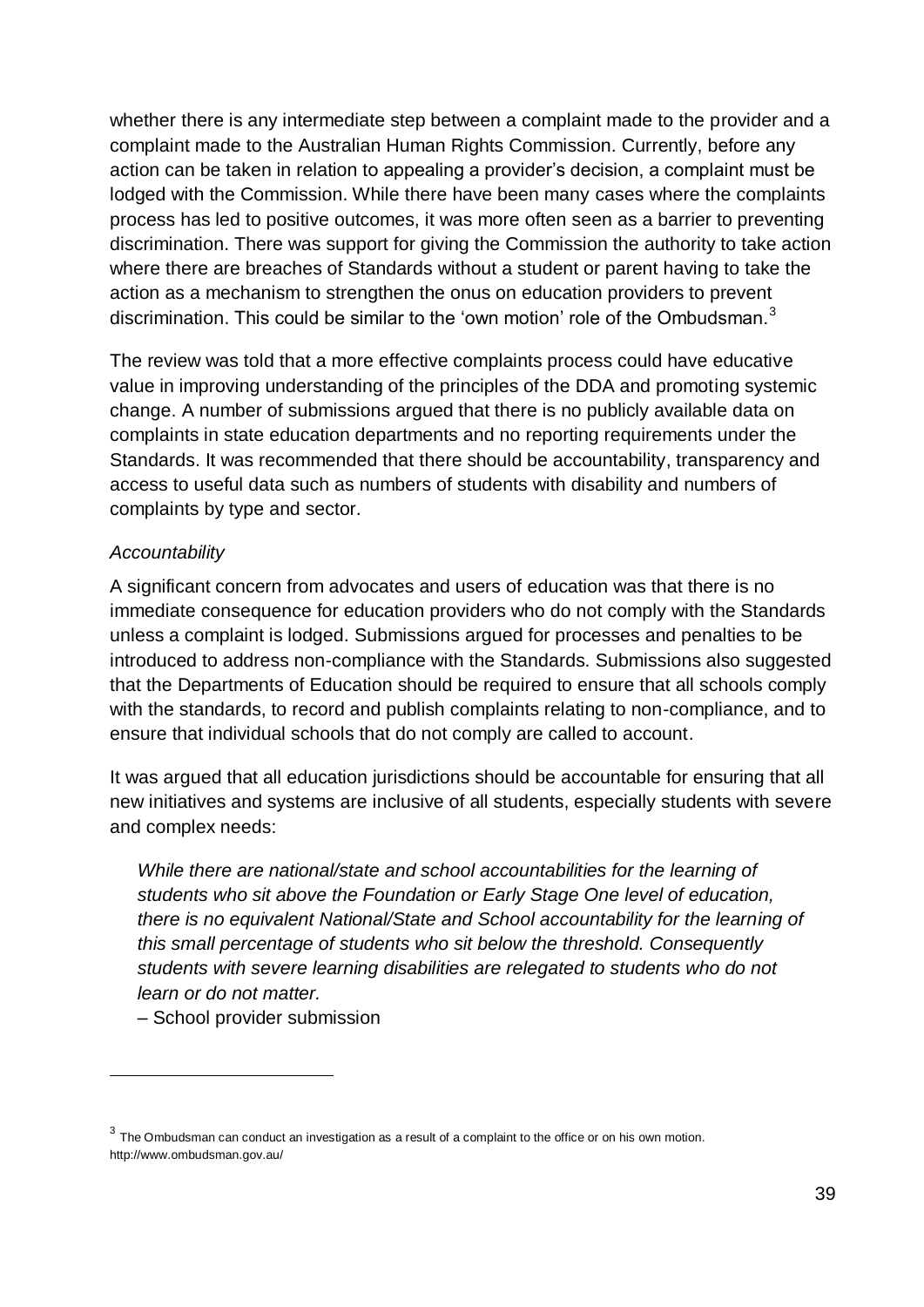whether there is any intermediate step between a complaint made to the provider and a complaint made to the Australian Human Rights Commission. Currently, before any action can be taken in relation to appealing a provider's decision, a complaint must be lodged with the Commission. While there have been many cases where the complaints process has led to positive outcomes, it was more often seen as a barrier to preventing discrimination. There was support for giving the Commission the authority to take action where there are breaches of Standards without a student or parent having to take the action as a mechanism to strengthen the onus on education providers to prevent discrimination. This could be similar to the 'own motion' role of the Ombudsman.[3]

The review was told that a more effective complaints process could have educative value in improving understanding of the principles of the DDA and promoting systemic change. A number of submissions argued that there is no publicly available data on complaints in state education departments and no reporting requirements under the Standards. It was recommended that there should be accountability, transparency and access to useful data such as numbers of students with disability and numbers of complaints by type and sector.

*Accountability*

A significant concern from advocates and users of education was that there is no immediate consequence for education providers who do not comply with the Standards unless a complaint is lodged. Submissions argued for processes and penalties to be introduced to address non-compliance with the Standards. Submissions also suggested that the Departments of Education should be required to ensure that all schools comply with the standards, to record and publish complaints relating to non-compliance, and to ensure that individual schools that do not comply are called to account.

It was argued that all education jurisdictions should be accountable for ensuring that all new initiatives and systems are inclusive of all students, especially students with severe and complex needs:

> *While there are national/state and school accountabilities for the learning of students who sit above the Foundation or Early Stage One level of education, there is no equivalent National/State and School accountability for the learning of this small percentage of students who sit below the threshold. Consequently students with severe learning disabilities are relegated to students who do not learn or do not matter.*
>
> – School provider submission

---

[3] The Ombudsman can conduct an investigation as a result of a complaint to the office or on his own motion. http://www.ombudsman.gov.au/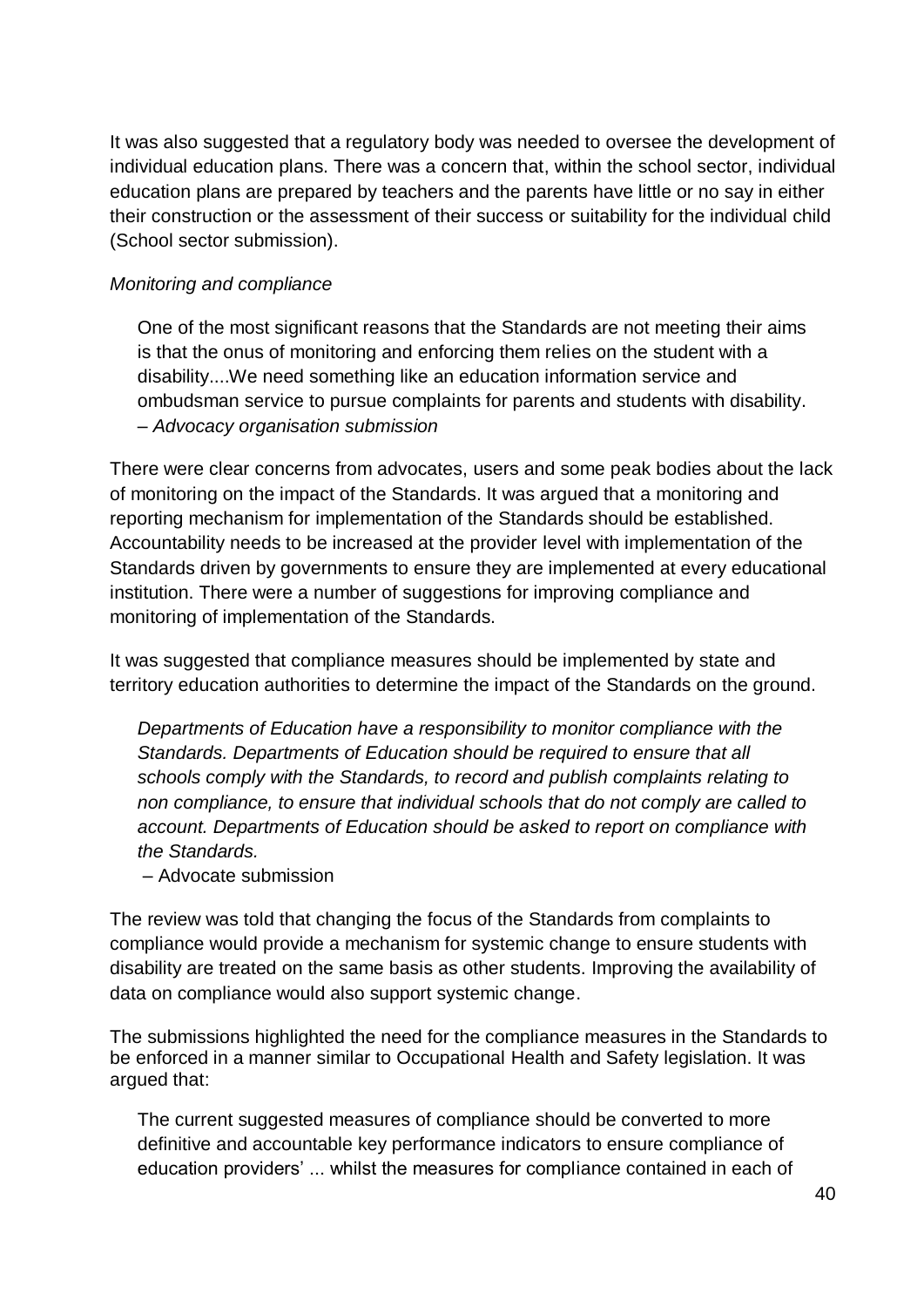It was also suggested that a regulatory body was needed to oversee the development of individual education plans. There was a concern that, within the school sector, individual education plans are prepared by teachers and the parents have little or no say in either their construction or the assessment of their success or suitability for the individual child (School sector submission).

*Monitoring and compliance*

> One of the most significant reasons that the Standards are not meeting their aims is that the onus of monitoring and enforcing them relies on the student with a disability....We need something like an education information service and ombudsman service to pursue complaints for parents and students with disability.
> – *Advocacy organisation submission*

There were clear concerns from advocates, users and some peak bodies about the lack of monitoring on the impact of the Standards. It was argued that a monitoring and reporting mechanism for implementation of the Standards should be established. Accountability needs to be increased at the provider level with implementation of the Standards driven by governments to ensure they are implemented at every educational institution. There were a number of suggestions for improving compliance and monitoring of implementation of the Standards.

It was suggested that compliance measures should be implemented by state and territory education authorities to determine the impact of the Standards on the ground.

> *Departments of Education have a responsibility to monitor compliance with the Standards. Departments of Education should be required to ensure that all schools comply with the Standards, to record and publish complaints relating to non compliance, to ensure that individual schools that do not comply are called to account. Departments of Education should be asked to report on compliance with the Standards.*
> – Advocate submission

The review was told that changing the focus of the Standards from complaints to compliance would provide a mechanism for systemic change to ensure students with disability are treated on the same basis as other students. Improving the availability of data on compliance would also support systemic change.

The submissions highlighted the need for the compliance measures in the Standards to be enforced in a manner similar to Occupational Health and Safety legislation. It was argued that:

> The current suggested measures of compliance should be converted to more definitive and accountable key performance indicators to ensure compliance of education providers' ... whilst the measures for compliance contained in each of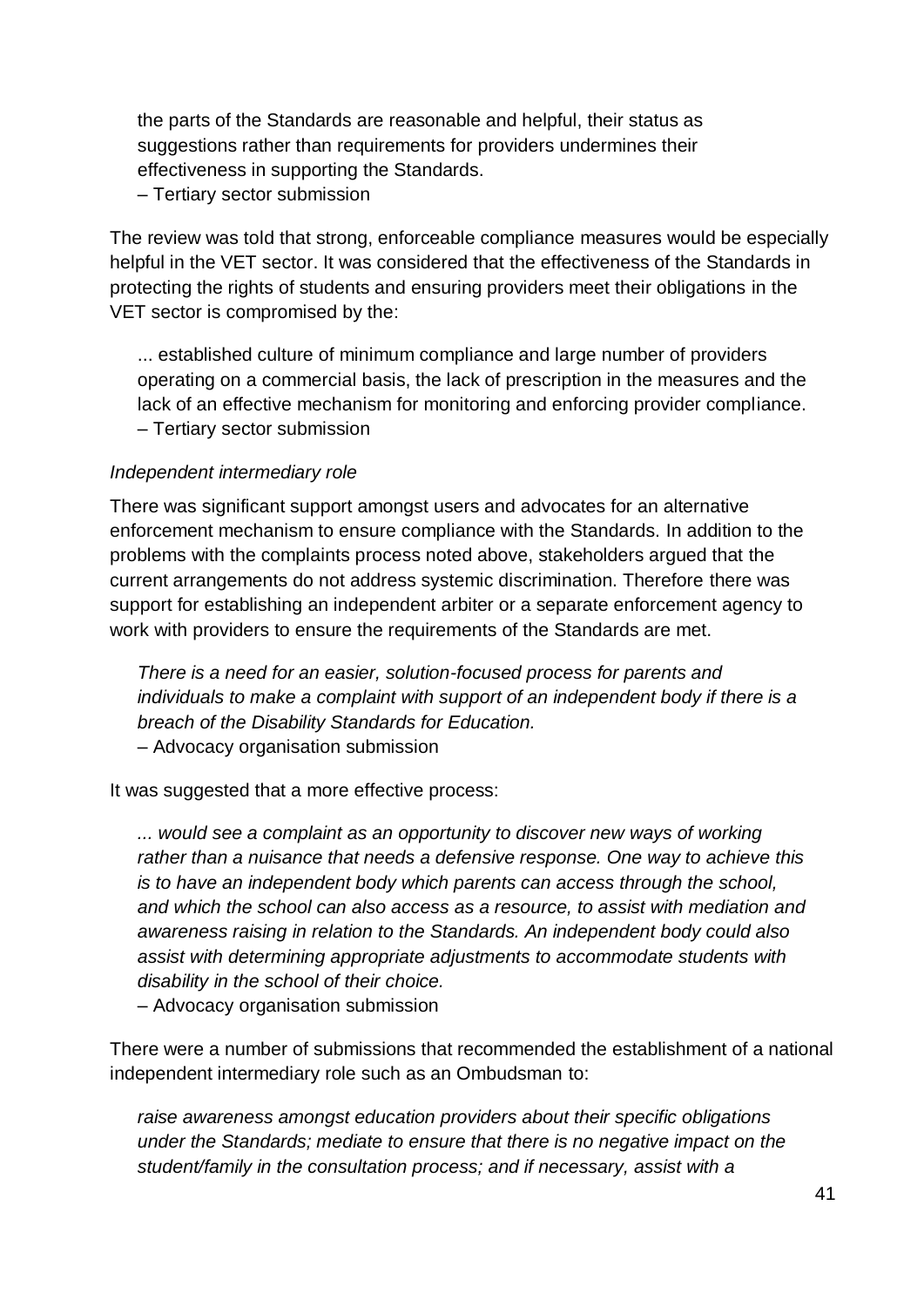the parts of the Standards are reasonable and helpful, their status as suggestions rather than requirements for providers undermines their effectiveness in supporting the Standards.
– Tertiary sector submission

The review was told that strong, enforceable compliance measures would be especially helpful in the VET sector. It was considered that the effectiveness of the Standards in protecting the rights of students and ensuring providers meet their obligations in the VET sector is compromised by the:

> ... established culture of minimum compliance and large number of providers operating on a commercial basis, the lack of prescription in the measures and the lack of an effective mechanism for monitoring and enforcing provider compliance.
> – Tertiary sector submission

*Independent intermediary role*

There was significant support amongst users and advocates for an alternative enforcement mechanism to ensure compliance with the Standards. In addition to the problems with the complaints process noted above, stakeholders argued that the current arrangements do not address systemic discrimination. Therefore there was support for establishing an independent arbiter or a separate enforcement agency to work with providers to ensure the requirements of the Standards are met.

> *There is a need for an easier, solution-focused process for parents and individuals to make a complaint with support of an independent body if there is a breach of the Disability Standards for Education.*
> – Advocacy organisation submission

It was suggested that a more effective process:

> *... would see a complaint as an opportunity to discover new ways of working rather than a nuisance that needs a defensive response. One way to achieve this is to have an independent body which parents can access through the school, and which the school can also access as a resource, to assist with mediation and awareness raising in relation to the Standards. An independent body could also assist with determining appropriate adjustments to accommodate students with disability in the school of their choice.*
> – Advocacy organisation submission

There were a number of submissions that recommended the establishment of a national independent intermediary role such as an Ombudsman to:

> *raise awareness amongst education providers about their specific obligations under the Standards; mediate to ensure that there is no negative impact on the student/family in the consultation process; and if necessary, assist with a*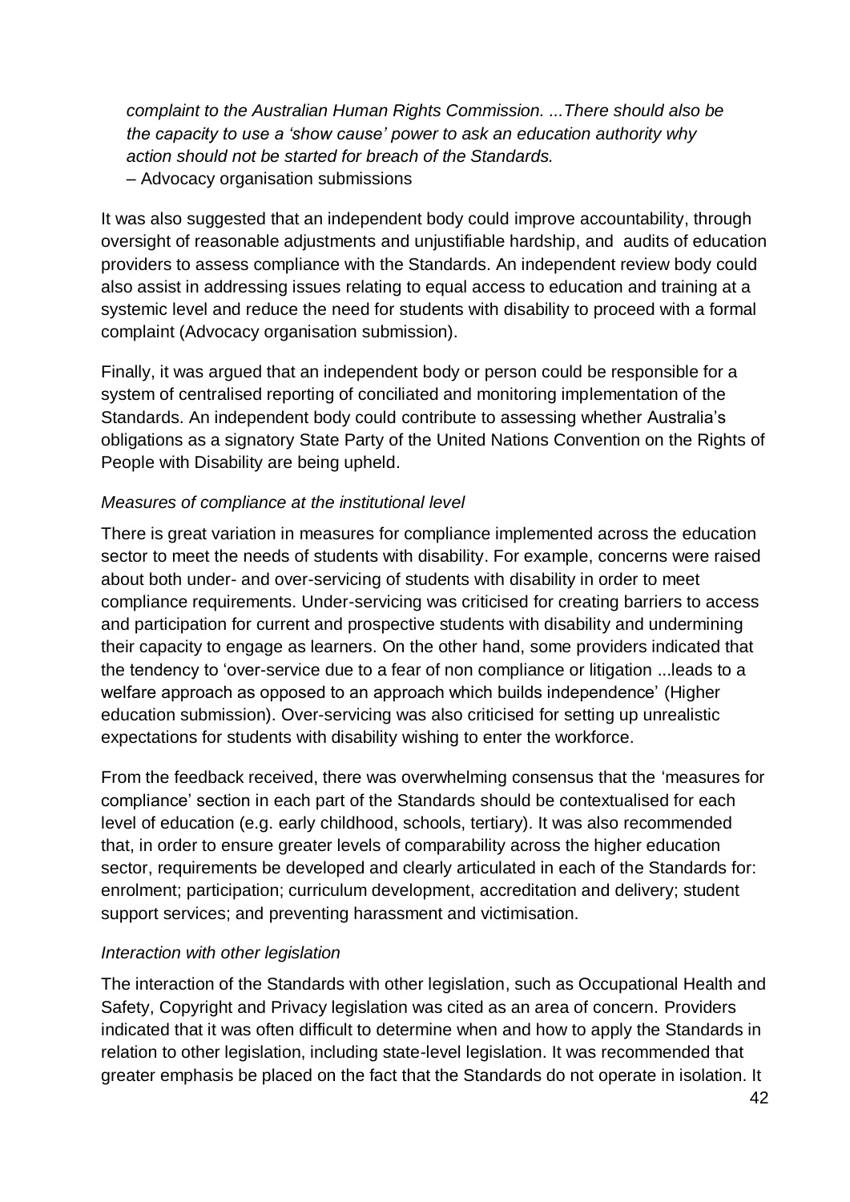*complaint to the Australian Human Rights Commission. ...There should also be the capacity to use a 'show cause' power to ask an education authority why action should not be started for breach of the Standards.*
– Advocacy organisation submissions

It was also suggested that an independent body could improve accountability, through oversight of reasonable adjustments and unjustifiable hardship, and audits of education providers to assess compliance with the Standards. An independent review body could also assist in addressing issues relating to equal access to education and training at a systemic level and reduce the need for students with disability to proceed with a formal complaint (Advocacy organisation submission).

Finally, it was argued that an independent body or person could be responsible for a system of centralised reporting of conciliated and monitoring implementation of the Standards. An independent body could contribute to assessing whether Australia's obligations as a signatory State Party of the United Nations Convention on the Rights of People with Disability are being upheld.

*Measures of compliance at the institutional level*

There is great variation in measures for compliance implemented across the education sector to meet the needs of students with disability. For example, concerns were raised about both under- and over-servicing of students with disability in order to meet compliance requirements. Under-servicing was criticised for creating barriers to access and participation for current and prospective students with disability and undermining their capacity to engage as learners. On the other hand, some providers indicated that the tendency to 'over-service due to a fear of non compliance or litigation ...leads to a welfare approach as opposed to an approach which builds independence' (Higher education submission). Over-servicing was also criticised for setting up unrealistic expectations for students with disability wishing to enter the workforce.

From the feedback received, there was overwhelming consensus that the 'measures for compliance' section in each part of the Standards should be contextualised for each level of education (e.g. early childhood, schools, tertiary). It was also recommended that, in order to ensure greater levels of comparability across the higher education sector, requirements be developed and clearly articulated in each of the Standards for: enrolment; participation; curriculum development, accreditation and delivery; student support services; and preventing harassment and victimisation.

*Interaction with other legislation*

The interaction of the Standards with other legislation, such as Occupational Health and Safety, Copyright and Privacy legislation was cited as an area of concern. Providers indicated that it was often difficult to determine when and how to apply the Standards in relation to other legislation, including state-level legislation. It was recommended that greater emphasis be placed on the fact that the Standards do not operate in isolation. It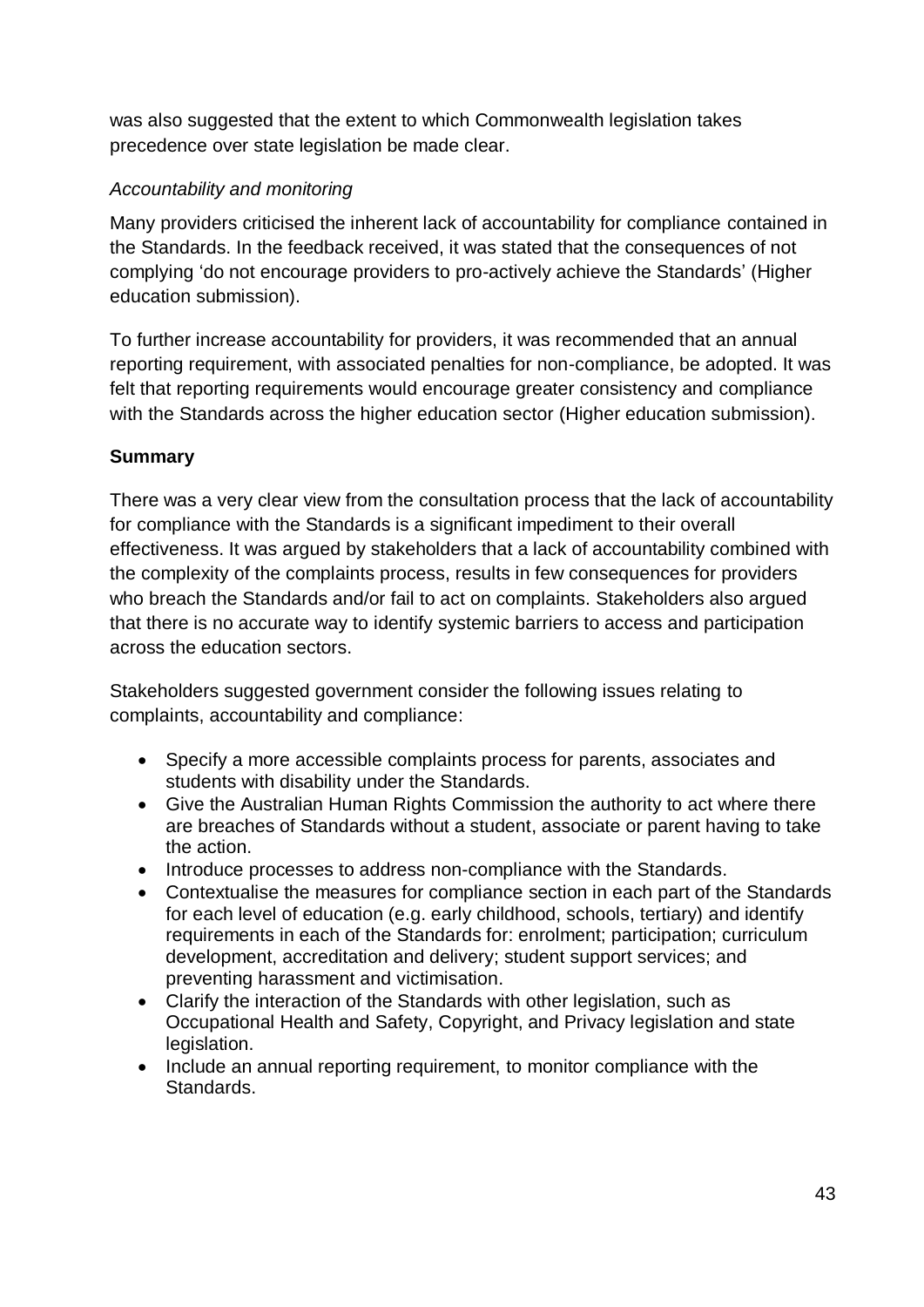was also suggested that the extent to which Commonwealth legislation takes precedence over state legislation be made clear.

*Accountability and monitoring*

Many providers criticised the inherent lack of accountability for compliance contained in the Standards. In the feedback received, it was stated that the consequences of not complying 'do not encourage providers to pro-actively achieve the Standards' (Higher education submission).

To further increase accountability for providers, it was recommended that an annual reporting requirement, with associated penalties for non-compliance, be adopted. It was felt that reporting requirements would encourage greater consistency and compliance with the Standards across the higher education sector (Higher education submission).

**Summary**

There was a very clear view from the consultation process that the lack of accountability for compliance with the Standards is a significant impediment to their overall effectiveness. It was argued by stakeholders that a lack of accountability combined with the complexity of the complaints process, results in few consequences for providers who breach the Standards and/or fail to act on complaints. Stakeholders also argued that there is no accurate way to identify systemic barriers to access and participation across the education sectors.

Stakeholders suggested government consider the following issues relating to complaints, accountability and compliance:

- Specify a more accessible complaints process for parents, associates and students with disability under the Standards.
- Give the Australian Human Rights Commission the authority to act where there are breaches of Standards without a student, associate or parent having to take the action.
- Introduce processes to address non-compliance with the Standards.
- Contextualise the measures for compliance section in each part of the Standards for each level of education (e.g. early childhood, schools, tertiary) and identify requirements in each of the Standards for: enrolment; participation; curriculum development, accreditation and delivery; student support services; and preventing harassment and victimisation.
- Clarify the interaction of the Standards with other legislation, such as Occupational Health and Safety, Copyright, and Privacy legislation and state legislation.
- Include an annual reporting requirement, to monitor compliance with the Standards.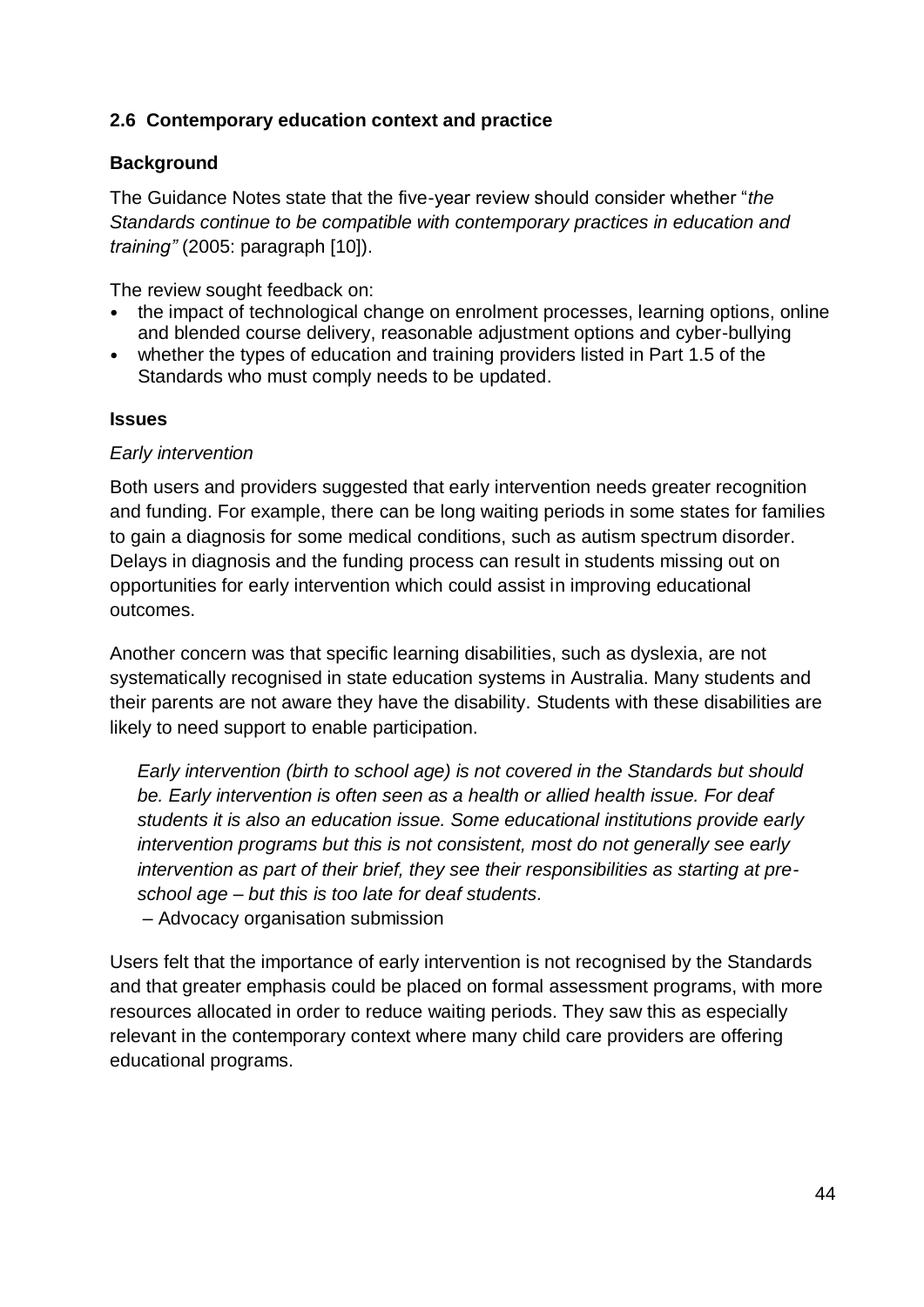### 2.6 Contemporary education context and practice

**Background**

The Guidance Notes state that the five-year review should consider whether "*the Standards continue to be compatible with contemporary practices in education and training"* (2005: paragraph [10]).

The review sought feedback on:

- the impact of technological change on enrolment processes, learning options, online and blended course delivery, reasonable adjustment options and cyber-bullying
- whether the types of education and training providers listed in Part 1.5 of the Standards who must comply needs to be updated.

**Issues**

*Early intervention*

Both users and providers suggested that early intervention needs greater recognition and funding. For example, there can be long waiting periods in some states for families to gain a diagnosis for some medical conditions, such as autism spectrum disorder. Delays in diagnosis and the funding process can result in students missing out on opportunities for early intervention which could assist in improving educational outcomes.

Another concern was that specific learning disabilities, such as dyslexia, are not systematically recognised in state education systems in Australia. Many students and their parents are not aware they have the disability. Students with these disabilities are likely to need support to enable participation.

> *Early intervention (birth to school age) is not covered in the Standards but should be. Early intervention is often seen as a health or allied health issue. For deaf students it is also an education issue. Some educational institutions provide early intervention programs but this is not consistent, most do not generally see early intervention as part of their brief, they see their responsibilities as starting at pre-school age – but this is too late for deaf students.*
>
> – Advocacy organisation submission

Users felt that the importance of early intervention is not recognised by the Standards and that greater emphasis could be placed on formal assessment programs, with more resources allocated in order to reduce waiting periods. They saw this as especially relevant in the contemporary context where many child care providers are offering educational programs.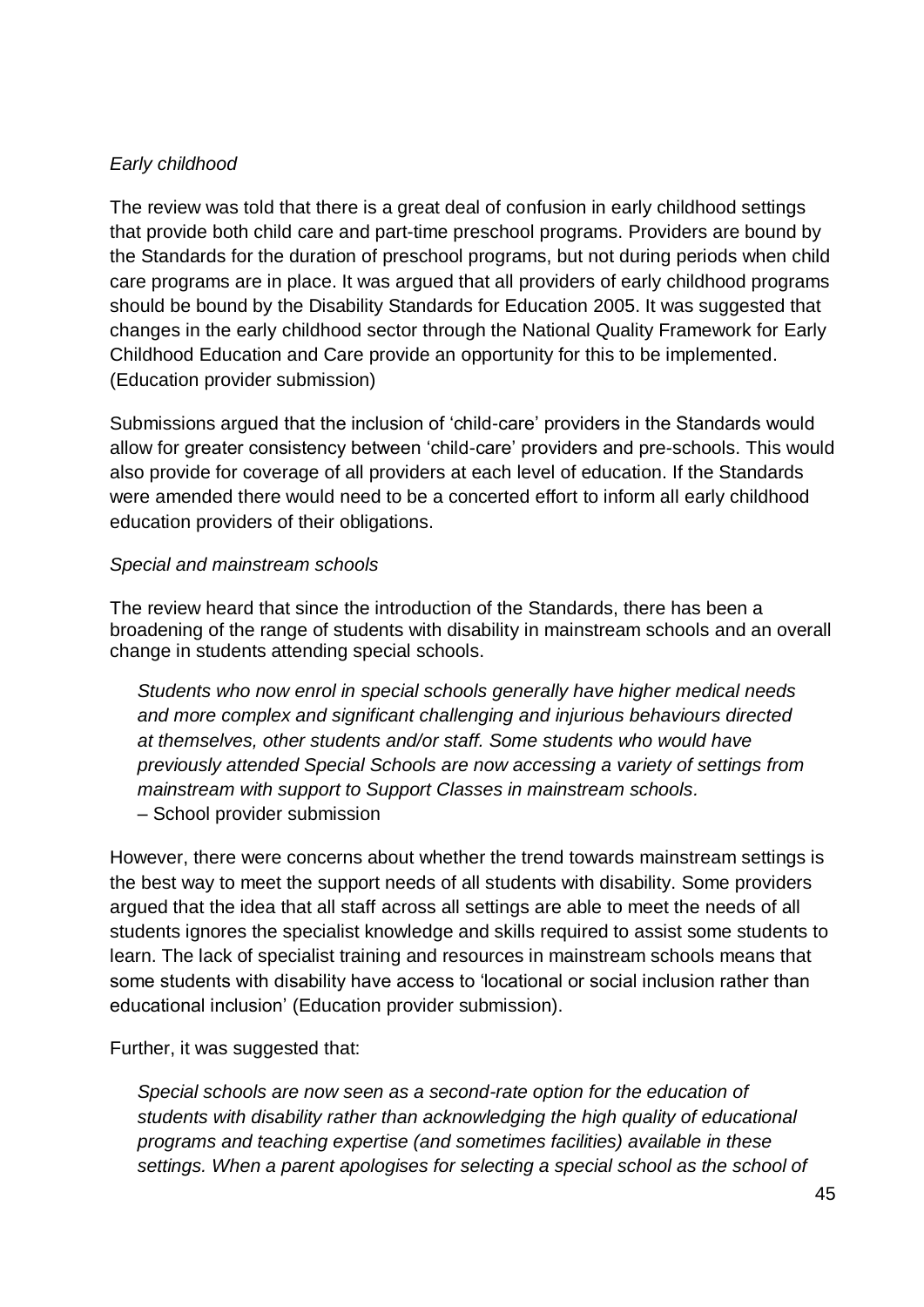*Early childhood*

The review was told that there is a great deal of confusion in early childhood settings that provide both child care and part-time preschool programs. Providers are bound by the Standards for the duration of preschool programs, but not during periods when child care programs are in place. It was argued that all providers of early childhood programs should be bound by the Disability Standards for Education 2005. It was suggested that changes in the early childhood sector through the National Quality Framework for Early Childhood Education and Care provide an opportunity for this to be implemented. (Education provider submission)

Submissions argued that the inclusion of 'child-care' providers in the Standards would allow for greater consistency between 'child-care' providers and pre-schools. This would also provide for coverage of all providers at each level of education. If the Standards were amended there would need to be a concerted effort to inform all early childhood education providers of their obligations.

*Special and mainstream schools*

The review heard that since the introduction of the Standards, there has been a broadening of the range of students with disability in mainstream schools and an overall change in students attending special schools.

> *Students who now enrol in special schools generally have higher medical needs and more complex and significant challenging and injurious behaviours directed at themselves, other students and/or staff. Some students who would have previously attended Special Schools are now accessing a variety of settings from mainstream with support to Support Classes in mainstream schools.*
> – School provider submission

However, there were concerns about whether the trend towards mainstream settings is the best way to meet the support needs of all students with disability. Some providers argued that the idea that all staff across all settings are able to meet the needs of all students ignores the specialist knowledge and skills required to assist some students to learn. The lack of specialist training and resources in mainstream schools means that some students with disability have access to 'locational or social inclusion rather than educational inclusion' (Education provider submission).

Further, it was suggested that:

> *Special schools are now seen as a second-rate option for the education of students with disability rather than acknowledging the high quality of educational programs and teaching expertise (and sometimes facilities) available in these settings. When a parent apologises for selecting a special school as the school of*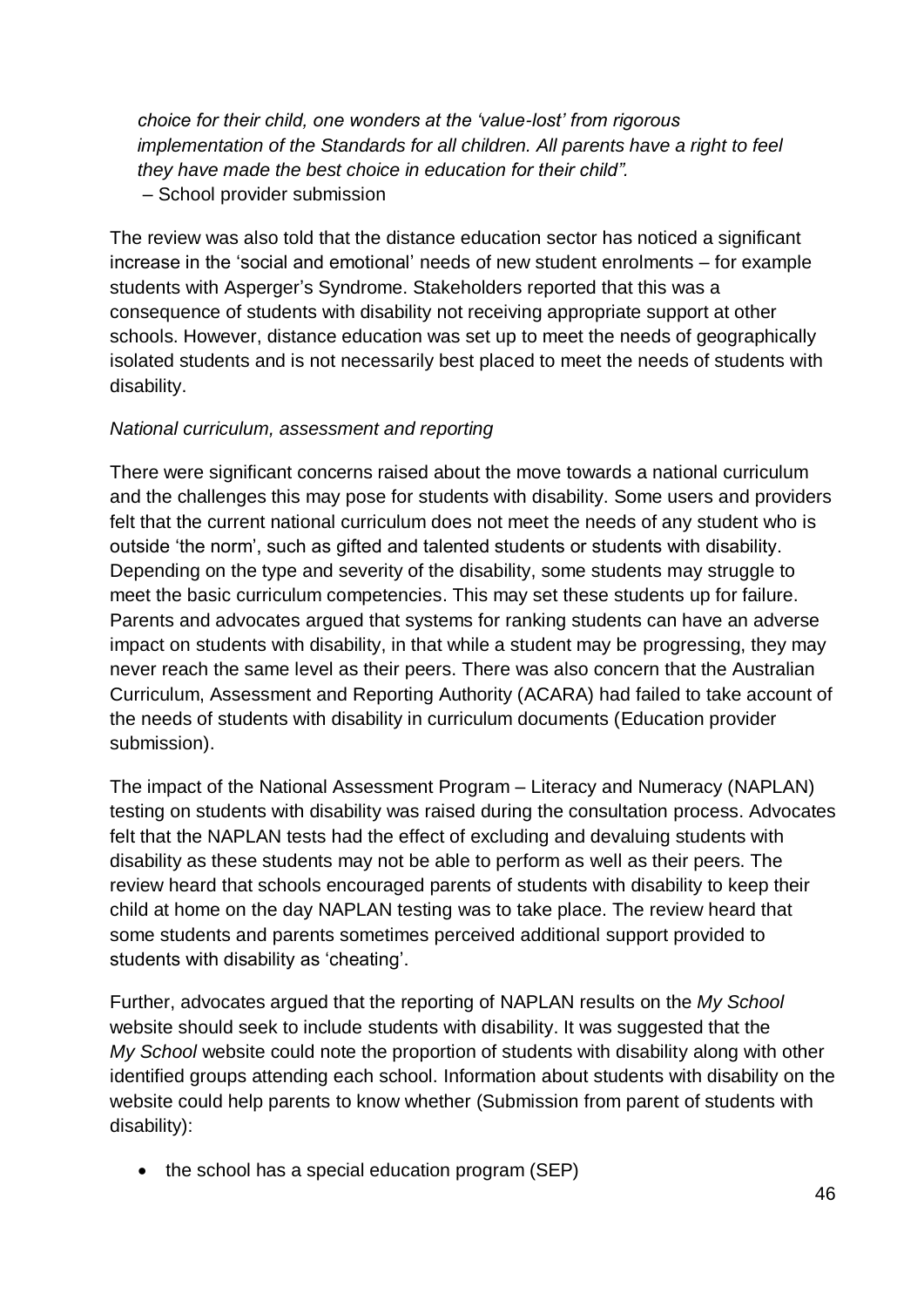*choice for their child, one wonders at the 'value-lost' from rigorous implementation of the Standards for all children. All parents have a right to feel they have made the best choice in education for their child".*
– School provider submission

The review was also told that the distance education sector has noticed a significant increase in the 'social and emotional' needs of new student enrolments – for example students with Asperger's Syndrome. Stakeholders reported that this was a consequence of students with disability not receiving appropriate support at other schools. However, distance education was set up to meet the needs of geographically isolated students and is not necessarily best placed to meet the needs of students with disability.

*National curriculum, assessment and reporting*

There were significant concerns raised about the move towards a national curriculum and the challenges this may pose for students with disability. Some users and providers felt that the current national curriculum does not meet the needs of any student who is outside 'the norm', such as gifted and talented students or students with disability. Depending on the type and severity of the disability, some students may struggle to meet the basic curriculum competencies. This may set these students up for failure. Parents and advocates argued that systems for ranking students can have an adverse impact on students with disability, in that while a student may be progressing, they may never reach the same level as their peers. There was also concern that the Australian Curriculum, Assessment and Reporting Authority (ACARA) had failed to take account of the needs of students with disability in curriculum documents (Education provider submission).

The impact of the National Assessment Program – Literacy and Numeracy (NAPLAN) testing on students with disability was raised during the consultation process. Advocates felt that the NAPLAN tests had the effect of excluding and devaluing students with disability as these students may not be able to perform as well as their peers. The review heard that schools encouraged parents of students with disability to keep their child at home on the day NAPLAN testing was to take place. The review heard that some students and parents sometimes perceived additional support provided to students with disability as 'cheating'.

Further, advocates argued that the reporting of NAPLAN results on the *My School* website should seek to include students with disability. It was suggested that the *My School* website could note the proportion of students with disability along with other identified groups attending each school. Information about students with disability on the website could help parents to know whether (Submission from parent of students with disability):

- the school has a special education program (SEP)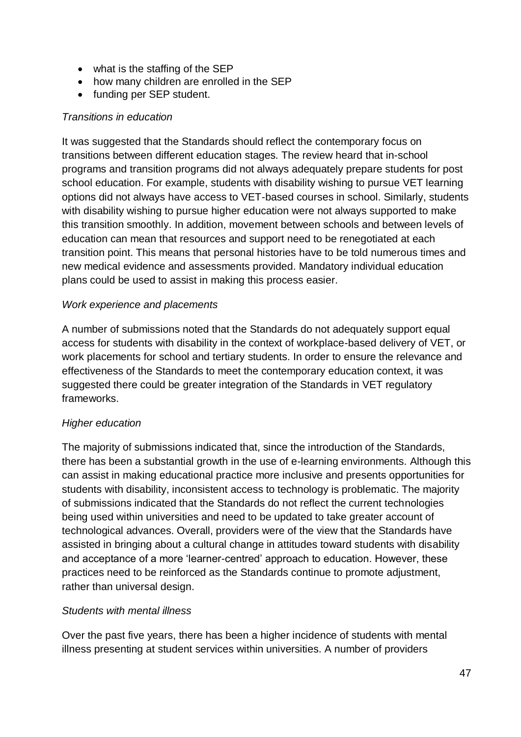- what is the staffing of the SEP
- how many children are enrolled in the SEP
- funding per SEP student.

*Transitions in education*

It was suggested that the Standards should reflect the contemporary focus on transitions between different education stages. The review heard that in-school programs and transition programs did not always adequately prepare students for post school education. For example, students with disability wishing to pursue VET learning options did not always have access to VET-based courses in school. Similarly, students with disability wishing to pursue higher education were not always supported to make this transition smoothly. In addition, movement between schools and between levels of education can mean that resources and support need to be renegotiated at each transition point. This means that personal histories have to be told numerous times and new medical evidence and assessments provided. Mandatory individual education plans could be used to assist in making this process easier.

*Work experience and placements*

A number of submissions noted that the Standards do not adequately support equal access for students with disability in the context of workplace-based delivery of VET, or work placements for school and tertiary students. In order to ensure the relevance and effectiveness of the Standards to meet the contemporary education context, it was suggested there could be greater integration of the Standards in VET regulatory frameworks.

*Higher education*

The majority of submissions indicated that, since the introduction of the Standards, there has been a substantial growth in the use of e-learning environments. Although this can assist in making educational practice more inclusive and presents opportunities for students with disability, inconsistent access to technology is problematic. The majority of submissions indicated that the Standards do not reflect the current technologies being used within universities and need to be updated to take greater account of technological advances. Overall, providers were of the view that the Standards have assisted in bringing about a cultural change in attitudes toward students with disability and acceptance of a more 'learner-centred' approach to education. However, these practices need to be reinforced as the Standards continue to promote adjustment, rather than universal design.

*Students with mental illness*

Over the past five years, there has been a higher incidence of students with mental illness presenting at student services within universities. A number of providers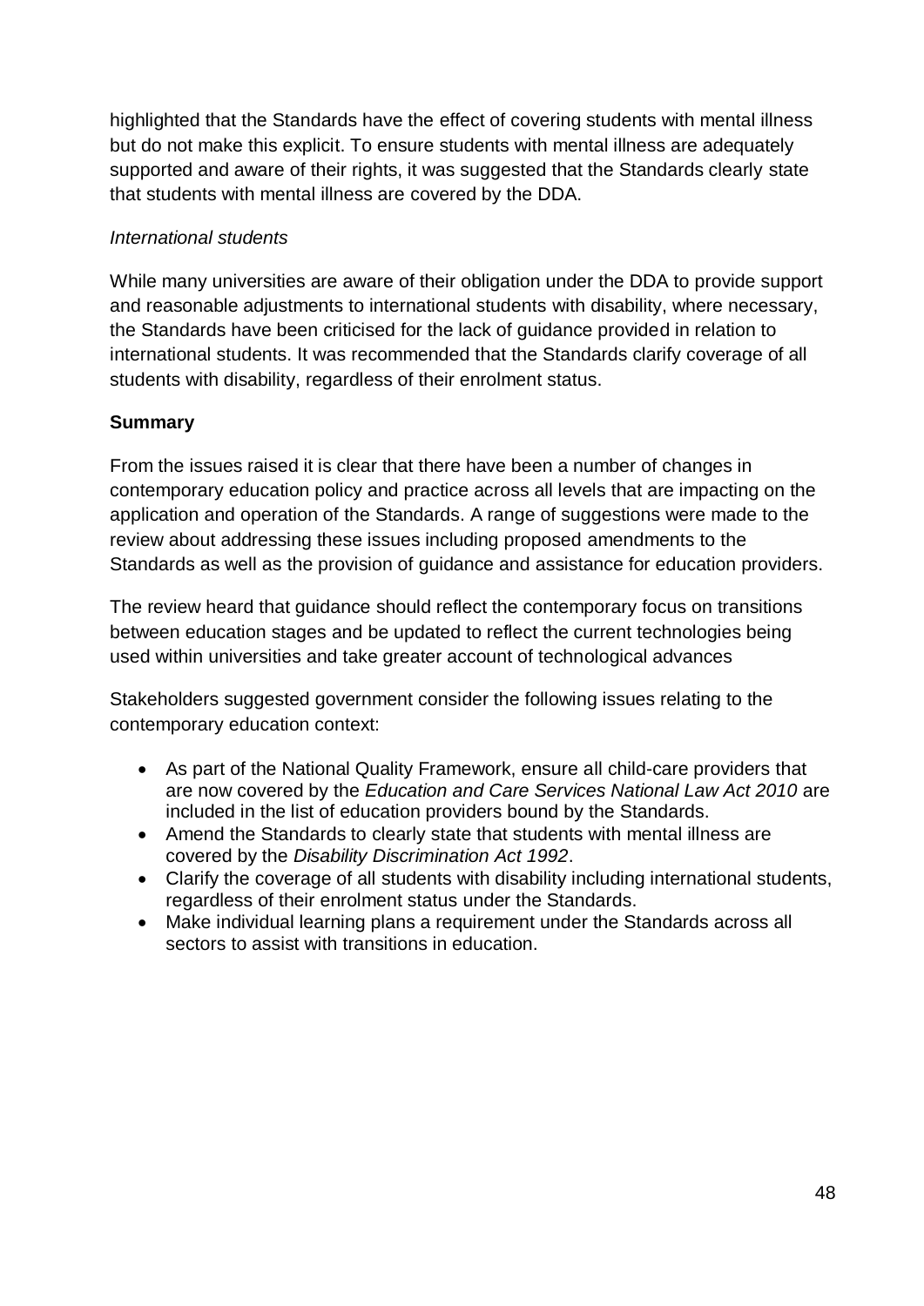highlighted that the Standards have the effect of covering students with mental illness but do not make this explicit. To ensure students with mental illness are adequately supported and aware of their rights, it was suggested that the Standards clearly state that students with mental illness are covered by the DDA.

*International students*

While many universities are aware of their obligation under the DDA to provide support and reasonable adjustments to international students with disability, where necessary, the Standards have been criticised for the lack of guidance provided in relation to international students. It was recommended that the Standards clarify coverage of all students with disability, regardless of their enrolment status.

**Summary**

From the issues raised it is clear that there have been a number of changes in contemporary education policy and practice across all levels that are impacting on the application and operation of the Standards. A range of suggestions were made to the review about addressing these issues including proposed amendments to the Standards as well as the provision of guidance and assistance for education providers.

The review heard that guidance should reflect the contemporary focus on transitions between education stages and be updated to reflect the current technologies being used within universities and take greater account of technological advances

Stakeholders suggested government consider the following issues relating to the contemporary education context:

- As part of the National Quality Framework, ensure all child-care providers that are now covered by the *Education and Care Services National Law Act 2010* are included in the list of education providers bound by the Standards.
- Amend the Standards to clearly state that students with mental illness are covered by the *Disability Discrimination Act 1992*.
- Clarify the coverage of all students with disability including international students, regardless of their enrolment status under the Standards.
- Make individual learning plans a requirement under the Standards across all sectors to assist with transitions in education.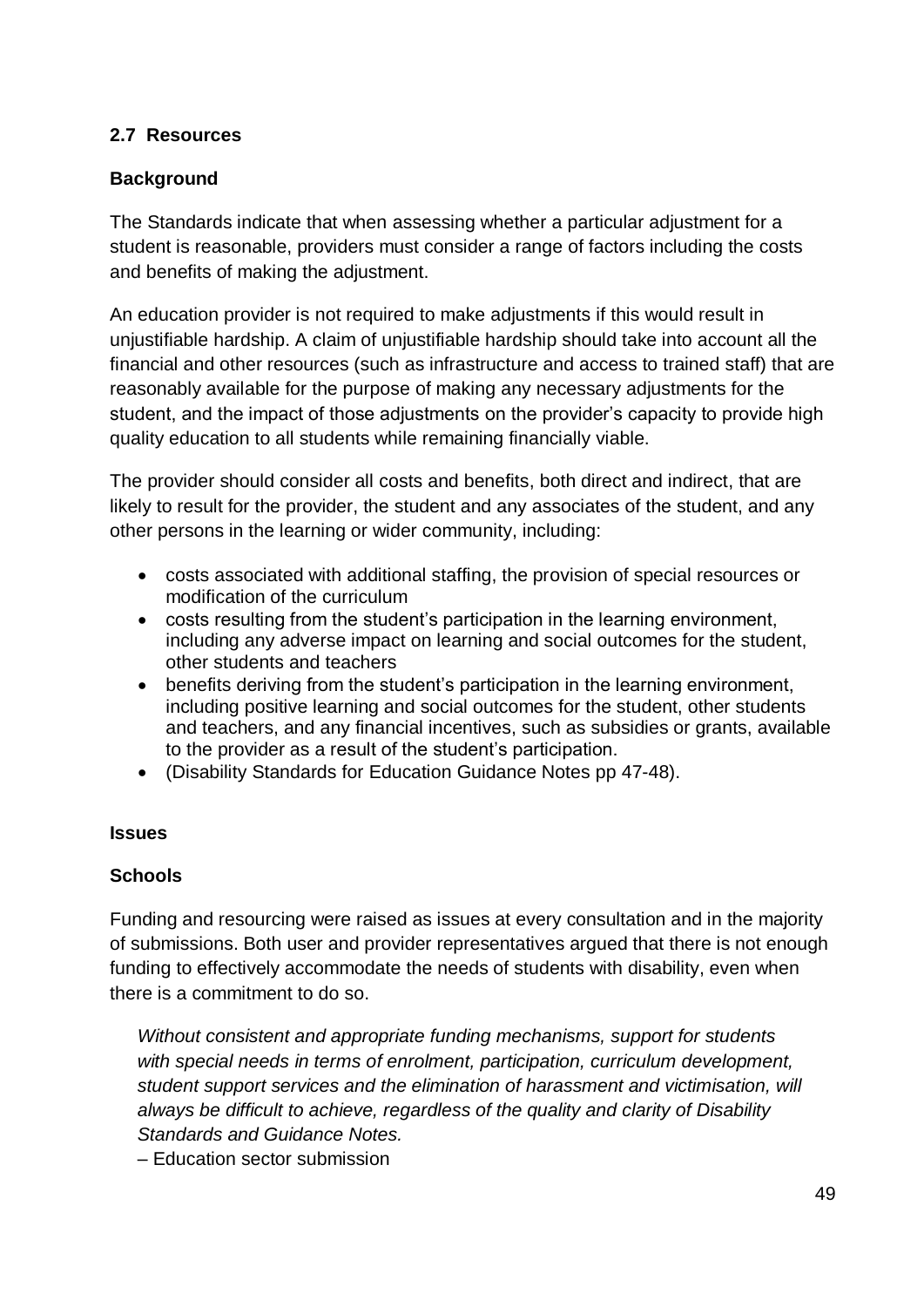## 2.7 Resources

### Background

The Standards indicate that when assessing whether a particular adjustment for a student is reasonable, providers must consider a range of factors including the costs and benefits of making the adjustment.

An education provider is not required to make adjustments if this would result in unjustifiable hardship. A claim of unjustifiable hardship should take into account all the financial and other resources (such as infrastructure and access to trained staff) that are reasonably available for the purpose of making any necessary adjustments for the student, and the impact of those adjustments on the provider's capacity to provide high quality education to all students while remaining financially viable.

The provider should consider all costs and benefits, both direct and indirect, that are likely to result for the provider, the student and any associates of the student, and any other persons in the learning or wider community, including:

- costs associated with additional staffing, the provision of special resources or modification of the curriculum
- costs resulting from the student's participation in the learning environment, including any adverse impact on learning and social outcomes for the student, other students and teachers
- benefits deriving from the student's participation in the learning environment, including positive learning and social outcomes for the student, other students and teachers, and any financial incentives, such as subsidies or grants, available to the provider as a result of the student's participation.
- (Disability Standards for Education Guidance Notes pp 47-48).

### Issues

### Schools

Funding and resourcing were raised as issues at every consultation and in the majority of submissions. Both user and provider representatives argued that there is not enough funding to effectively accommodate the needs of students with disability, even when there is a commitment to do so.

> *Without consistent and appropriate funding mechanisms, support for students with special needs in terms of enrolment, participation, curriculum development, student support services and the elimination of harassment and victimisation, will always be difficult to achieve, regardless of the quality and clarity of Disability Standards and Guidance Notes.*
>
> – Education sector submission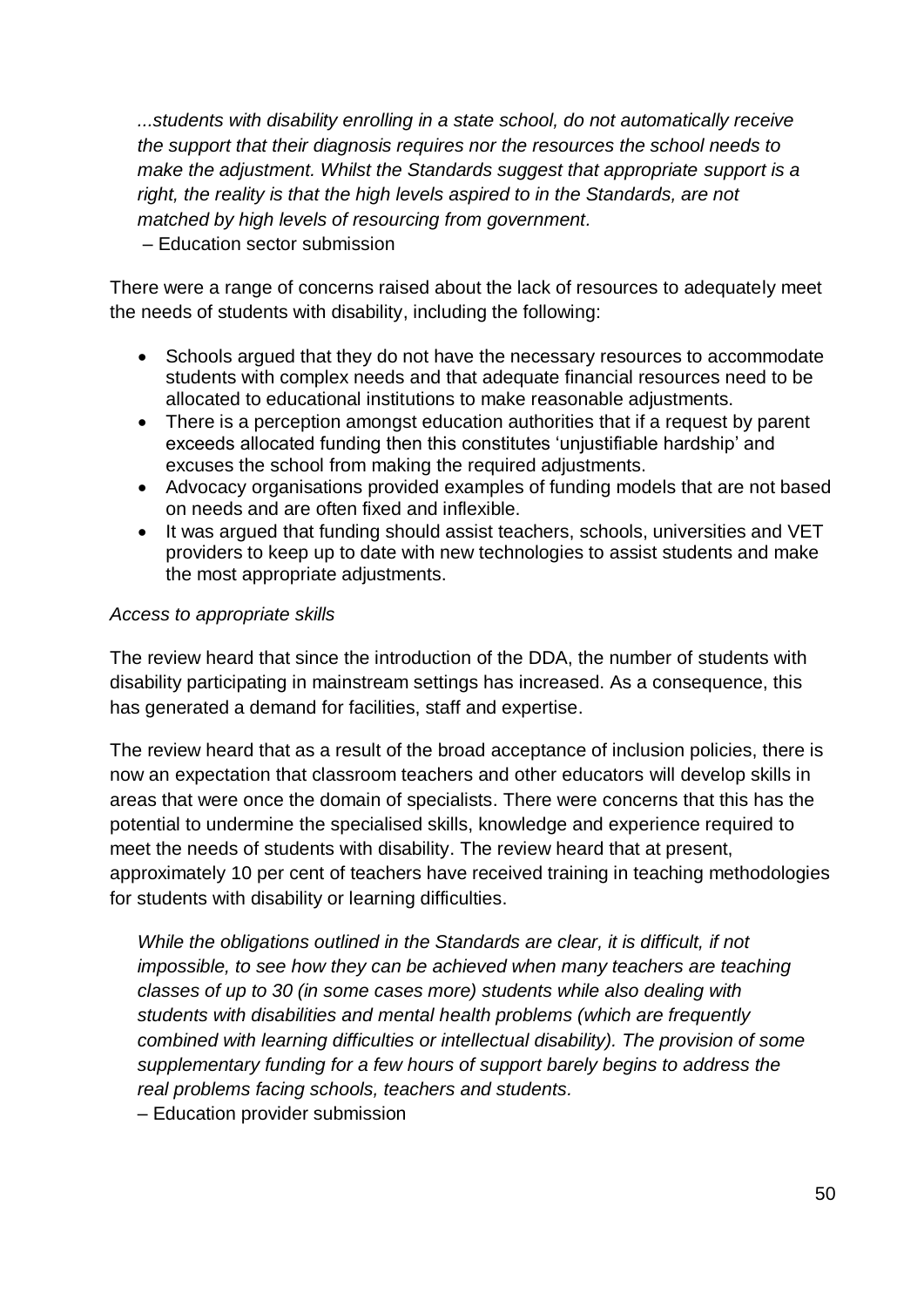*...students with disability enrolling in a state school, do not automatically receive the support that their diagnosis requires nor the resources the school needs to make the adjustment. Whilst the Standards suggest that appropriate support is a right, the reality is that the high levels aspired to in the Standards, are not matched by high levels of resourcing from government.*
– Education sector submission

There were a range of concerns raised about the lack of resources to adequately meet the needs of students with disability, including the following:

- Schools argued that they do not have the necessary resources to accommodate students with complex needs and that adequate financial resources need to be allocated to educational institutions to make reasonable adjustments.
- There is a perception amongst education authorities that if a request by parent exceeds allocated funding then this constitutes 'unjustifiable hardship' and excuses the school from making the required adjustments.
- Advocacy organisations provided examples of funding models that are not based on needs and are often fixed and inflexible.
- It was argued that funding should assist teachers, schools, universities and VET providers to keep up to date with new technologies to assist students and make the most appropriate adjustments.

*Access to appropriate skills*

The review heard that since the introduction of the DDA, the number of students with disability participating in mainstream settings has increased. As a consequence, this has generated a demand for facilities, staff and expertise.

The review heard that as a result of the broad acceptance of inclusion policies, there is now an expectation that classroom teachers and other educators will develop skills in areas that were once the domain of specialists. There were concerns that this has the potential to undermine the specialised skills, knowledge and experience required to meet the needs of students with disability. The review heard that at present, approximately 10 per cent of teachers have received training in teaching methodologies for students with disability or learning difficulties.

*While the obligations outlined in the Standards are clear, it is difficult, if not impossible, to see how they can be achieved when many teachers are teaching classes of up to 30 (in some cases more) students while also dealing with students with disabilities and mental health problems (which are frequently combined with learning difficulties or intellectual disability). The provision of some supplementary funding for a few hours of support barely begins to address the real problems facing schools, teachers and students.*
– Education provider submission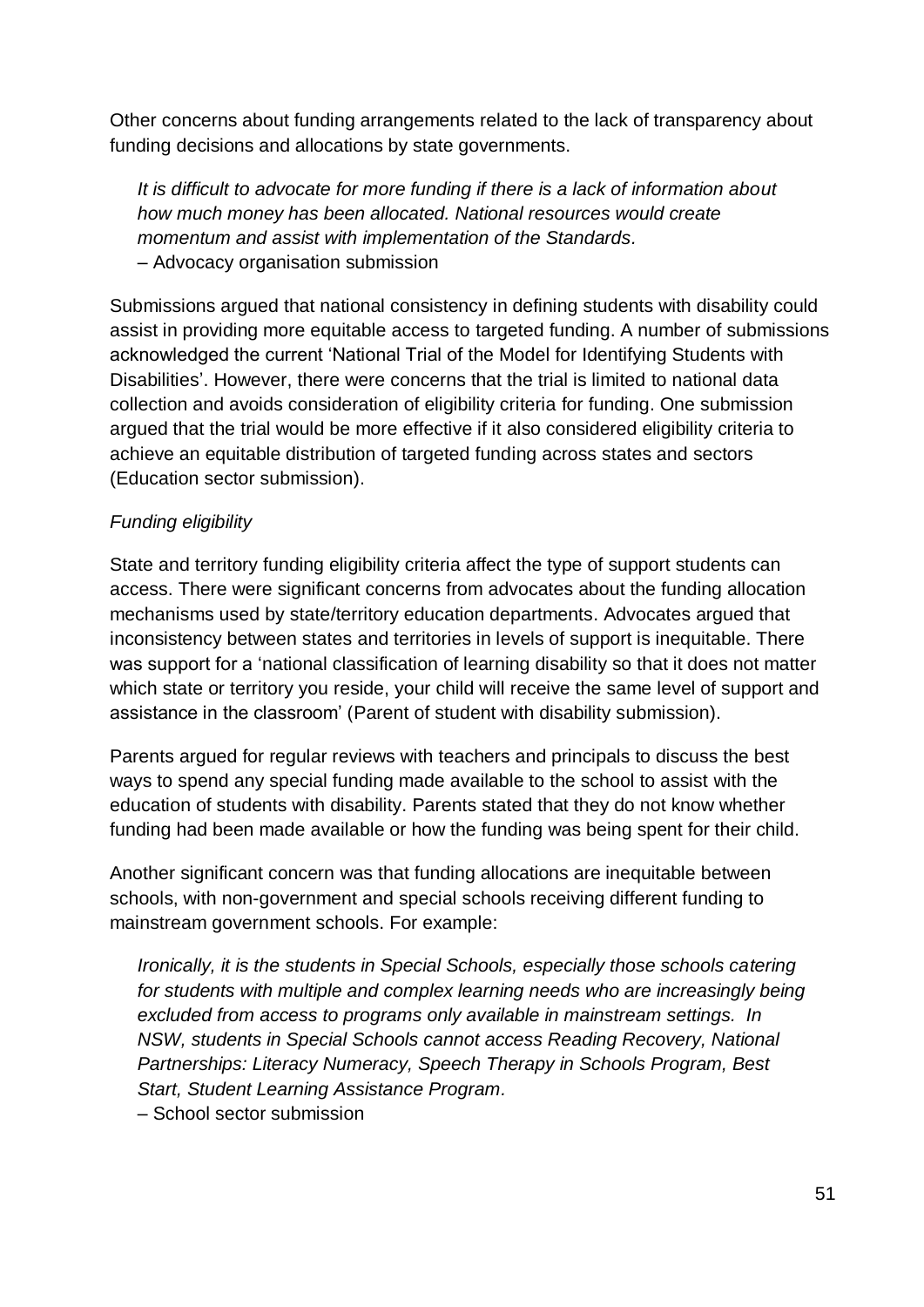Other concerns about funding arrangements related to the lack of transparency about funding decisions and allocations by state governments.

> *It is difficult to advocate for more funding if there is a lack of information about how much money has been allocated. National resources would create momentum and assist with implementation of the Standards.*
> – Advocacy organisation submission

Submissions argued that national consistency in defining students with disability could assist in providing more equitable access to targeted funding. A number of submissions acknowledged the current 'National Trial of the Model for Identifying Students with Disabilities'. However, there were concerns that the trial is limited to national data collection and avoids consideration of eligibility criteria for funding. One submission argued that the trial would be more effective if it also considered eligibility criteria to achieve an equitable distribution of targeted funding across states and sectors (Education sector submission).

*Funding eligibility*

State and territory funding eligibility criteria affect the type of support students can access. There were significant concerns from advocates about the funding allocation mechanisms used by state/territory education departments. Advocates argued that inconsistency between states and territories in levels of support is inequitable. There was support for a 'national classification of learning disability so that it does not matter which state or territory you reside, your child will receive the same level of support and assistance in the classroom' (Parent of student with disability submission).

Parents argued for regular reviews with teachers and principals to discuss the best ways to spend any special funding made available to the school to assist with the education of students with disability. Parents stated that they do not know whether funding had been made available or how the funding was being spent for their child.

Another significant concern was that funding allocations are inequitable between schools, with non-government and special schools receiving different funding to mainstream government schools. For example:

> *Ironically, it is the students in Special Schools, especially those schools catering for students with multiple and complex learning needs who are increasingly being excluded from access to programs only available in mainstream settings. In NSW, students in Special Schools cannot access Reading Recovery, National Partnerships: Literacy Numeracy, Speech Therapy in Schools Program, Best Start, Student Learning Assistance Program.*
> – School sector submission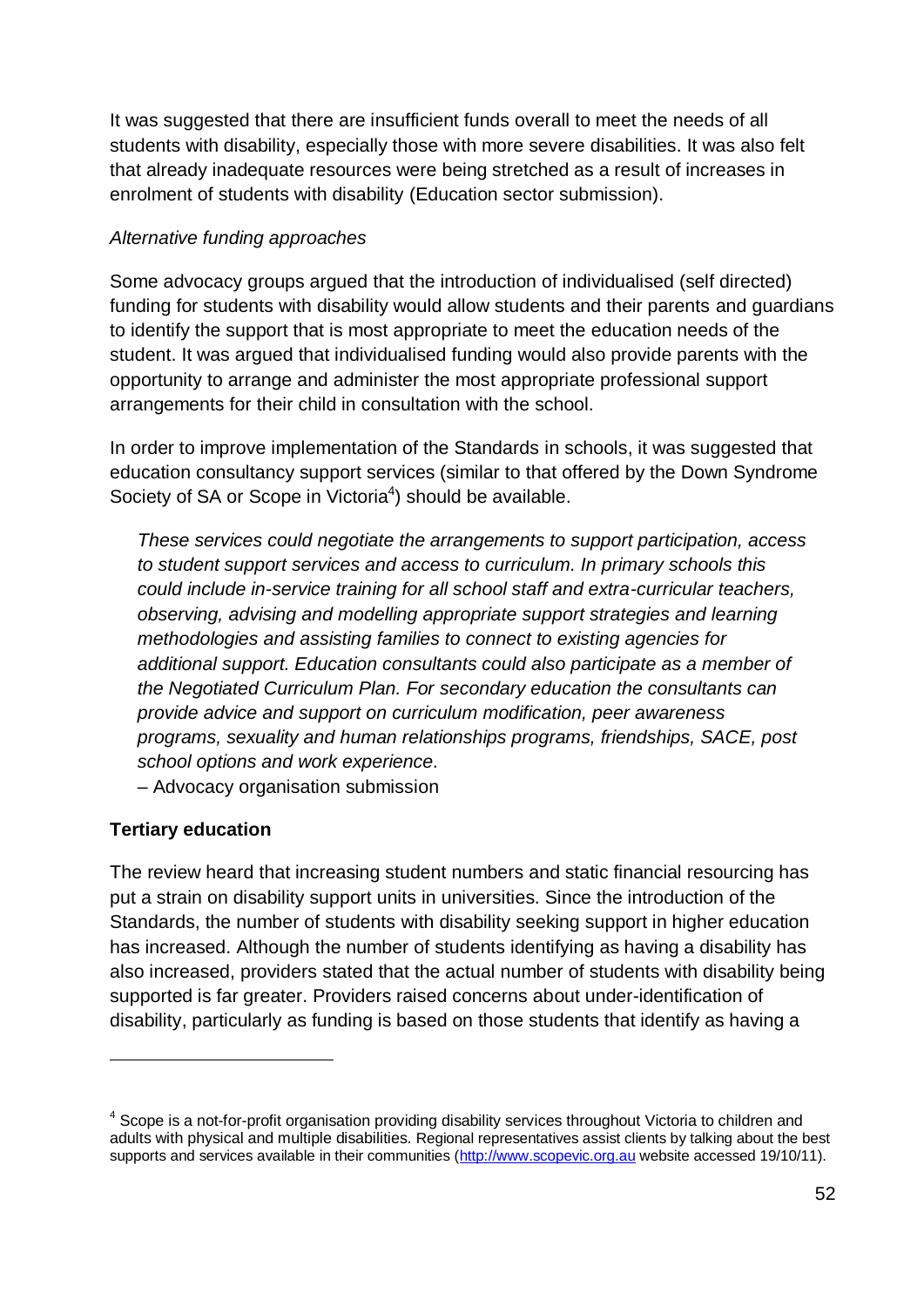It was suggested that there are insufficient funds overall to meet the needs of all students with disability, especially those with more severe disabilities. It was also felt that already inadequate resources were being stretched as a result of increases in enrolment of students with disability (Education sector submission).

*Alternative funding approaches*

Some advocacy groups argued that the introduction of individualised (self directed) funding for students with disability would allow students and their parents and guardians to identify the support that is most appropriate to meet the education needs of the student. It was argued that individualised funding would also provide parents with the opportunity to arrange and administer the most appropriate professional support arrangements for their child in consultation with the school.

In order to improve implementation of the Standards in schools, it was suggested that education consultancy support services (similar to that offered by the Down Syndrome Society of SA or Scope in Victoria[4]) should be available.

> *These services could negotiate the arrangements to support participation, access to student support services and access to curriculum. In primary schools this could include in-service training for all school staff and extra-curricular teachers, observing, advising and modelling appropriate support strategies and learning methodologies and assisting families to connect to existing agencies for additional support. Education consultants could also participate as a member of the Negotiated Curriculum Plan. For secondary education the consultants can provide advice and support on curriculum modification, peer awareness programs, sexuality and human relationships programs, friendships, SACE, post school options and work experience.*
>
> – Advocacy organisation submission

**Tertiary education**

The review heard that increasing student numbers and static financial resourcing has put a strain on disability support units in universities. Since the introduction of the Standards, the number of students with disability seeking support in higher education has increased. Although the number of students identifying as having a disability has also increased, providers stated that the actual number of students with disability being supported is far greater. Providers raised concerns about under-identification of disability, particularly as funding is based on those students that identify as having a

---

[4] Scope is a not-for-profit organisation providing disability services throughout Victoria to children and adults with physical and multiple disabilities. Regional representatives assist clients by talking about the best supports and services available in their communities (http://www.scopevic.org.au website accessed 19/10/11).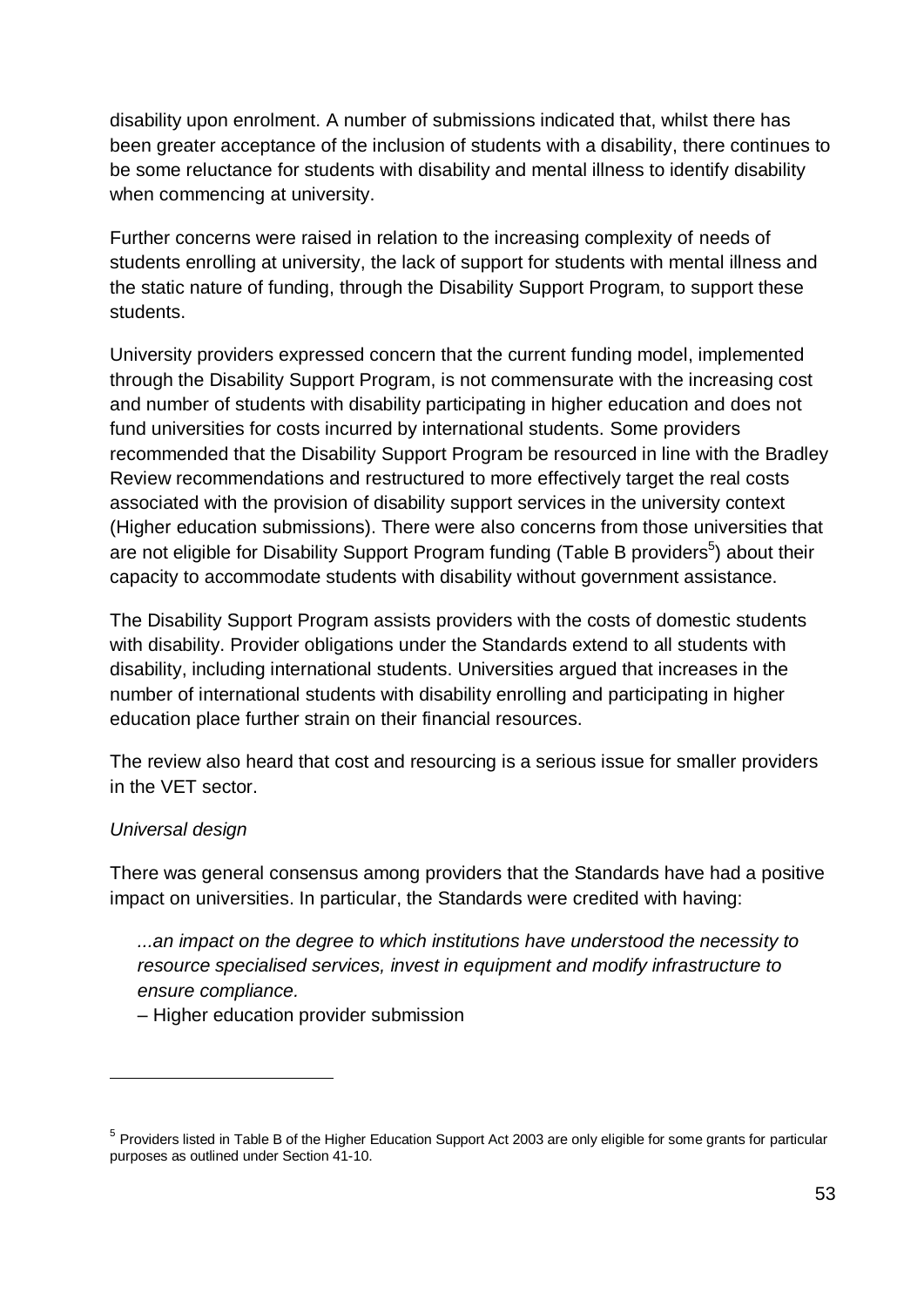disability upon enrolment. A number of submissions indicated that, whilst there has been greater acceptance of the inclusion of students with a disability, there continues to be some reluctance for students with disability and mental illness to identify disability when commencing at university.

Further concerns were raised in relation to the increasing complexity of needs of students enrolling at university, the lack of support for students with mental illness and the static nature of funding, through the Disability Support Program, to support these students.

University providers expressed concern that the current funding model, implemented through the Disability Support Program, is not commensurate with the increasing cost and number of students with disability participating in higher education and does not fund universities for costs incurred by international students. Some providers recommended that the Disability Support Program be resourced in line with the Bradley Review recommendations and restructured to more effectively target the real costs associated with the provision of disability support services in the university context (Higher education submissions). There were also concerns from those universities that are not eligible for Disability Support Program funding (Table B providers[5]) about their capacity to accommodate students with disability without government assistance.

The Disability Support Program assists providers with the costs of domestic students with disability. Provider obligations under the Standards extend to all students with disability, including international students. Universities argued that increases in the number of international students with disability enrolling and participating in higher education place further strain on their financial resources.

The review also heard that cost and resourcing is a serious issue for smaller providers in the VET sector.

*Universal design*

There was general consensus among providers that the Standards have had a positive impact on universities. In particular, the Standards were credited with having:

> *...an impact on the degree to which institutions have understood the necessity to resource specialised services, invest in equipment and modify infrastructure to ensure compliance.*
>
> – Higher education provider submission

---

[5] Providers listed in Table B of the Higher Education Support Act 2003 are only eligible for some grants for particular purposes as outlined under Section 41-10.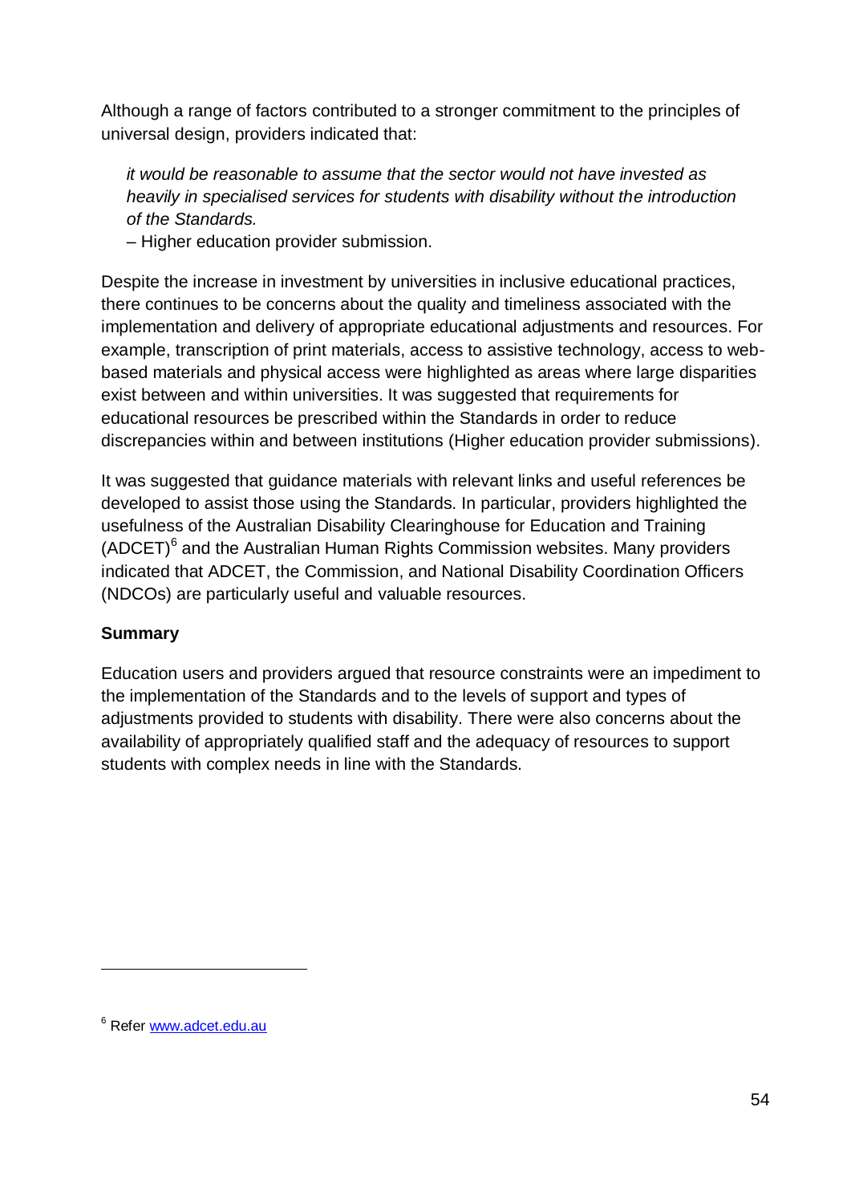Although a range of factors contributed to a stronger commitment to the principles of universal design, providers indicated that:

> *it would be reasonable to assume that the sector would not have invested as heavily in specialised services for students with disability without the introduction of the Standards.*
>
> – Higher education provider submission.

Despite the increase in investment by universities in inclusive educational practices, there continues to be concerns about the quality and timeliness associated with the implementation and delivery of appropriate educational adjustments and resources. For example, transcription of print materials, access to assistive technology, access to web-based materials and physical access were highlighted as areas where large disparities exist between and within universities. It was suggested that requirements for educational resources be prescribed within the Standards in order to reduce discrepancies within and between institutions (Higher education provider submissions).

It was suggested that guidance materials with relevant links and useful references be developed to assist those using the Standards. In particular, providers highlighted the usefulness of the Australian Disability Clearinghouse for Education and Training (ADCET)[6] and the Australian Human Rights Commission websites. Many providers indicated that ADCET, the Commission, and National Disability Coordination Officers (NDCOs) are particularly useful and valuable resources.

**Summary**

Education users and providers argued that resource constraints were an impediment to the implementation of the Standards and to the levels of support and types of adjustments provided to students with disability. There were also concerns about the availability of appropriately qualified staff and the adequacy of resources to support students with complex needs in line with the Standards.

---

[6] Refer www.adcet.edu.au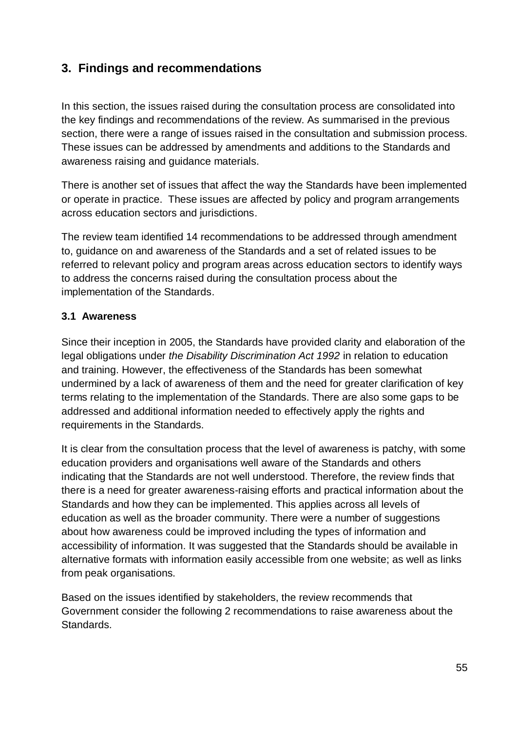## 3. Findings and recommendations

In this section, the issues raised during the consultation process are consolidated into the key findings and recommendations of the review. As summarised in the previous section, there were a range of issues raised in the consultation and submission process. These issues can be addressed by amendments and additions to the Standards and awareness raising and guidance materials.

There is another set of issues that affect the way the Standards have been implemented or operate in practice. These issues are affected by policy and program arrangements across education sectors and jurisdictions.

The review team identified 14 recommendations to be addressed through amendment to, guidance on and awareness of the Standards and a set of related issues to be referred to relevant policy and program areas across education sectors to identify ways to address the concerns raised during the consultation process about the implementation of the Standards.

### 3.1 Awareness

Since their inception in 2005, the Standards have provided clarity and elaboration of the legal obligations under *the Disability Discrimination Act 1992* in relation to education and training. However, the effectiveness of the Standards has been somewhat undermined by a lack of awareness of them and the need for greater clarification of key terms relating to the implementation of the Standards. There are also some gaps to be addressed and additional information needed to effectively apply the rights and requirements in the Standards.

It is clear from the consultation process that the level of awareness is patchy, with some education providers and organisations well aware of the Standards and others indicating that the Standards are not well understood. Therefore, the review finds that there is a need for greater awareness-raising efforts and practical information about the Standards and how they can be implemented. This applies across all levels of education as well as the broader community. There were a number of suggestions about how awareness could be improved including the types of information and accessibility of information. It was suggested that the Standards should be available in alternative formats with information easily accessible from one website; as well as links from peak organisations.

Based on the issues identified by stakeholders, the review recommends that Government consider the following 2 recommendations to raise awareness about the Standards.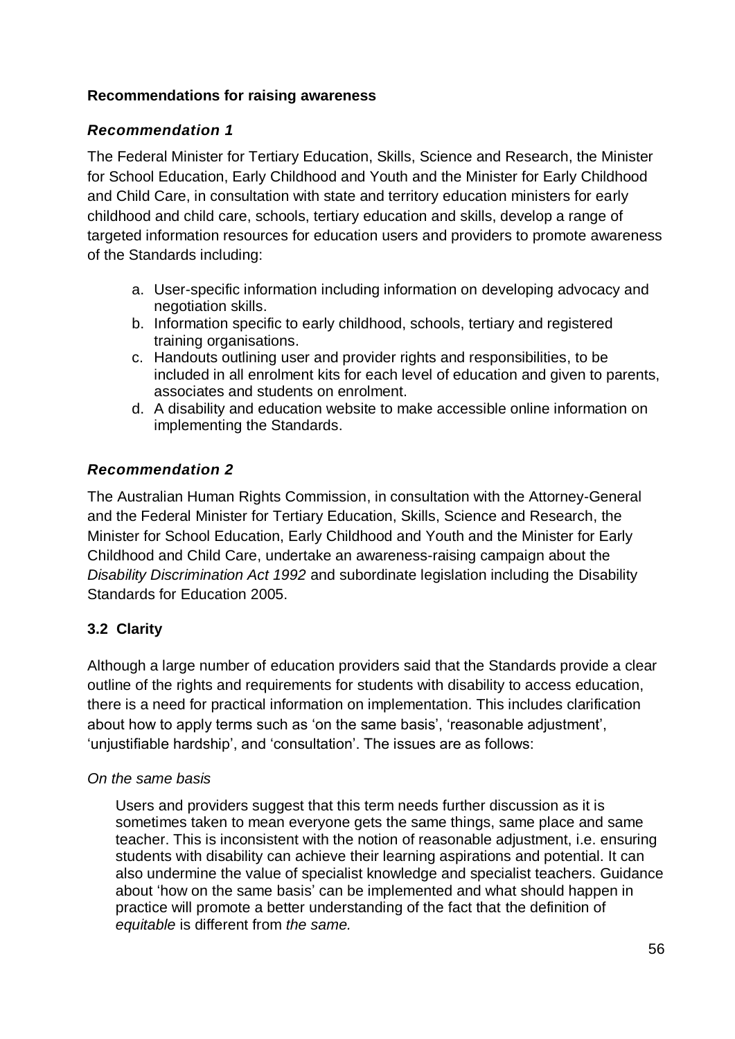**Recommendations for raising awareness**

### *Recommendation 1*

The Federal Minister for Tertiary Education, Skills, Science and Research, the Minister for School Education, Early Childhood and Youth and the Minister for Early Childhood and Child Care, in consultation with state and territory education ministers for early childhood and child care, schools, tertiary education and skills, develop a range of targeted information resources for education users and providers to promote awareness of the Standards including:

a. User-specific information including information on developing advocacy and negotiation skills.
b. Information specific to early childhood, schools, tertiary and registered training organisations.
c. Handouts outlining user and provider rights and responsibilities, to be included in all enrolment kits for each level of education and given to parents, associates and students on enrolment.
d. A disability and education website to make accessible online information on implementing the Standards.

### *Recommendation 2*

The Australian Human Rights Commission, in consultation with the Attorney-General and the Federal Minister for Tertiary Education, Skills, Science and Research, the Minister for School Education, Early Childhood and Youth and the Minister for Early Childhood and Child Care, undertake an awareness-raising campaign about the *Disability Discrimination Act 1992* and subordinate legislation including the Disability Standards for Education 2005.

### 3.2 Clarity

Although a large number of education providers said that the Standards provide a clear outline of the rights and requirements for students with disability to access education, there is a need for practical information on implementation. This includes clarification about how to apply terms such as 'on the same basis', 'reasonable adjustment', 'unjustifiable hardship', and 'consultation'. The issues are as follows:

*On the same basis*

> Users and providers suggest that this term needs further discussion as it is sometimes taken to mean everyone gets the same things, same place and same teacher. This is inconsistent with the notion of reasonable adjustment, i.e. ensuring students with disability can achieve their learning aspirations and potential. It can also undermine the value of specialist knowledge and specialist teachers. Guidance about 'how on the same basis' can be implemented and what should happen in practice will promote a better understanding of the fact that the definition of *equitable* is different from *the same.*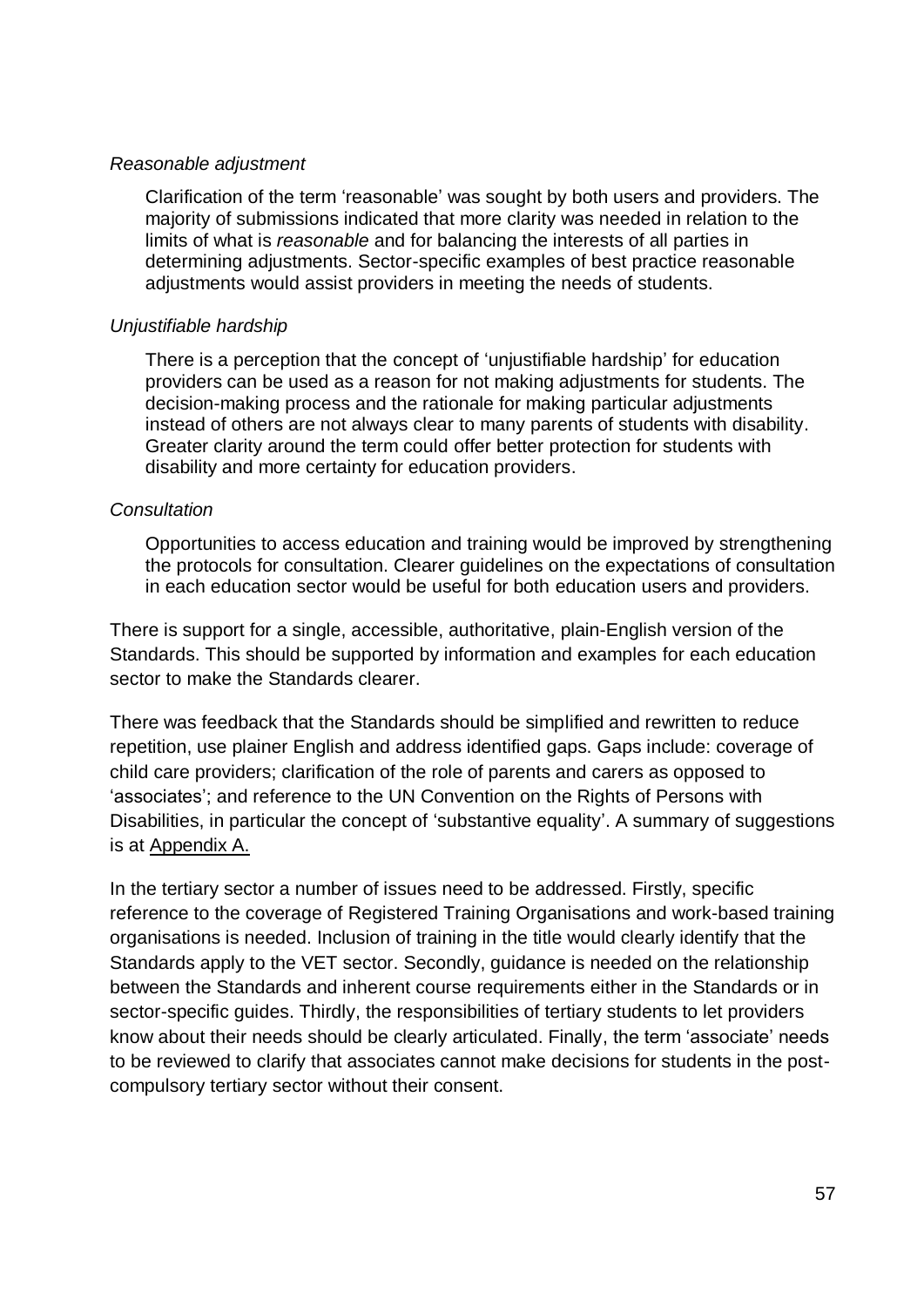*Reasonable adjustment*

Clarification of the term 'reasonable' was sought by both users and providers. The majority of submissions indicated that more clarity was needed in relation to the limits of what is *reasonable* and for balancing the interests of all parties in determining adjustments. Sector-specific examples of best practice reasonable adjustments would assist providers in meeting the needs of students.

*Unjustifiable hardship*

There is a perception that the concept of 'unjustifiable hardship' for education providers can be used as a reason for not making adjustments for students. The decision-making process and the rationale for making particular adjustments instead of others are not always clear to many parents of students with disability. Greater clarity around the term could offer better protection for students with disability and more certainty for education providers.

*Consultation*

Opportunities to access education and training would be improved by strengthening the protocols for consultation. Clearer guidelines on the expectations of consultation in each education sector would be useful for both education users and providers.

There is support for a single, accessible, authoritative, plain-English version of the Standards. This should be supported by information and examples for each education sector to make the Standards clearer.

There was feedback that the Standards should be simplified and rewritten to reduce repetition, use plainer English and address identified gaps. Gaps include: coverage of child care providers; clarification of the role of parents and carers as opposed to 'associates'; and reference to the UN Convention on the Rights of Persons with Disabilities, in particular the concept of 'substantive equality'. A summary of suggestions is at Appendix A.

In the tertiary sector a number of issues need to be addressed. Firstly, specific reference to the coverage of Registered Training Organisations and work-based training organisations is needed. Inclusion of training in the title would clearly identify that the Standards apply to the VET sector. Secondly, guidance is needed on the relationship between the Standards and inherent course requirements either in the Standards or in sector-specific guides. Thirdly, the responsibilities of tertiary students to let providers know about their needs should be clearly articulated. Finally, the term 'associate' needs to be reviewed to clarify that associates cannot make decisions for students in the post-compulsory tertiary sector without their consent.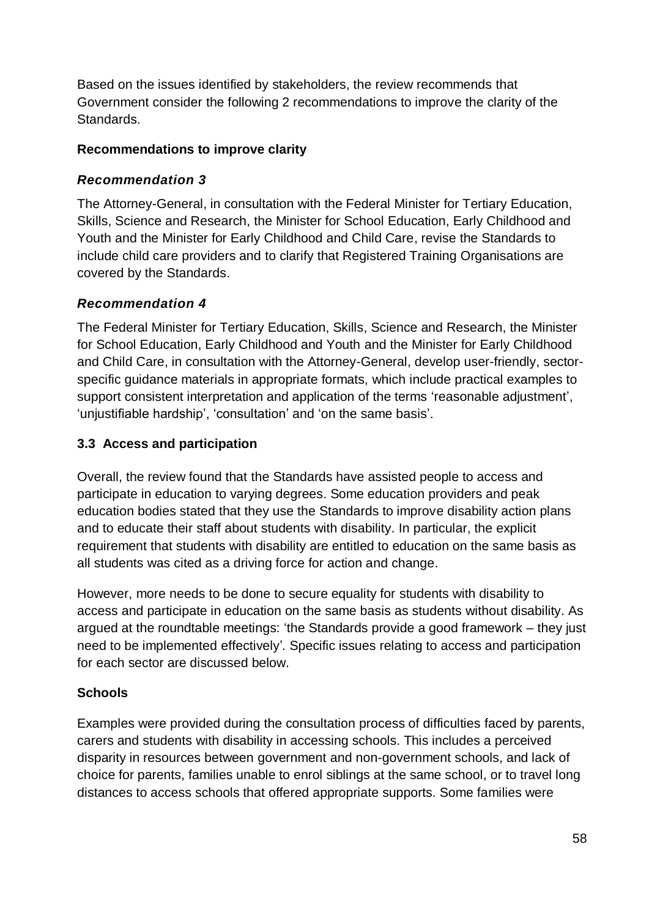Based on the issues identified by stakeholders, the review recommends that Government consider the following 2 recommendations to improve the clarity of the Standards.

**Recommendations to improve clarity**

### *Recommendation 3*

The Attorney-General, in consultation with the Federal Minister for Tertiary Education, Skills, Science and Research, the Minister for School Education, Early Childhood and Youth and the Minister for Early Childhood and Child Care, revise the Standards to include child care providers and to clarify that Registered Training Organisations are covered by the Standards.

### *Recommendation 4*

The Federal Minister for Tertiary Education, Skills, Science and Research, the Minister for School Education, Early Childhood and Youth and the Minister for Early Childhood and Child Care, in consultation with the Attorney-General, develop user-friendly, sector-specific guidance materials in appropriate formats, which include practical examples to support consistent interpretation and application of the terms 'reasonable adjustment', 'unjustifiable hardship', 'consultation' and 'on the same basis'.

## 3.3 Access and participation

Overall, the review found that the Standards have assisted people to access and participate in education to varying degrees. Some education providers and peak education bodies stated that they use the Standards to improve disability action plans and to educate their staff about students with disability. In particular, the explicit requirement that students with disability are entitled to education on the same basis as all students was cited as a driving force for action and change.

However, more needs to be done to secure equality for students with disability to access and participate in education on the same basis as students without disability. As argued at the roundtable meetings: 'the Standards provide a good framework – they just need to be implemented effectively'. Specific issues relating to access and participation for each sector are discussed below.

### Schools

Examples were provided during the consultation process of difficulties faced by parents, carers and students with disability in accessing schools. This includes a perceived disparity in resources between government and non-government schools, and lack of choice for parents, families unable to enrol siblings at the same school, or to travel long distances to access schools that offered appropriate supports. Some families were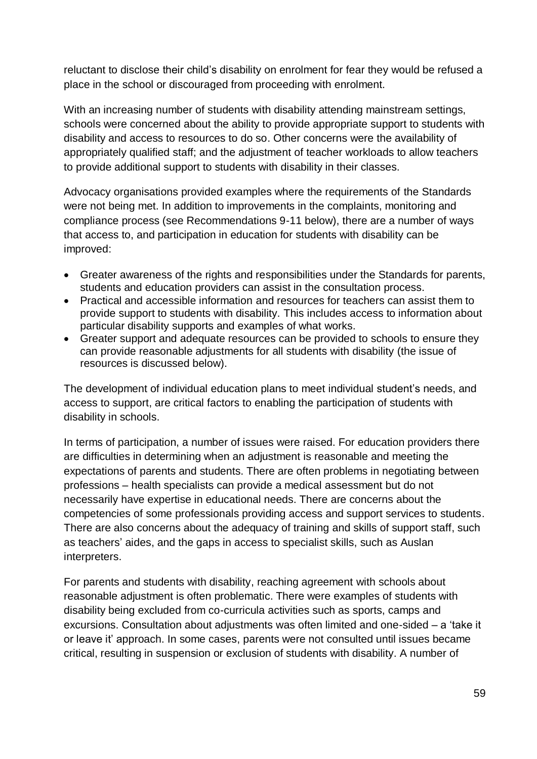reluctant to disclose their child's disability on enrolment for fear they would be refused a place in the school or discouraged from proceeding with enrolment.

With an increasing number of students with disability attending mainstream settings, schools were concerned about the ability to provide appropriate support to students with disability and access to resources to do so. Other concerns were the availability of appropriately qualified staff; and the adjustment of teacher workloads to allow teachers to provide additional support to students with disability in their classes.

Advocacy organisations provided examples where the requirements of the Standards were not being met. In addition to improvements in the complaints, monitoring and compliance process (see Recommendations 9-11 below), there are a number of ways that access to, and participation in education for students with disability can be improved:

- Greater awareness of the rights and responsibilities under the Standards for parents, students and education providers can assist in the consultation process.
- Practical and accessible information and resources for teachers can assist them to provide support to students with disability. This includes access to information about particular disability supports and examples of what works.
- Greater support and adequate resources can be provided to schools to ensure they can provide reasonable adjustments for all students with disability (the issue of resources is discussed below).

The development of individual education plans to meet individual student's needs, and access to support, are critical factors to enabling the participation of students with disability in schools.

In terms of participation, a number of issues were raised. For education providers there are difficulties in determining when an adjustment is reasonable and meeting the expectations of parents and students. There are often problems in negotiating between professions – health specialists can provide a medical assessment but do not necessarily have expertise in educational needs. There are concerns about the competencies of some professionals providing access and support services to students. There are also concerns about the adequacy of training and skills of support staff, such as teachers' aides, and the gaps in access to specialist skills, such as Auslan interpreters.

For parents and students with disability, reaching agreement with schools about reasonable adjustment is often problematic. There were examples of students with disability being excluded from co-curricula activities such as sports, camps and excursions. Consultation about adjustments was often limited and one-sided – a 'take it or leave it' approach. In some cases, parents were not consulted until issues became critical, resulting in suspension or exclusion of students with disability. A number of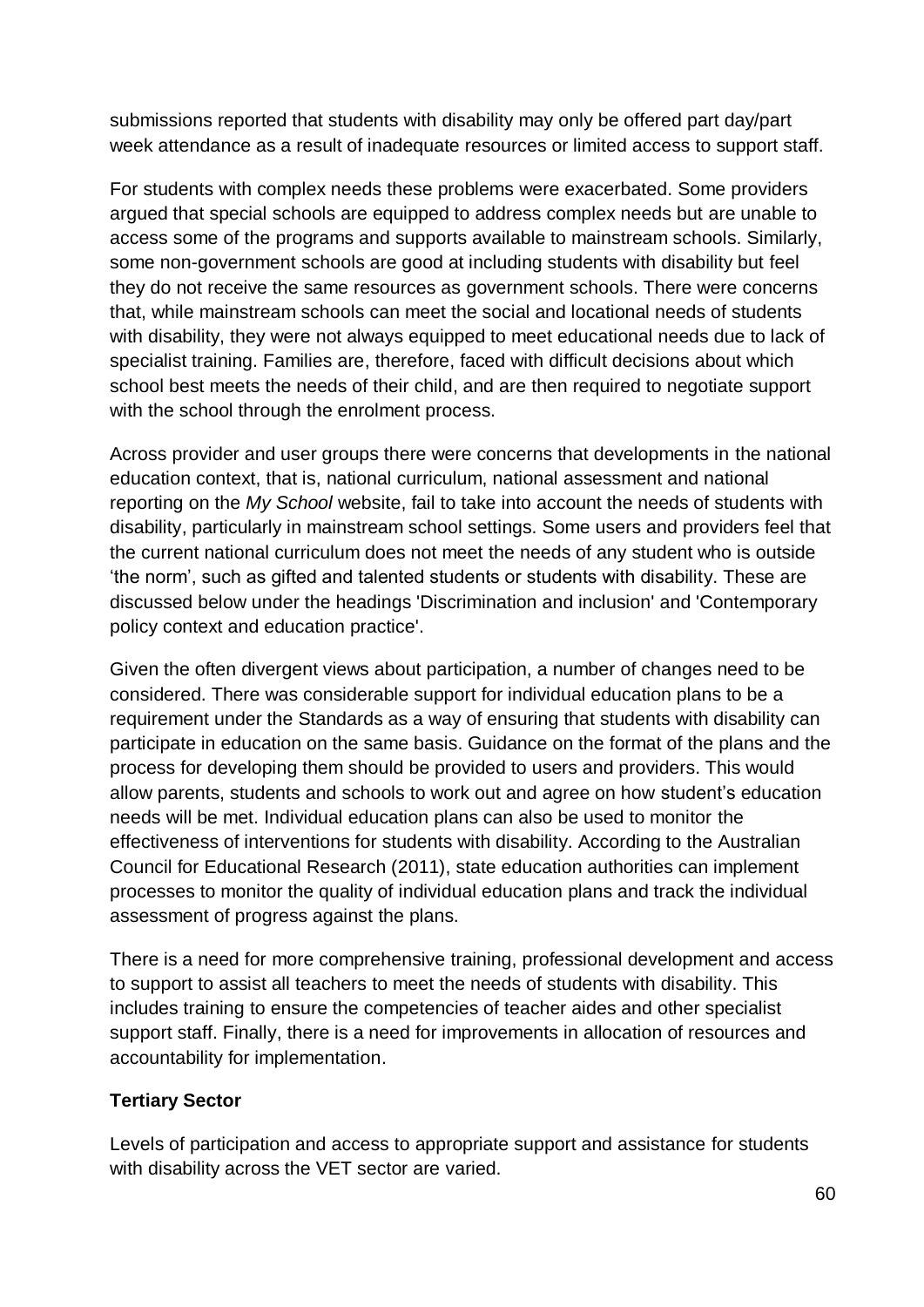submissions reported that students with disability may only be offered part day/part week attendance as a result of inadequate resources or limited access to support staff.

For students with complex needs these problems were exacerbated. Some providers argued that special schools are equipped to address complex needs but are unable to access some of the programs and supports available to mainstream schools. Similarly, some non-government schools are good at including students with disability but feel they do not receive the same resources as government schools. There were concerns that, while mainstream schools can meet the social and locational needs of students with disability, they were not always equipped to meet educational needs due to lack of specialist training. Families are, therefore, faced with difficult decisions about which school best meets the needs of their child, and are then required to negotiate support with the school through the enrolment process.

Across provider and user groups there were concerns that developments in the national education context, that is, national curriculum, national assessment and national reporting on the *My School* website, fail to take into account the needs of students with disability, particularly in mainstream school settings. Some users and providers feel that the current national curriculum does not meet the needs of any student who is outside 'the norm', such as gifted and talented students or students with disability. These are discussed below under the headings 'Discrimination and inclusion' and 'Contemporary policy context and education practice'.

Given the often divergent views about participation, a number of changes need to be considered. There was considerable support for individual education plans to be a requirement under the Standards as a way of ensuring that students with disability can participate in education on the same basis. Guidance on the format of the plans and the process for developing them should be provided to users and providers. This would allow parents, students and schools to work out and agree on how student's education needs will be met. Individual education plans can also be used to monitor the effectiveness of interventions for students with disability. According to the Australian Council for Educational Research (2011), state education authorities can implement processes to monitor the quality of individual education plans and track the individual assessment of progress against the plans.

There is a need for more comprehensive training, professional development and access to support to assist all teachers to meet the needs of students with disability. This includes training to ensure the competencies of teacher aides and other specialist support staff. Finally, there is a need for improvements in allocation of resources and accountability for implementation.

**Tertiary Sector**

Levels of participation and access to appropriate support and assistance for students with disability across the VET sector are varied.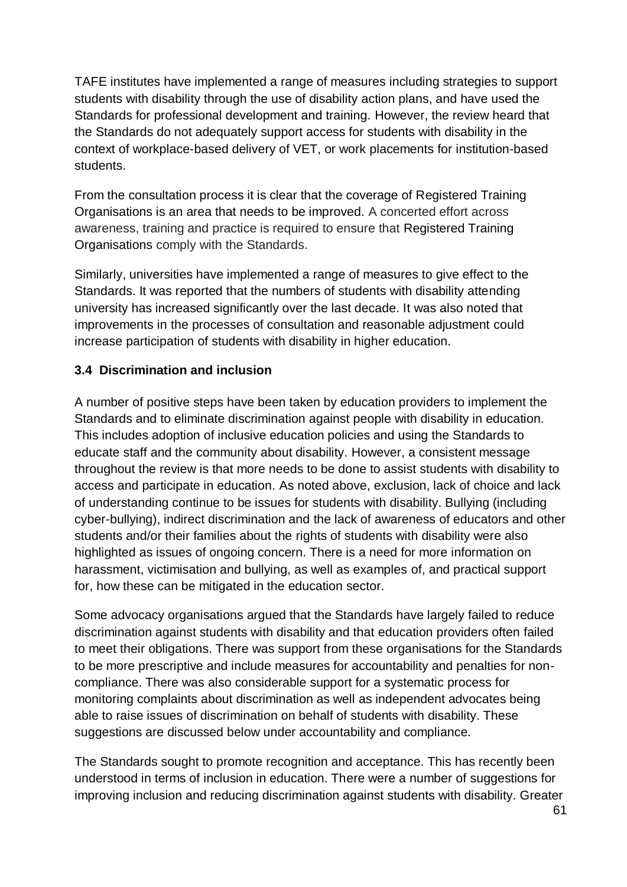TAFE institutes have implemented a range of measures including strategies to support students with disability through the use of disability action plans, and have used the Standards for professional development and training. However, the review heard that the Standards do not adequately support access for students with disability in the context of workplace-based delivery of VET, or work placements for institution-based students.

From the consultation process it is clear that the coverage of Registered Training Organisations is an area that needs to be improved. A concerted effort across awareness, training and practice is required to ensure that Registered Training Organisations comply with the Standards.

Similarly, universities have implemented a range of measures to give effect to the Standards. It was reported that the numbers of students with disability attending university has increased significantly over the last decade. It was also noted that improvements in the processes of consultation and reasonable adjustment could increase participation of students with disability in higher education.

### 3.4 Discrimination and inclusion

A number of positive steps have been taken by education providers to implement the Standards and to eliminate discrimination against people with disability in education. This includes adoption of inclusive education policies and using the Standards to educate staff and the community about disability. However, a consistent message throughout the review is that more needs to be done to assist students with disability to access and participate in education. As noted above, exclusion, lack of choice and lack of understanding continue to be issues for students with disability. Bullying (including cyber-bullying), indirect discrimination and the lack of awareness of educators and other students and/or their families about the rights of students with disability were also highlighted as issues of ongoing concern. There is a need for more information on harassment, victimisation and bullying, as well as examples of, and practical support for, how these can be mitigated in the education sector.

Some advocacy organisations argued that the Standards have largely failed to reduce discrimination against students with disability and that education providers often failed to meet their obligations. There was support from these organisations for the Standards to be more prescriptive and include measures for accountability and penalties for non-compliance. There was also considerable support for a systematic process for monitoring complaints about discrimination as well as independent advocates being able to raise issues of discrimination on behalf of students with disability. These suggestions are discussed below under accountability and compliance.

The Standards sought to promote recognition and acceptance. This has recently been understood in terms of inclusion in education. There were a number of suggestions for improving inclusion and reducing discrimination against students with disability. Greater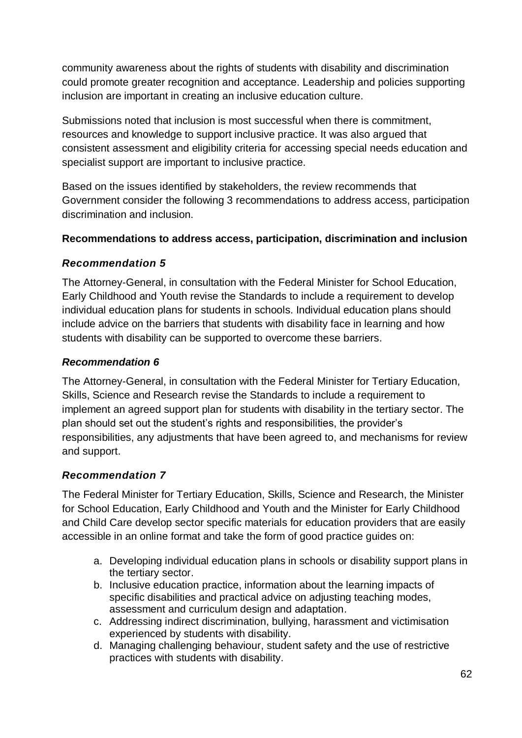community awareness about the rights of students with disability and discrimination could promote greater recognition and acceptance. Leadership and policies supporting inclusion are important in creating an inclusive education culture.

Submissions noted that inclusion is most successful when there is commitment, resources and knowledge to support inclusive practice. It was also argued that consistent assessment and eligibility criteria for accessing special needs education and specialist support are important to inclusive practice.

Based on the issues identified by stakeholders, the review recommends that Government consider the following 3 recommendations to address access, participation discrimination and inclusion.

**Recommendations to address access, participation, discrimination and inclusion**

### *Recommendation 5*

The Attorney-General, in consultation with the Federal Minister for School Education, Early Childhood and Youth revise the Standards to include a requirement to develop individual education plans for students in schools. Individual education plans should include advice on the barriers that students with disability face in learning and how students with disability can be supported to overcome these barriers.

### *Recommendation 6*

The Attorney-General, in consultation with the Federal Minister for Tertiary Education, Skills, Science and Research revise the Standards to include a requirement to implement an agreed support plan for students with disability in the tertiary sector. The plan should set out the student's rights and responsibilities, the provider's responsibilities, any adjustments that have been agreed to, and mechanisms for review and support.

### *Recommendation 7*

The Federal Minister for Tertiary Education, Skills, Science and Research, the Minister for School Education, Early Childhood and Youth and the Minister for Early Childhood and Child Care develop sector specific materials for education providers that are easily accessible in an online format and take the form of good practice guides on:

a. Developing individual education plans in schools or disability support plans in the tertiary sector.
b. Inclusive education practice, information about the learning impacts of specific disabilities and practical advice on adjusting teaching modes, assessment and curriculum design and adaptation.
c. Addressing indirect discrimination, bullying, harassment and victimisation experienced by students with disability.
d. Managing challenging behaviour, student safety and the use of restrictive practices with students with disability.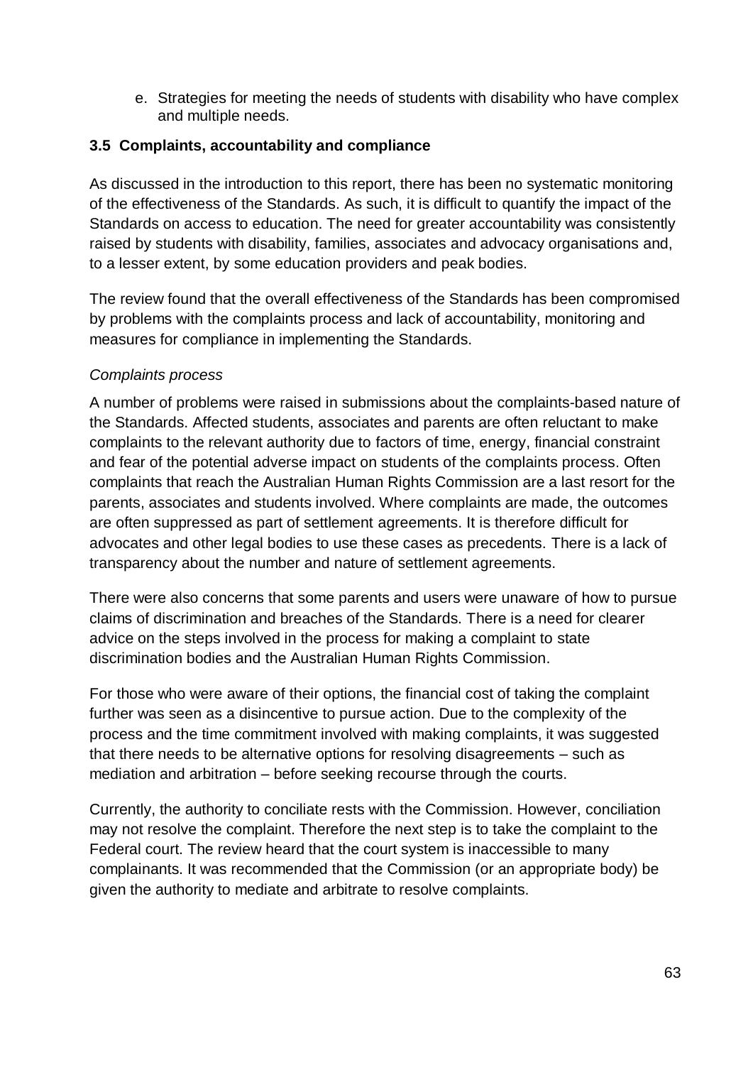e. Strategies for meeting the needs of students with disability who have complex and multiple needs.

### 3.5 Complaints, accountability and compliance

As discussed in the introduction to this report, there has been no systematic monitoring of the effectiveness of the Standards. As such, it is difficult to quantify the impact of the Standards on access to education. The need for greater accountability was consistently raised by students with disability, families, associates and advocacy organisations and, to a lesser extent, by some education providers and peak bodies.

The review found that the overall effectiveness of the Standards has been compromised by problems with the complaints process and lack of accountability, monitoring and measures for compliance in implementing the Standards.

*Complaints process*

A number of problems were raised in submissions about the complaints-based nature of the Standards. Affected students, associates and parents are often reluctant to make complaints to the relevant authority due to factors of time, energy, financial constraint and fear of the potential adverse impact on students of the complaints process. Often complaints that reach the Australian Human Rights Commission are a last resort for the parents, associates and students involved. Where complaints are made, the outcomes are often suppressed as part of settlement agreements. It is therefore difficult for advocates and other legal bodies to use these cases as precedents. There is a lack of transparency about the number and nature of settlement agreements.

There were also concerns that some parents and users were unaware of how to pursue claims of discrimination and breaches of the Standards. There is a need for clearer advice on the steps involved in the process for making a complaint to state discrimination bodies and the Australian Human Rights Commission.

For those who were aware of their options, the financial cost of taking the complaint further was seen as a disincentive to pursue action. Due to the complexity of the process and the time commitment involved with making complaints, it was suggested that there needs to be alternative options for resolving disagreements – such as mediation and arbitration – before seeking recourse through the courts.

Currently, the authority to conciliate rests with the Commission. However, conciliation may not resolve the complaint. Therefore the next step is to take the complaint to the Federal court. The review heard that the court system is inaccessible to many complainants. It was recommended that the Commission (or an appropriate body) be given the authority to mediate and arbitrate to resolve complaints.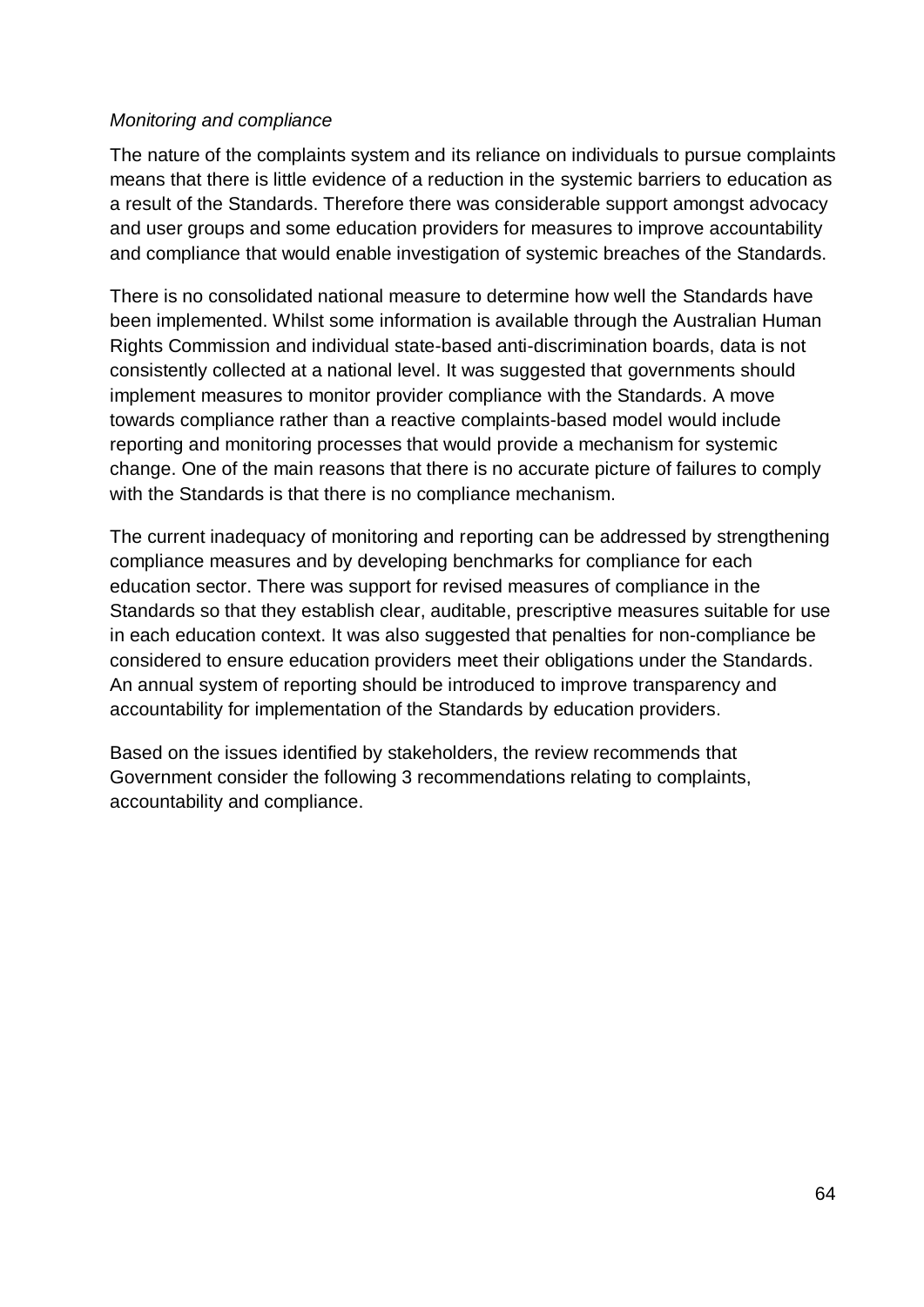*Monitoring and compliance*

The nature of the complaints system and its reliance on individuals to pursue complaints means that there is little evidence of a reduction in the systemic barriers to education as a result of the Standards. Therefore there was considerable support amongst advocacy and user groups and some education providers for measures to improve accountability and compliance that would enable investigation of systemic breaches of the Standards.

There is no consolidated national measure to determine how well the Standards have been implemented. Whilst some information is available through the Australian Human Rights Commission and individual state-based anti-discrimination boards, data is not consistently collected at a national level. It was suggested that governments should implement measures to monitor provider compliance with the Standards. A move towards compliance rather than a reactive complaints-based model would include reporting and monitoring processes that would provide a mechanism for systemic change. One of the main reasons that there is no accurate picture of failures to comply with the Standards is that there is no compliance mechanism.

The current inadequacy of monitoring and reporting can be addressed by strengthening compliance measures and by developing benchmarks for compliance for each education sector. There was support for revised measures of compliance in the Standards so that they establish clear, auditable, prescriptive measures suitable for use in each education context. It was also suggested that penalties for non-compliance be considered to ensure education providers meet their obligations under the Standards. An annual system of reporting should be introduced to improve transparency and accountability for implementation of the Standards by education providers.

Based on the issues identified by stakeholders, the review recommends that Government consider the following 3 recommendations relating to complaints, accountability and compliance.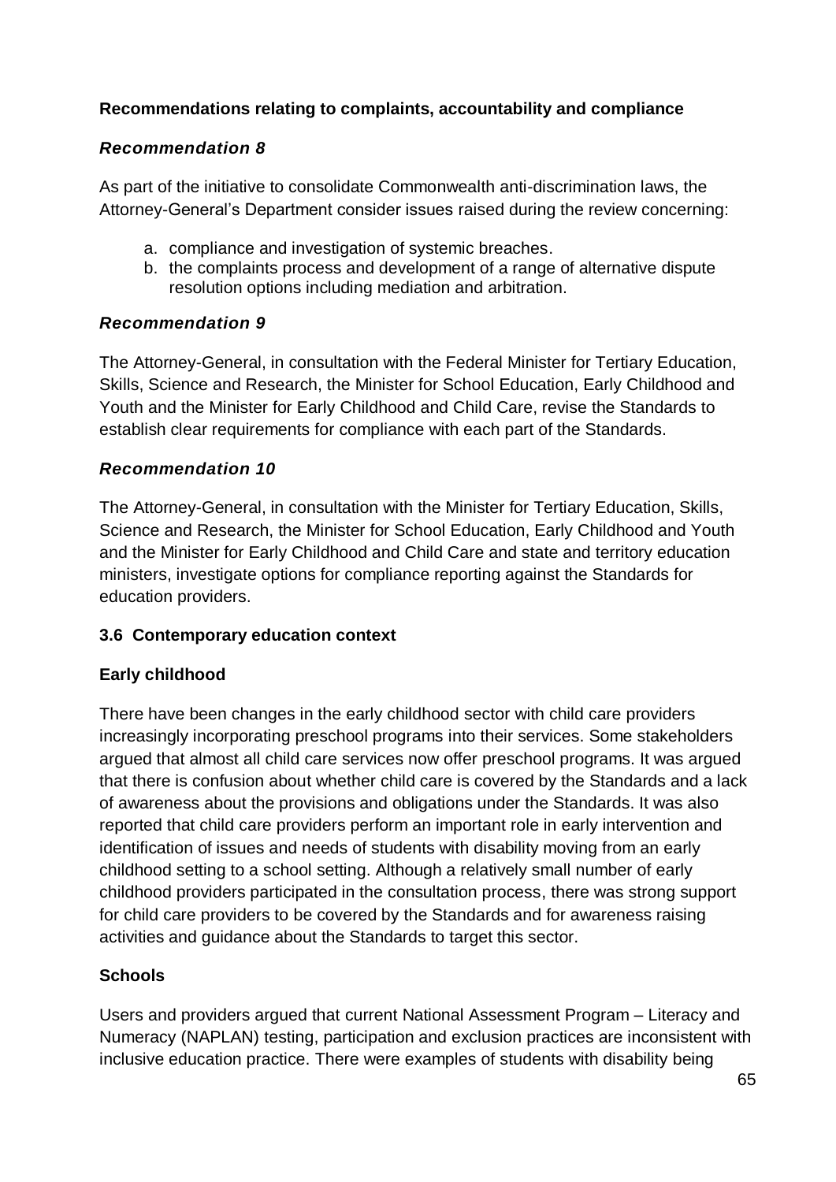**Recommendations relating to complaints, accountability and compliance**

### *Recommendation 8*

As part of the initiative to consolidate Commonwealth anti-discrimination laws, the Attorney-General's Department consider issues raised during the review concerning:

a. compliance and investigation of systemic breaches.
b. the complaints process and development of a range of alternative dispute resolution options including mediation and arbitration.

### *Recommendation 9*

The Attorney-General, in consultation with the Federal Minister for Tertiary Education, Skills, Science and Research, the Minister for School Education, Early Childhood and Youth and the Minister for Early Childhood and Child Care, revise the Standards to establish clear requirements for compliance with each part of the Standards.

### *Recommendation 10*

The Attorney-General, in consultation with the Minister for Tertiary Education, Skills, Science and Research, the Minister for School Education, Early Childhood and Youth and the Minister for Early Childhood and Child Care and state and territory education ministers, investigate options for compliance reporting against the Standards for education providers.

## 3.6 Contemporary education context

### Early childhood

There have been changes in the early childhood sector with child care providers increasingly incorporating preschool programs into their services. Some stakeholders argued that almost all child care services now offer preschool programs. It was argued that there is confusion about whether child care is covered by the Standards and a lack of awareness about the provisions and obligations under the Standards. It was also reported that child care providers perform an important role in early intervention and identification of issues and needs of students with disability moving from an early childhood setting to a school setting. Although a relatively small number of early childhood providers participated in the consultation process, there was strong support for child care providers to be covered by the Standards and for awareness raising activities and guidance about the Standards to target this sector.

### Schools

Users and providers argued that current National Assessment Program – Literacy and Numeracy (NAPLAN) testing, participation and exclusion practices are inconsistent with inclusive education practice. There were examples of students with disability being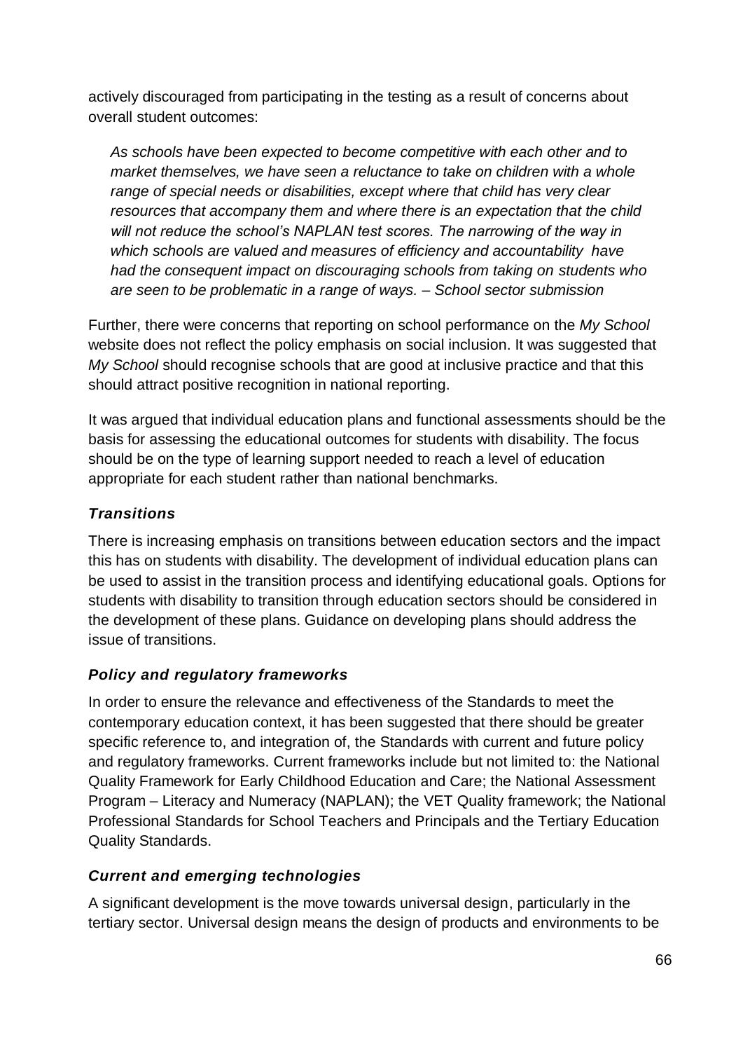actively discouraged from participating in the testing as a result of concerns about overall student outcomes:

> *As schools have been expected to become competitive with each other and to market themselves, we have seen a reluctance to take on children with a whole range of special needs or disabilities, except where that child has very clear resources that accompany them and where there is an expectation that the child will not reduce the school's NAPLAN test scores. The narrowing of the way in which schools are valued and measures of efficiency and accountability have had the consequent impact on discouraging schools from taking on students who are seen to be problematic in a range of ways. – School sector submission*

Further, there were concerns that reporting on school performance on the *My School* website does not reflect the policy emphasis on social inclusion. It was suggested that *My School* should recognise schools that are good at inclusive practice and that this should attract positive recognition in national reporting.

It was argued that individual education plans and functional assessments should be the basis for assessing the educational outcomes for students with disability. The focus should be on the type of learning support needed to reach a level of education appropriate for each student rather than national benchmarks.

### *Transitions*

There is increasing emphasis on transitions between education sectors and the impact this has on students with disability. The development of individual education plans can be used to assist in the transition process and identifying educational goals. Options for students with disability to transition through education sectors should be considered in the development of these plans. Guidance on developing plans should address the issue of transitions.

### *Policy and regulatory frameworks*

In order to ensure the relevance and effectiveness of the Standards to meet the contemporary education context, it has been suggested that there should be greater specific reference to, and integration of, the Standards with current and future policy and regulatory frameworks. Current frameworks include but not limited to: the National Quality Framework for Early Childhood Education and Care; the National Assessment Program – Literacy and Numeracy (NAPLAN); the VET Quality framework; the National Professional Standards for School Teachers and Principals and the Tertiary Education Quality Standards.

### *Current and emerging technologies*

A significant development is the move towards universal design, particularly in the tertiary sector. Universal design means the design of products and environments to be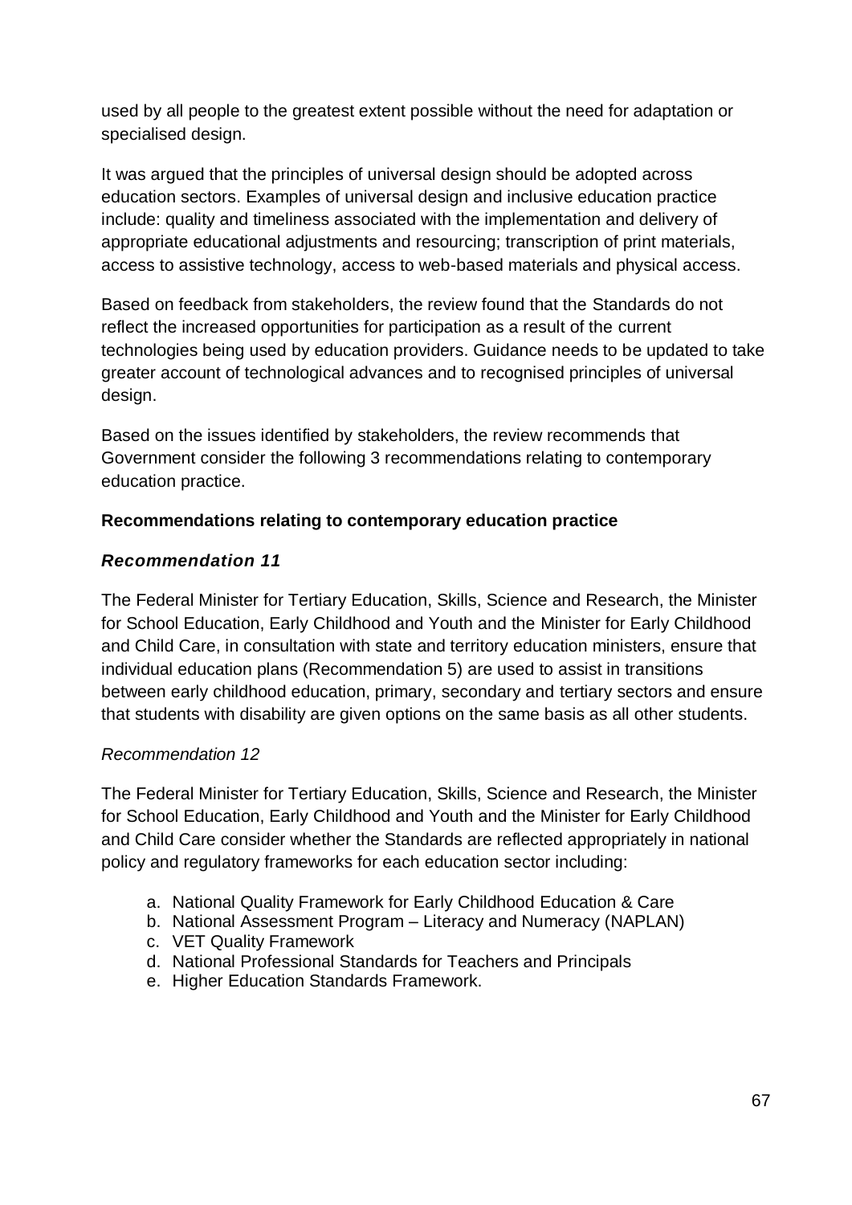used by all people to the greatest extent possible without the need for adaptation or specialised design.

It was argued that the principles of universal design should be adopted across education sectors. Examples of universal design and inclusive education practice include: quality and timeliness associated with the implementation and delivery of appropriate educational adjustments and resourcing; transcription of print materials, access to assistive technology, access to web-based materials and physical access.

Based on feedback from stakeholders, the review found that the Standards do not reflect the increased opportunities for participation as a result of the current technologies being used by education providers. Guidance needs to be updated to take greater account of technological advances and to recognised principles of universal design.

Based on the issues identified by stakeholders, the review recommends that Government consider the following 3 recommendations relating to contemporary education practice.

**Recommendations relating to contemporary education practice**

***Recommendation 11***

The Federal Minister for Tertiary Education, Skills, Science and Research, the Minister for School Education, Early Childhood and Youth and the Minister for Early Childhood and Child Care, in consultation with state and territory education ministers, ensure that individual education plans (Recommendation 5) are used to assist in transitions between early childhood education, primary, secondary and tertiary sectors and ensure that students with disability are given options on the same basis as all other students.

*Recommendation 12*

The Federal Minister for Tertiary Education, Skills, Science and Research, the Minister for School Education, Early Childhood and Youth and the Minister for Early Childhood and Child Care consider whether the Standards are reflected appropriately in national policy and regulatory frameworks for each education sector including:

a. National Quality Framework for Early Childhood Education & Care
b. National Assessment Program – Literacy and Numeracy (NAPLAN)
c. VET Quality Framework
d. National Professional Standards for Teachers and Principals
e. Higher Education Standards Framework.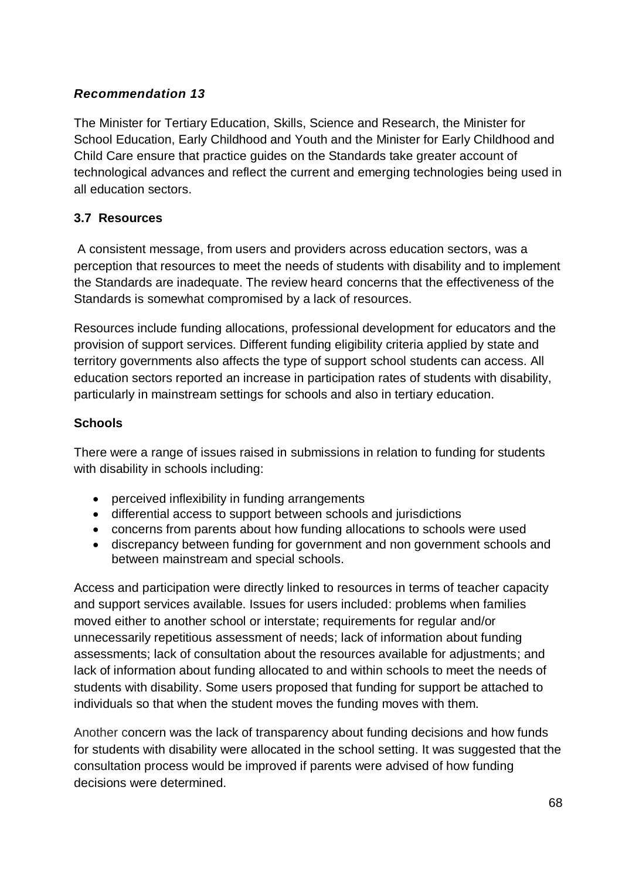***Recommendation 13***

The Minister for Tertiary Education, Skills, Science and Research, the Minister for School Education, Early Childhood and Youth and the Minister for Early Childhood and Child Care ensure that practice guides on the Standards take greater account of technological advances and reflect the current and emerging technologies being used in all education sectors.

### 3.7 Resources

A consistent message, from users and providers across education sectors, was a perception that resources to meet the needs of students with disability and to implement the Standards are inadequate. The review heard concerns that the effectiveness of the Standards is somewhat compromised by a lack of resources.

Resources include funding allocations, professional development for educators and the provision of support services. Different funding eligibility criteria applied by state and territory governments also affects the type of support school students can access. All education sectors reported an increase in participation rates of students with disability, particularly in mainstream settings for schools and also in tertiary education.

#### Schools

There were a range of issues raised in submissions in relation to funding for students with disability in schools including:

- perceived inflexibility in funding arrangements
- differential access to support between schools and jurisdictions
- concerns from parents about how funding allocations to schools were used
- discrepancy between funding for government and non government schools and between mainstream and special schools.

Access and participation were directly linked to resources in terms of teacher capacity and support services available. Issues for users included: problems when families moved either to another school or interstate; requirements for regular and/or unnecessarily repetitious assessment of needs; lack of information about funding assessments; lack of consultation about the resources available for adjustments; and lack of information about funding allocated to and within schools to meet the needs of students with disability. Some users proposed that funding for support be attached to individuals so that when the student moves the funding moves with them.

Another concern was the lack of transparency about funding decisions and how funds for students with disability were allocated in the school setting. It was suggested that the consultation process would be improved if parents were advised of how funding decisions were determined.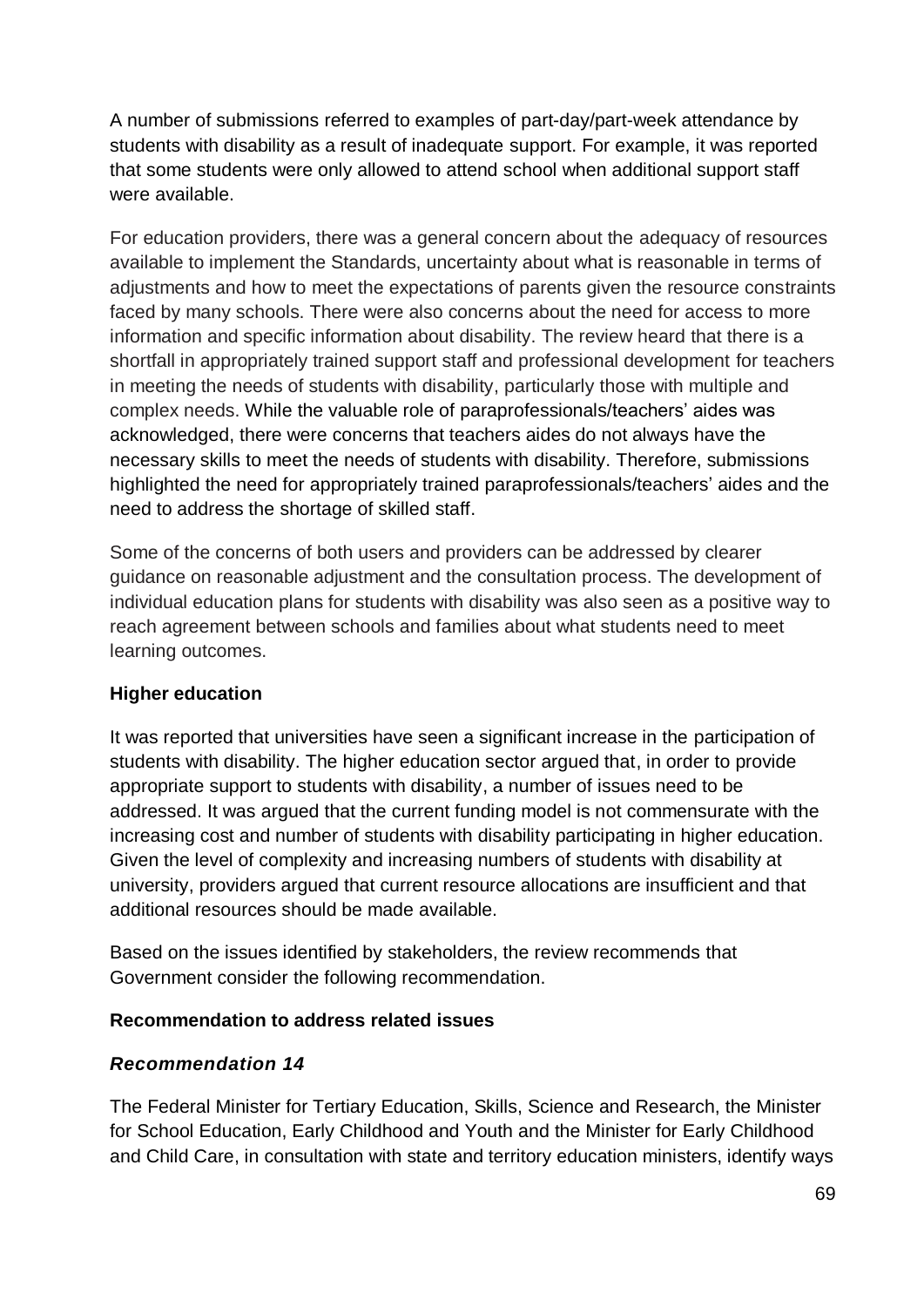A number of submissions referred to examples of part-day/part-week attendance by students with disability as a result of inadequate support. For example, it was reported that some students were only allowed to attend school when additional support staff were available.

For education providers, there was a general concern about the adequacy of resources available to implement the Standards, uncertainty about what is reasonable in terms of adjustments and how to meet the expectations of parents given the resource constraints faced by many schools. There were also concerns about the need for access to more information and specific information about disability. The review heard that there is a shortfall in appropriately trained support staff and professional development for teachers in meeting the needs of students with disability, particularly those with multiple and complex needs. While the valuable role of paraprofessionals/teachers' aides was acknowledged, there were concerns that teachers aides do not always have the necessary skills to meet the needs of students with disability. Therefore, submissions highlighted the need for appropriately trained paraprofessionals/teachers' aides and the need to address the shortage of skilled staff.

Some of the concerns of both users and providers can be addressed by clearer guidance on reasonable adjustment and the consultation process. The development of individual education plans for students with disability was also seen as a positive way to reach agreement between schools and families about what students need to meet learning outcomes.

**Higher education**

It was reported that universities have seen a significant increase in the participation of students with disability. The higher education sector argued that, in order to provide appropriate support to students with disability, a number of issues need to be addressed. It was argued that the current funding model is not commensurate with the increasing cost and number of students with disability participating in higher education. Given the level of complexity and increasing numbers of students with disability at university, providers argued that current resource allocations are insufficient and that additional resources should be made available.

Based on the issues identified by stakeholders, the review recommends that Government consider the following recommendation.

**Recommendation to address related issues**

***Recommendation 14***

The Federal Minister for Tertiary Education, Skills, Science and Research, the Minister for School Education, Early Childhood and Youth and the Minister for Early Childhood and Child Care, in consultation with state and territory education ministers, identify ways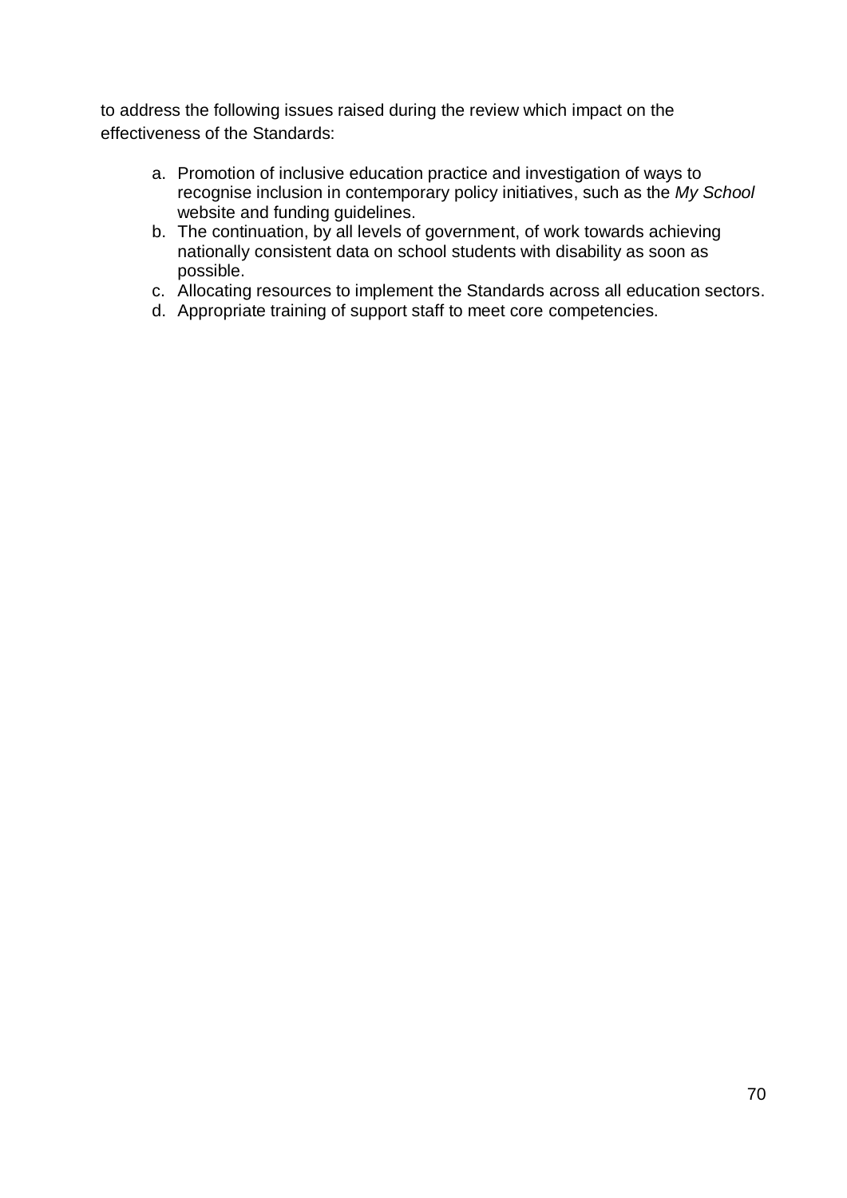to address the following issues raised during the review which impact on the effectiveness of the Standards:

a. Promotion of inclusive education practice and investigation of ways to recognise inclusion in contemporary policy initiatives, such as the *My School* website and funding guidelines.
b. The continuation, by all levels of government, of work towards achieving nationally consistent data on school students with disability as soon as possible.
c. Allocating resources to implement the Standards across all education sectors.
d. Appropriate training of support staff to meet core competencies.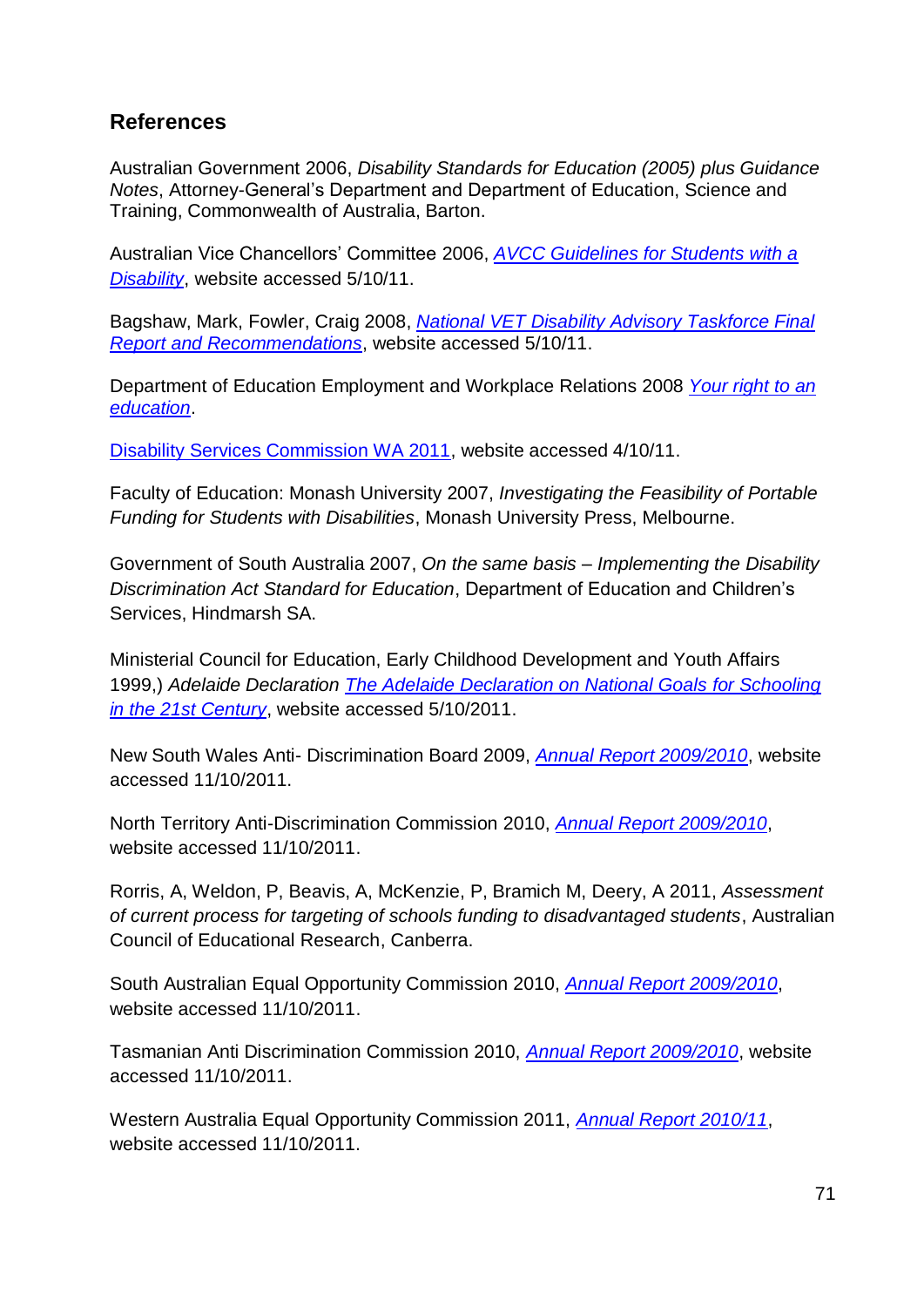## References

Australian Government 2006, *Disability Standards for Education (2005) plus Guidance Notes*, Attorney-General's Department and Department of Education, Science and Training, Commonwealth of Australia, Barton.

Australian Vice Chancellors' Committee 2006, *AVCC Guidelines for Students with a Disability*, website accessed 5/10/11.

Bagshaw, Mark, Fowler, Craig 2008, *National VET Disability Advisory Taskforce Final Report and Recommendations*, website accessed 5/10/11.

Department of Education Employment and Workplace Relations 2008 *Your right to an education*.

Disability Services Commission WA 2011, website accessed 4/10/11.

Faculty of Education: Monash University 2007, *Investigating the Feasibility of Portable Funding for Students with Disabilities*, Monash University Press, Melbourne.

Government of South Australia 2007, *On the same basis – Implementing the Disability Discrimination Act Standard for Education*, Department of Education and Children's Services, Hindmarsh SA.

Ministerial Council for Education, Early Childhood Development and Youth Affairs 1999,) *Adelaide Declaration The Adelaide Declaration on National Goals for Schooling in the 21st Century*, website accessed 5/10/2011.

New South Wales Anti- Discrimination Board 2009, *Annual Report 2009/2010*, website accessed 11/10/2011.

North Territory Anti-Discrimination Commission 2010, *Annual Report 2009/2010*, website accessed 11/10/2011.

Rorris, A, Weldon, P, Beavis, A, McKenzie, P, Bramich M, Deery, A 2011, *Assessment of current process for targeting of schools funding to disadvantaged students*, Australian Council of Educational Research, Canberra.

South Australian Equal Opportunity Commission 2010, *Annual Report 2009/2010*, website accessed 11/10/2011.

Tasmanian Anti Discrimination Commission 2010, *Annual Report 2009/2010*, website accessed 11/10/2011.

Western Australia Equal Opportunity Commission 2011, *Annual Report 2010/11*, website accessed 11/10/2011.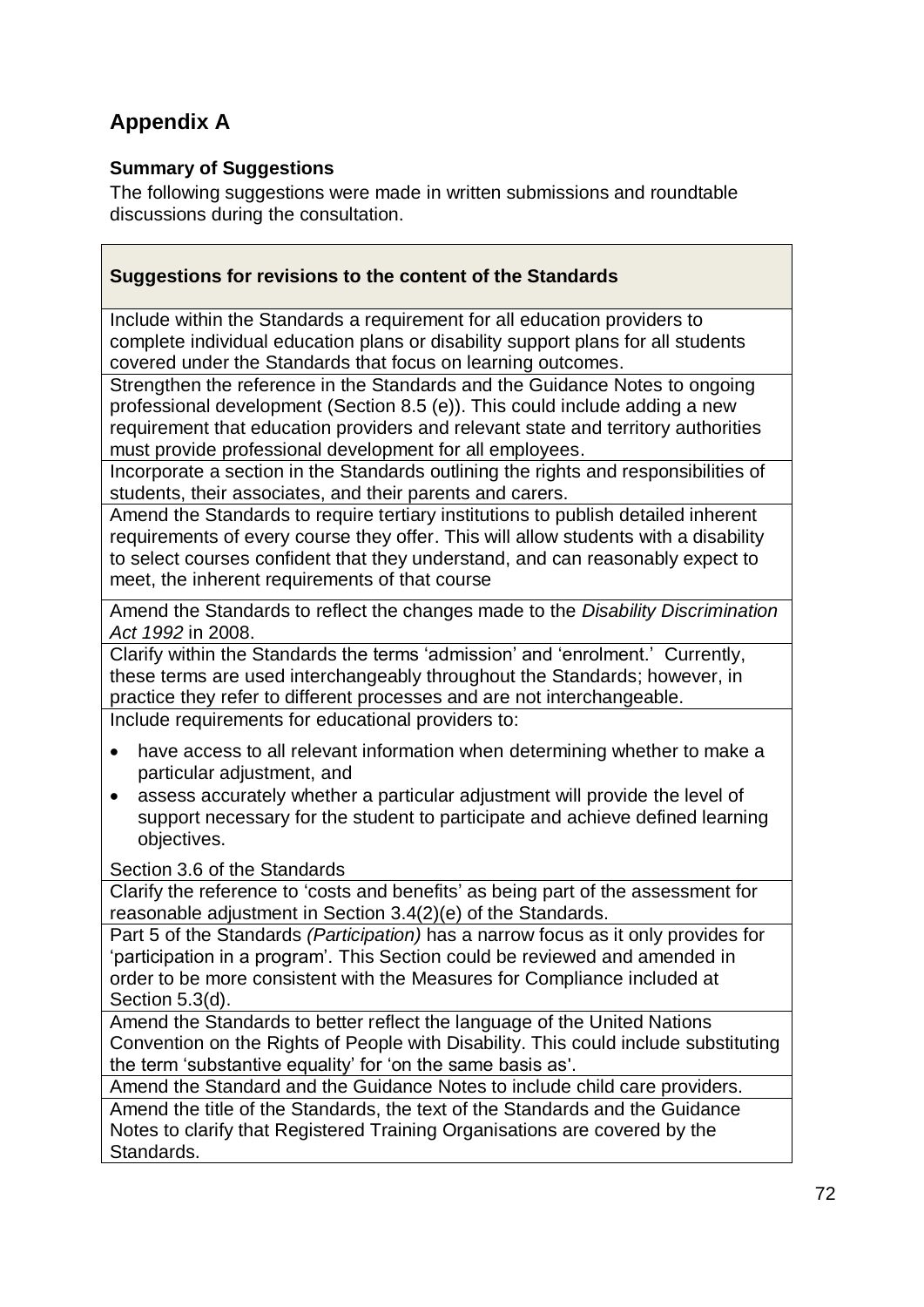## Appendix A

### Summary of Suggestions

The following suggestions were made in written submissions and roundtable discussions during the consultation.

| **Suggestions for revisions to the content of the Standards** |
|---|
| Include within the Standards a requirement for all education providers to complete individual education plans or disability support plans for all students covered under the Standards that focus on learning outcomes. |
| Strengthen the reference in the Standards and the Guidance Notes to ongoing professional development (Section 8.5 (e)). This could include adding a new requirement that education providers and relevant state and territory authorities must provide professional development for all employees. |
| Incorporate a section in the Standards outlining the rights and responsibilities of students, their associates, and their parents and carers. |
| Amend the Standards to require tertiary institutions to publish detailed inherent requirements of every course they offer. This will allow students with a disability to select courses confident that they understand, and can reasonably expect to meet, the inherent requirements of that course |
| Amend the Standards to reflect the changes made to the *Disability Discrimination Act 1992* in 2008. |
| Clarify within the Standards the terms 'admission' and 'enrolment.' Currently, these terms are used interchangeably throughout the Standards; however, in practice they refer to different processes and are not interchangeable. |
| Include requirements for educational providers to: <br>• have access to all relevant information when determining whether to make a particular adjustment, and <br>• assess accurately whether a particular adjustment will provide the level of support necessary for the student to participate and achieve defined learning objectives. <br><br>Section 3.6 of the Standards |
| Clarify the reference to 'costs and benefits' as being part of the assessment for reasonable adjustment in Section 3.4(2)(e) of the Standards. |
| Part 5 of the Standards *(Participation)* has a narrow focus as it only provides for 'participation in a program'. This Section could be reviewed and amended in order to be more consistent with the Measures for Compliance included at Section 5.3(d). |
| Amend the Standards to better reflect the language of the United Nations Convention on the Rights of People with Disability. This could include substituting the term 'substantive equality' for 'on the same basis as'. |
| Amend the Standard and the Guidance Notes to include child care providers. |
| Amend the title of the Standards, the text of the Standards and the Guidance Notes to clarify that Registered Training Organisations are covered by the Standards. |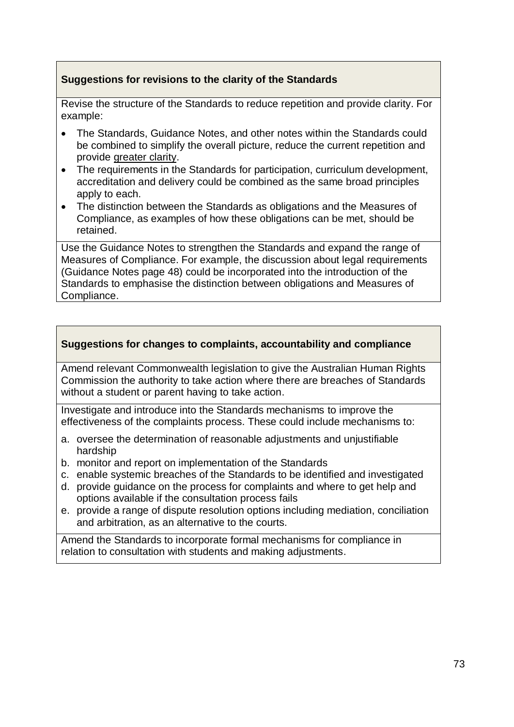| **Suggestions for revisions to the clarity of the Standards** |
|---|
| Revise the structure of the Standards to reduce repetition and provide clarity. For example:<br>• The Standards, Guidance Notes, and other notes within the Standards could be combined to simplify the overall picture, reduce the current repetition and provide greater clarity.<br>• The requirements in the Standards for participation, curriculum development, accreditation and delivery could be combined as the same broad principles apply to each.<br>• The distinction between the Standards as obligations and the Measures of Compliance, as examples of how these obligations can be met, should be retained. |
| Use the Guidance Notes to strengthen the Standards and expand the range of Measures of Compliance. For example, the discussion about legal requirements (Guidance Notes page 48) could be incorporated into the introduction of the Standards to emphasise the distinction between obligations and Measures of Compliance. |

| **Suggestions for changes to complaints, accountability and compliance** |
|---|
| Amend relevant Commonwealth legislation to give the Australian Human Rights Commission the authority to take action where there are breaches of Standards without a student or parent having to take action. |
| Investigate and introduce into the Standards mechanisms to improve the effectiveness of the complaints process. These could include mechanisms to:<br>a. oversee the determination of reasonable adjustments and unjustifiable hardship<br>b. monitor and report on implementation of the Standards<br>c. enable systemic breaches of the Standards to be identified and investigated<br>d. provide guidance on the process for complaints and where to get help and options available if the consultation process fails<br>e. provide a range of dispute resolution options including mediation, conciliation and arbitration, as an alternative to the courts. |
| Amend the Standards to incorporate formal mechanisms for compliance in relation to consultation with students and making adjustments. |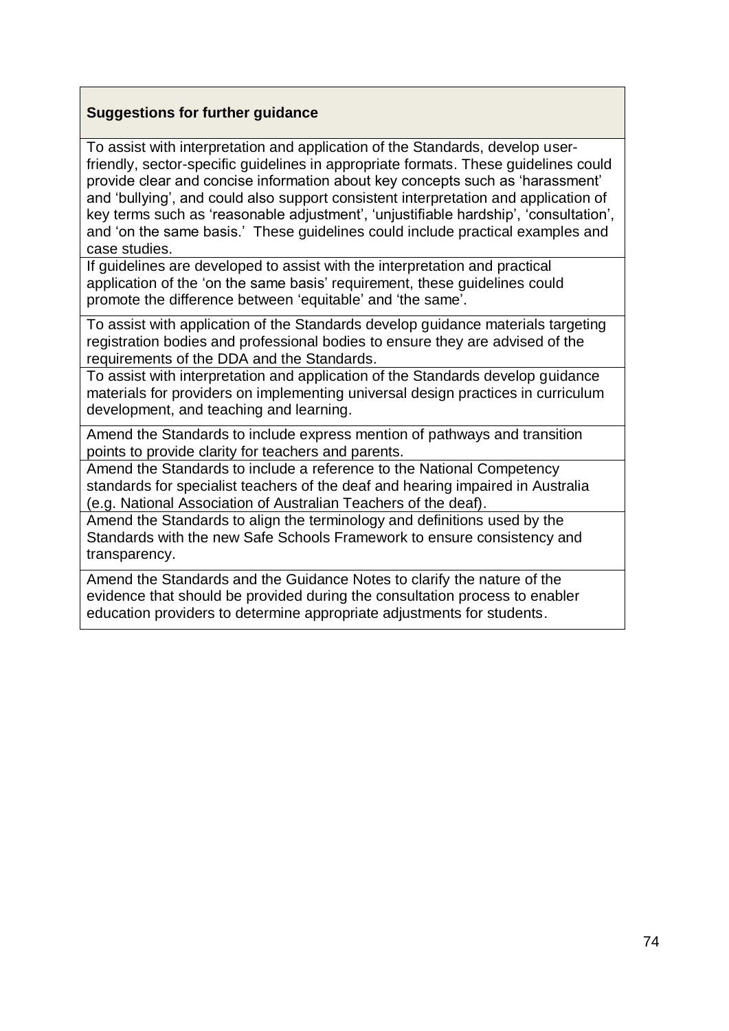| Suggestions for further guidance |
| --- |
| To assist with interpretation and application of the Standards, develop user-friendly, sector-specific guidelines in appropriate formats. These guidelines could provide clear and concise information about key concepts such as 'harassment' and 'bullying', and could also support consistent interpretation and application of key terms such as 'reasonable adjustment', 'unjustifiable hardship', 'consultation', and 'on the same basis.' These guidelines could include practical examples and case studies. |
| If guidelines are developed to assist with the interpretation and practical application of the 'on the same basis' requirement, these guidelines could promote the difference between 'equitable' and 'the same'. |
| To assist with application of the Standards develop guidance materials targeting registration bodies and professional bodies to ensure they are advised of the requirements of the DDA and the Standards. |
| To assist with interpretation and application of the Standards develop guidance materials for providers on implementing universal design practices in curriculum development, and teaching and learning. |
| Amend the Standards to include express mention of pathways and transition points to provide clarity for teachers and parents. |
| Amend the Standards to include a reference to the National Competency standards for specialist teachers of the deaf and hearing impaired in Australia (e.g. National Association of Australian Teachers of the deaf). |
| Amend the Standards to align the terminology and definitions used by the Standards with the new Safe Schools Framework to ensure consistency and transparency. |
| Amend the Standards and the Guidance Notes to clarify the nature of the evidence that should be provided during the consultation process to enabler education providers to determine appropriate adjustments for students. |